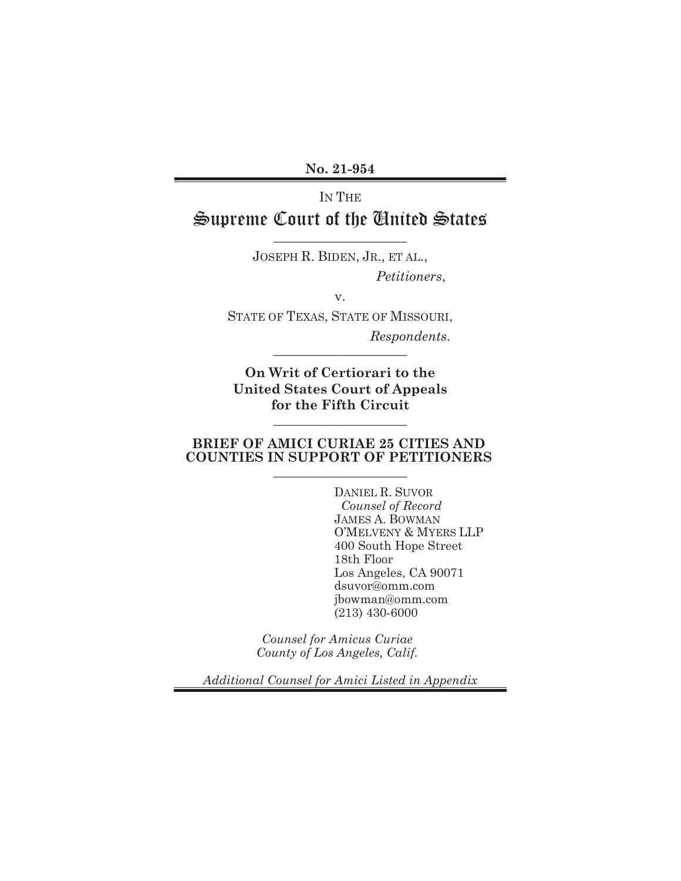**No. 21-954**

IN THE

# Supreme Court of the United States

---

JOSEPH R. BIDEN, JR., ET AL.,

*Petitioners*,

v.

STATE OF TEXAS, STATE OF MISSOURI,

*Respondents.*

---

**On Writ of Certiorari to the United States Court of Appeals for the Fifth Circuit**

---

**BRIEF OF AMICI CURIAE 25 CITIES AND COUNTIES IN SUPPORT OF PETITIONERS**

---

DANIEL R. SUVOR
*Counsel of Record*
JAMES A. BOWMAN
O'MELVENY & MYERS LLP
400 South Hope Street
18th Floor
Los Angeles, CA 90071
dsuvor@omm.com
jbowman@omm.com
(213) 430-6000

*Counsel for Amicus Curiae County of Los Angeles, Calif.*

*Additional Counsel for Amici Listed in Appendix*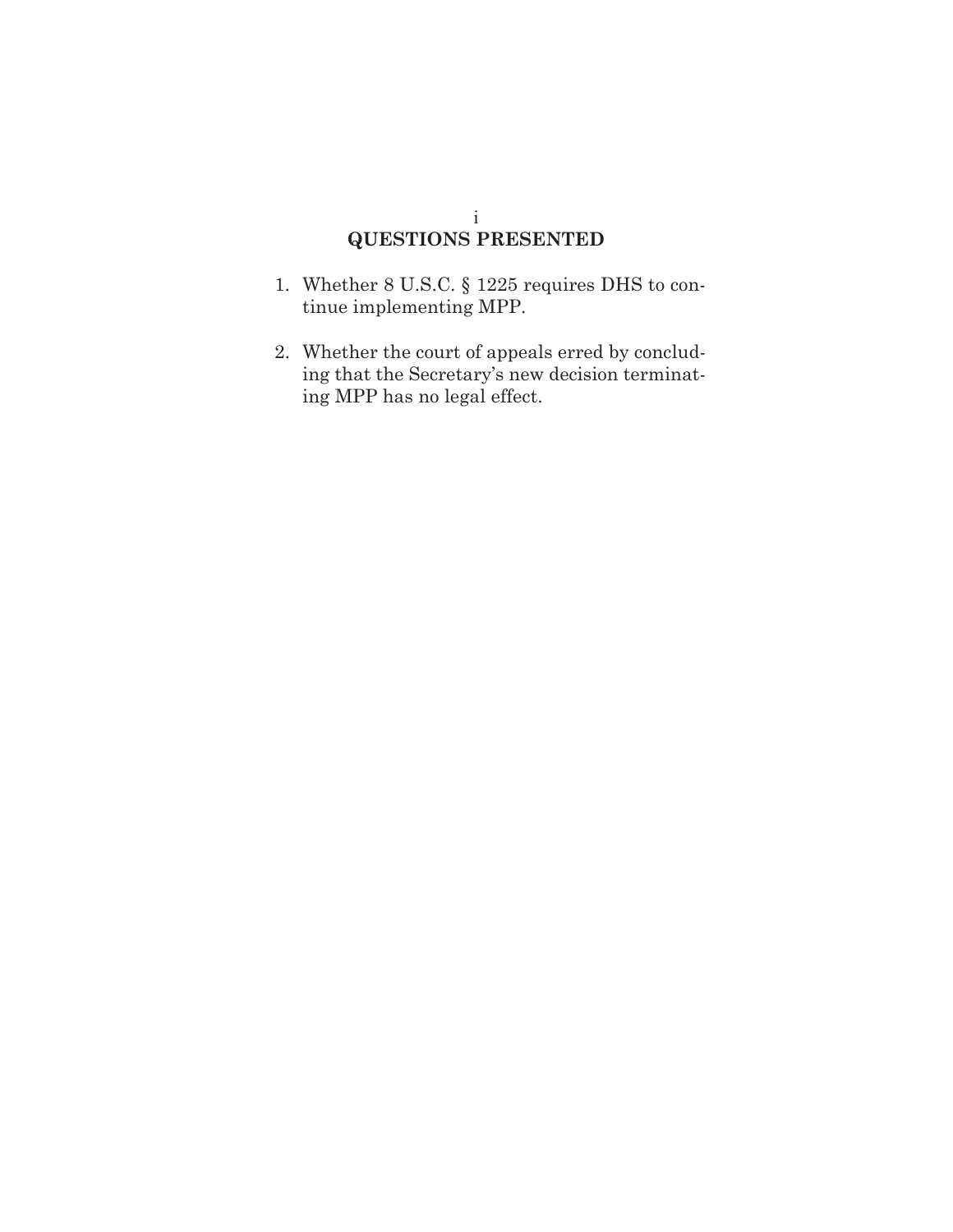## QUESTIONS PRESENTED

1. Whether 8 U.S.C. § 1225 requires DHS to continue implementing MPP.

2. Whether the court of appeals erred by concluding that the Secretary's new decision terminating MPP has no legal effect.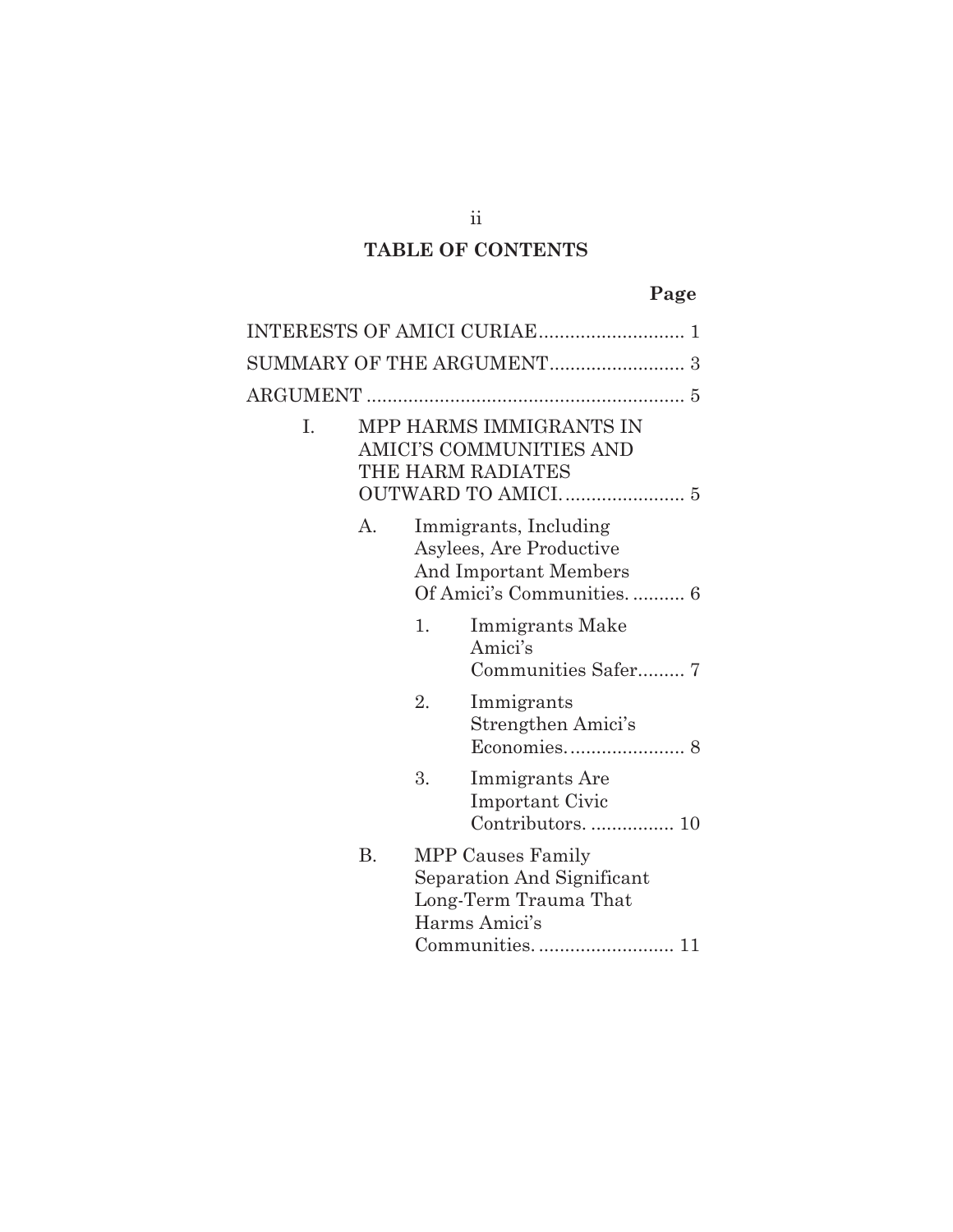## TABLE OF CONTENTS

**Page**

INTERESTS OF AMICI CURIAE ............................ 1

SUMMARY OF THE ARGUMENT .......................... 3

ARGUMENT ............................................................. 5

I. MPP HARMS IMMIGRANTS IN AMICI'S COMMUNITIES AND THE HARM RADIATES OUTWARD TO AMICI. ....................... 5

   A. Immigrants, Including Asylees, Are Productive And Important Members Of Amici's Communities. .......... 6

      1. Immigrants Make Amici's Communities Safer......... 7

      2. Immigrants Strengthen Amici's Economies. ..................... 8

      3. Immigrants Are Important Civic Contributors. ................ 10

   B. MPP Causes Family Separation And Significant Long-Term Trauma That Harms Amici's Communities. ......................... 11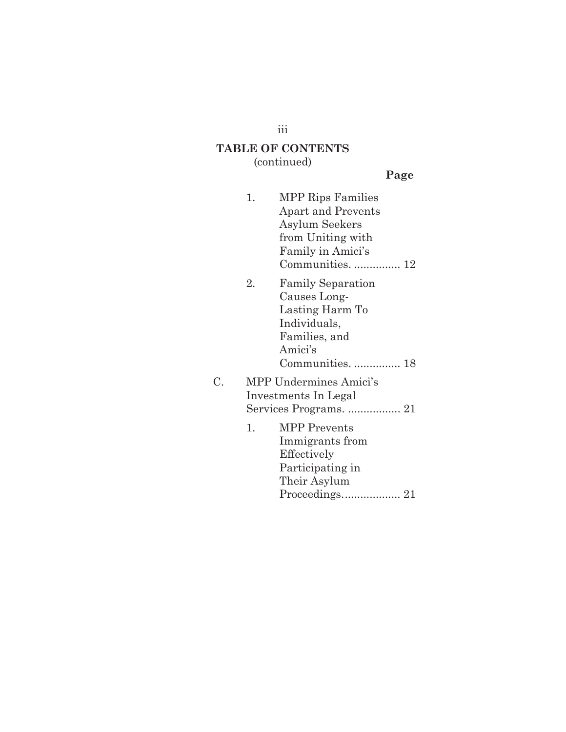**TABLE OF CONTENTS**
(continued)

**Page**

1. MPP Rips Families Apart and Prevents Asylum Seekers from Uniting with Family in Amici's Communities. ............... 12
2. Family Separation Causes Long-Lasting Harm To Individuals, Families, and Amici's Communities. ............... 18

C. MPP Undermines Amici's Investments In Legal Services Programs. ................. 21

1. MPP Prevents Immigrants from Effectively Participating in Their Asylum Proceedings.................. 21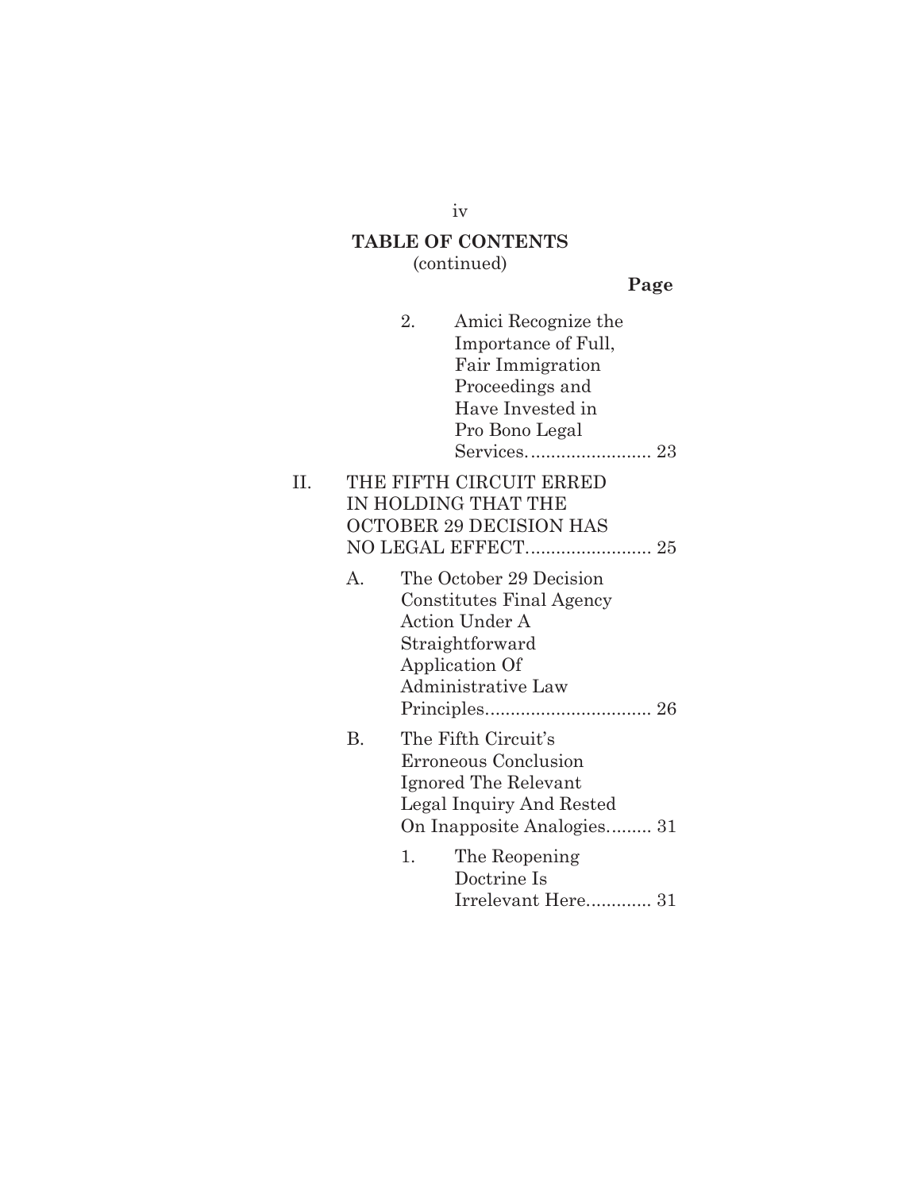**TABLE OF CONTENTS**
(continued)

**Page**

2. Amici Recognize the Importance of Full, Fair Immigration Proceedings and Have Invested in Pro Bono Legal Services......................... 23

II. THE FIFTH CIRCUIT ERRED IN HOLDING THAT THE OCTOBER 29 DECISION HAS NO LEGAL EFFECT......................... 25

A. The October 29 Decision Constitutes Final Agency Action Under A Straightforward Application Of Administrative Law Principles................................. 26

B. The Fifth Circuit's Erroneous Conclusion Ignored The Relevant Legal Inquiry And Rested On Inapposite Analogies......... 31

1. The Reopening Doctrine Is Irrelevant Here............. 31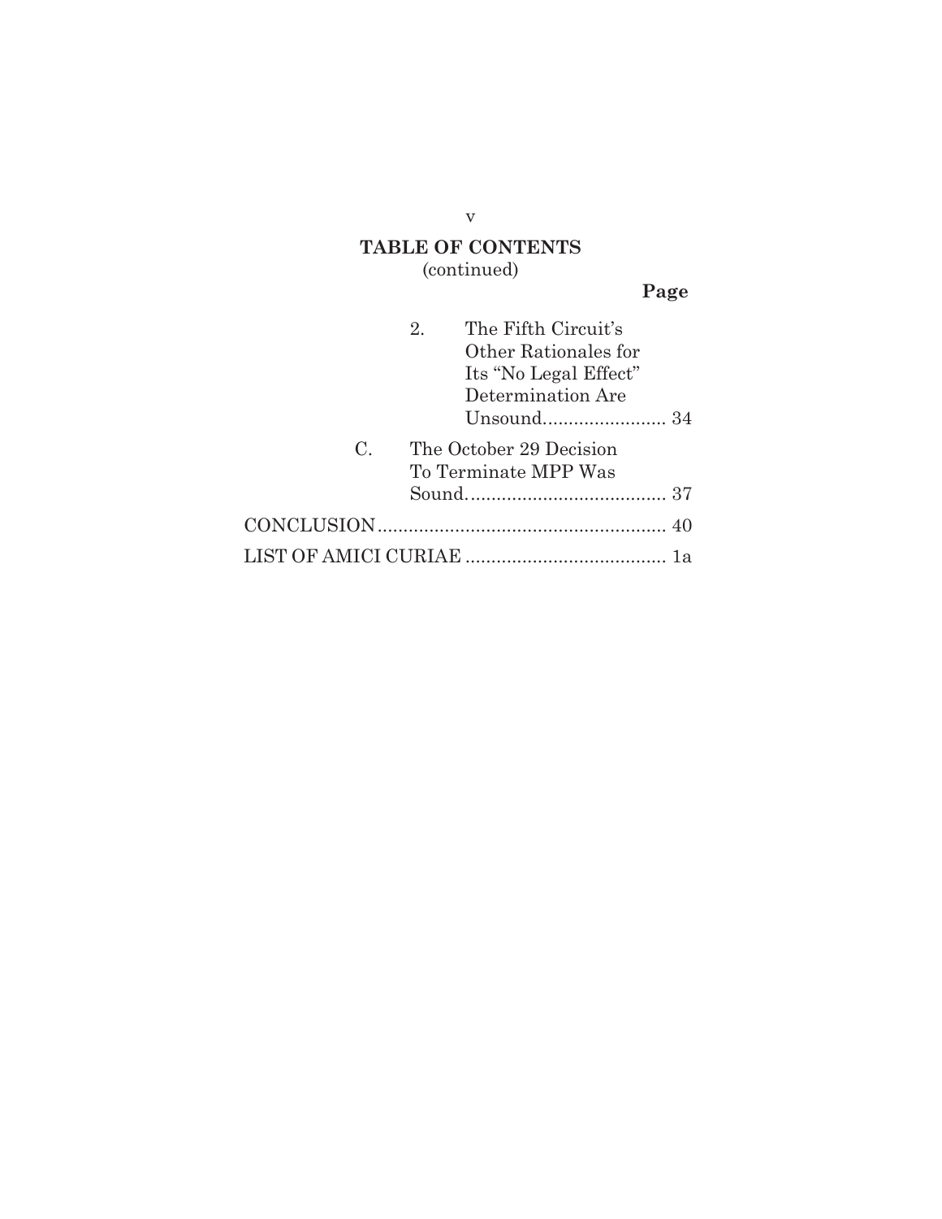## TABLE OF CONTENTS
(continued)

**Page**

2. The Fifth Circuit's Other Rationales for Its "No Legal Effect" Determination Are Unsound........................ 34

C. The October 29 Decision To Terminate MPP Was Sound....................................... 37

CONCLUSION........................................................ 40

LIST OF AMICI CURIAE ....................................... 1a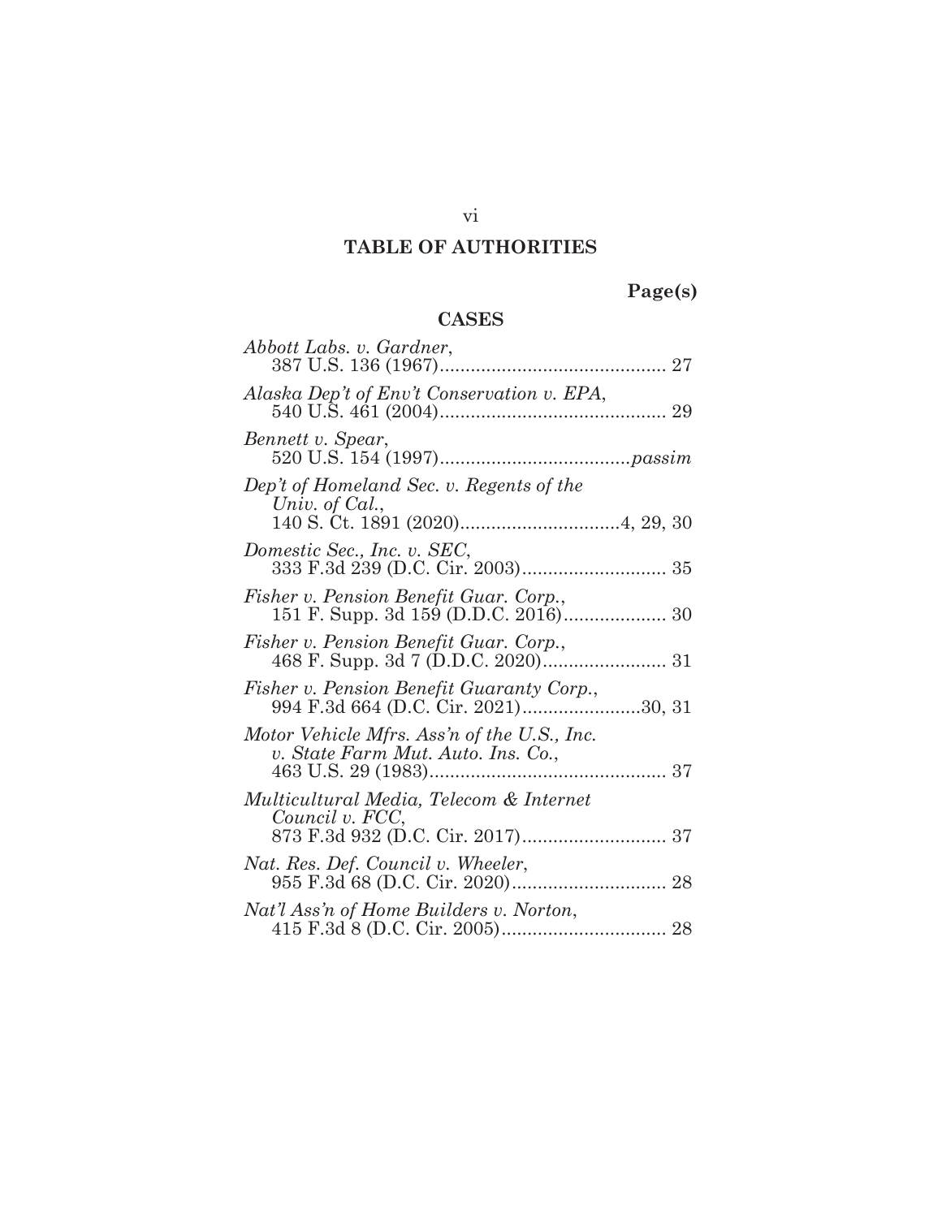# TABLE OF AUTHORITIES

**Page(s)**

## CASES

*Abbott Labs. v. Gardner*,
387 U.S. 136 (1967)........................................... 27

*Alaska Dep't of Env't Conservation v. EPA*,
540 U.S. 461 (2004)........................................... 29

*Bennett v. Spear*,
520 U.S. 154 (1997)....................................*passim*

*Dep't of Homeland Sec. v. Regents of the Univ. of Cal.*,
140 S. Ct. 1891 (2020)...............................4, 29, 30

*Domestic Sec., Inc. v. SEC*,
333 F.3d 239 (D.C. Cir. 2003)............................ 35

*Fisher v. Pension Benefit Guar. Corp.*,
151 F. Supp. 3d 159 (D.D.C. 2016).................... 30

*Fisher v. Pension Benefit Guar. Corp.*,
468 F. Supp. 3d 7 (D.D.C. 2020)........................ 31

*Fisher v. Pension Benefit Guaranty Corp.*,
994 F.3d 664 (D.C. Cir. 2021).......................30, 31

*Motor Vehicle Mfrs. Ass'n of the U.S., Inc. v. State Farm Mut. Auto. Ins. Co.*,
463 U.S. 29 (1983).............................................. 37

*Multicultural Media, Telecom & Internet Council v. FCC*,
873 F.3d 932 (D.C. Cir. 2017)............................ 37

*Nat. Res. Def. Council v. Wheeler*,
955 F.3d 68 (D.C. Cir. 2020).............................. 28

*Nat'l Ass'n of Home Builders v. Norton*,
415 F.3d 8 (D.C. Cir. 2005)................................ 28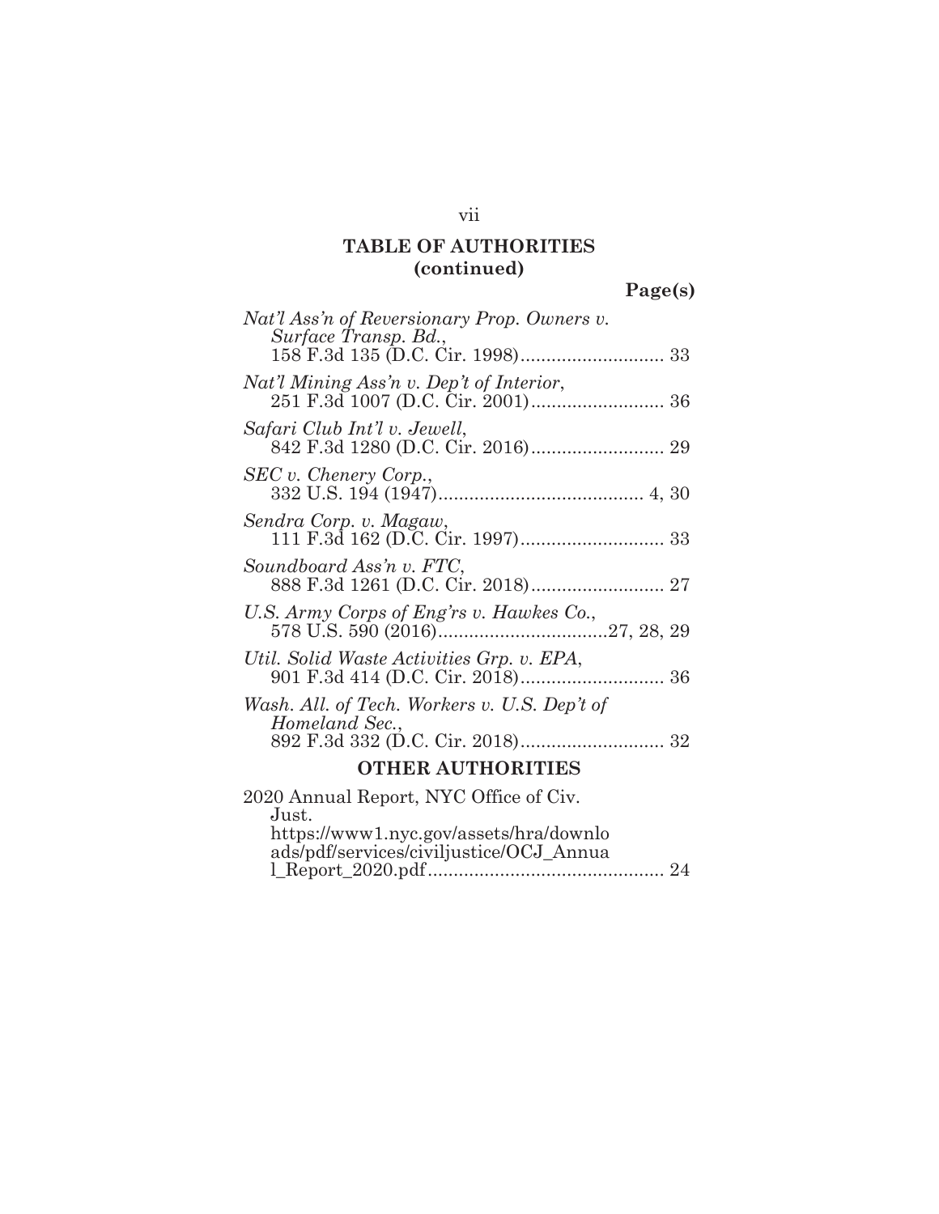## TABLE OF AUTHORITIES (continued)

**Page(s)**

*Nat'l Ass'n of Reversionary Prop. Owners v. Surface Transp. Bd.*, 158 F.3d 135 (D.C. Cir. 1998) ........................... 33

*Nat'l Mining Ass'n v. Dep't of Interior*, 251 F.3d 1007 (D.C. Cir. 2001) ......................... 36

*Safari Club Int'l v. Jewell*, 842 F.3d 1280 (D.C. Cir. 2016) ......................... 29

*SEC v. Chenery Corp.*, 332 U.S. 194 (1947) ....................................... 4, 30

*Sendra Corp. v. Magaw*, 111 F.3d 162 (D.C. Cir. 1997) ........................... 33

*Soundboard Ass'n v. FTC*, 888 F.3d 1261 (D.C. Cir. 2018) ......................... 27

*U.S. Army Corps of Eng'rs v. Hawkes Co.*, 578 U.S. 590 (2016) ................................ 27, 28, 29

*Util. Solid Waste Activities Grp. v. EPA*, 901 F.3d 414 (D.C. Cir. 2018) ........................... 36

*Wash. All. of Tech. Workers v. U.S. Dep't of Homeland Sec.*, 892 F.3d 332 (D.C. Cir. 2018) ........................... 32

## OTHER AUTHORITIES

2020 Annual Report, NYC Office of Civ. Just. https://www1.nyc.gov/assets/hra/downloads/pdf/services/civiljustice/OCJ_Annual_Report_2020.pdf ............................................. 24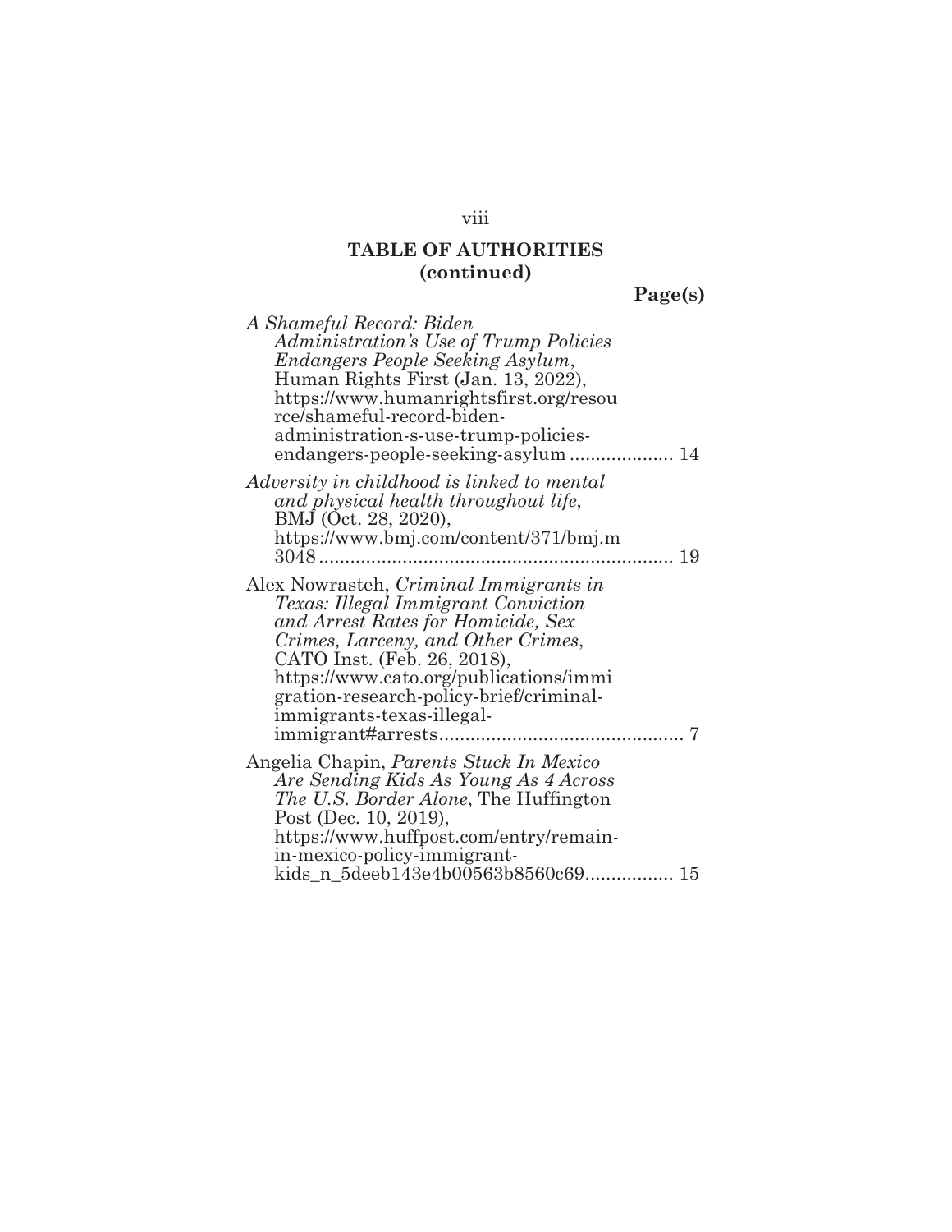## TABLE OF AUTHORITIES (continued)

**Page(s)**

*A Shameful Record: Biden Administration's Use of Trump Policies Endangers People Seeking Asylum*, Human Rights First (Jan. 13, 2022), https://www.humanrightsfirst.org/resource/shameful-record-biden-administration-s-use-trump-policies-endangers-people-seeking-asylum .................... 14

*Adversity in childhood is linked to mental and physical health throughout life*, BMJ (Oct. 28, 2020), https://www.bmj.com/content/371/bmj.m3048 .................................................................... 19

Alex Nowrasteh, *Criminal Immigrants in Texas: Illegal Immigrant Conviction and Arrest Rates for Homicide, Sex Crimes, Larceny, and Other Crimes*, CATO Inst. (Feb. 26, 2018), https://www.cato.org/publications/immigration-research-policy-brief/criminal-immigrants-texas-illegal-immigrant#arrests............................................... 7

Angelia Chapin, *Parents Stuck In Mexico Are Sending Kids As Young As 4 Across The U.S. Border Alone*, The Huffington Post (Dec. 10, 2019), https://www.huffpost.com/entry/remain-in-mexico-policy-immigrant-kids_n_5deeb143e4b00563b8560c69................. 15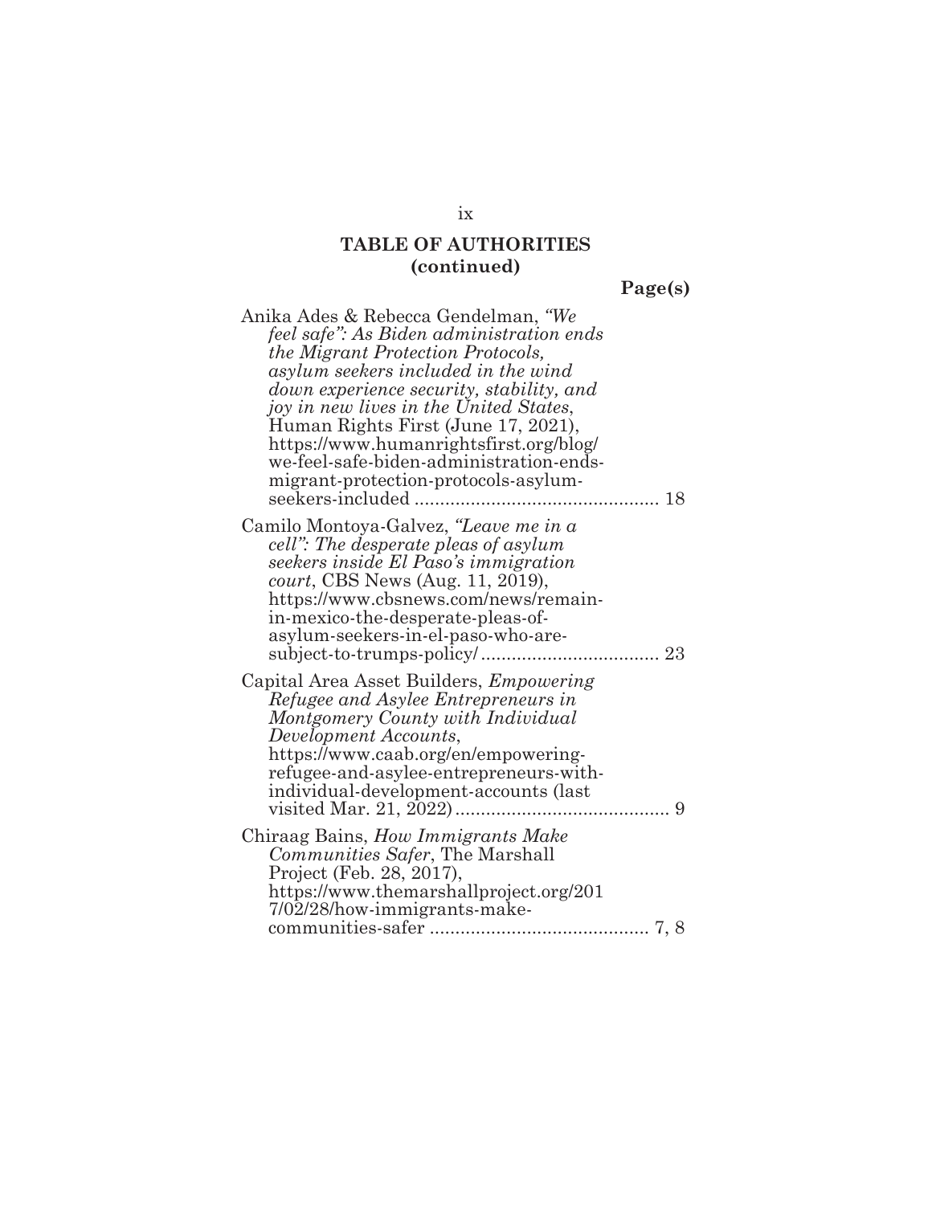## TABLE OF AUTHORITIES (continued)

**Page(s)**

Anika Ades & Rebecca Gendelman, *"We feel safe": As Biden administration ends the Migrant Protection Protocols, asylum seekers included in the wind down experience security, stability, and joy in new lives in the United States*, Human Rights First (June 17, 2021), https://www.humanrightsfirst.org/blog/we-feel-safe-biden-administration-ends-migrant-protection-protocols-asylum-seekers-included ................................................ 18

Camilo Montoya-Galvez, *"Leave me in a cell": The desperate pleas of asylum seekers inside El Paso's immigration court*, CBS News (Aug. 11, 2019), https://www.cbsnews.com/news/remain-in-mexico-the-desperate-pleas-of-asylum-seekers-in-el-paso-who-are-subject-to-trumps-policy/ .................................. 23

Capital Area Asset Builders, *Empowering Refugee and Asylee Entrepreneurs in Montgomery County with Individual Development Accounts*, https://www.caab.org/en/empowering-refugee-and-asylee-entrepreneurs-with-individual-development-accounts (last visited Mar. 21, 2022) .......................................... 9

Chiraag Bains, *How Immigrants Make Communities Safer*, The Marshall Project (Feb. 28, 2017), https://www.themarshallproject.org/2017/02/28/how-immigrants-make-communities-safer ........................................... 7, 8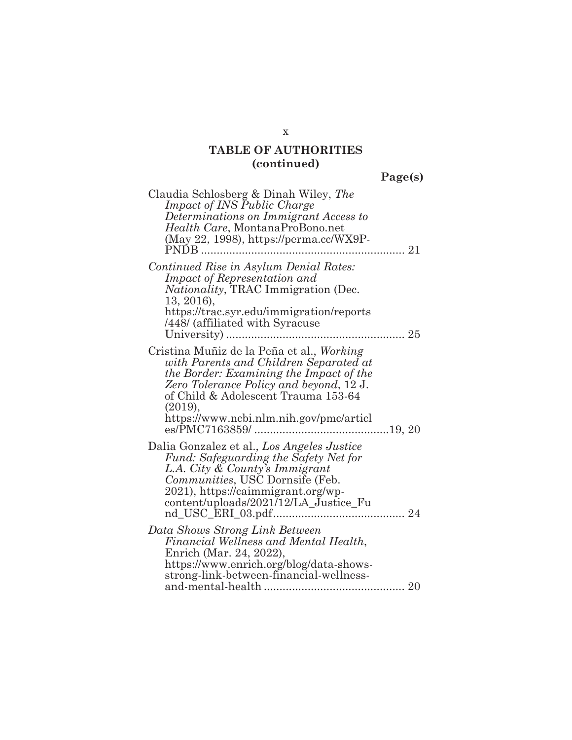## TABLE OF AUTHORITIES (continued)

**Page(s)**

Claudia Schlosberg & Dinah Wiley, *The Impact of INS Public Charge Determinations on Immigrant Access to Health Care*, MontanaProBono.net (May 22, 1998), https://perma.cc/WX9P-PNDB ................................................................ 21

*Continued Rise in Asylum Denial Rates: Impact of Representation and Nationality*, TRAC Immigration (Dec. 13, 2016), https://trac.syr.edu/immigration/reports/448/ (affiliated with Syracuse University) ........................................................ 25

Cristina Muñiz de la Peña et al., *Working with Parents and Children Separated at the Border: Examining the Impact of the Zero Tolerance Policy and beyond*, 12 J. of Child & Adolescent Trauma 153-64 (2019), https://www.ncbi.nlm.nih.gov/pmc/articles/PMC7163859/ ..........................................19, 20

Dalia Gonzalez et al., *Los Angeles Justice Fund: Safeguarding the Safety Net for L.A. City & County's Immigrant Communities*, USC Dornsife (Feb. 2021), https://caimmigrant.org/wp-content/uploads/2021/12/LA_Justice_Fund_USC_ERI_03.pdf.......................................... 24

*Data Shows Strong Link Between Financial Wellness and Mental Health*, Enrich (Mar. 24, 2022), https://www.enrich.org/blog/data-shows-strong-link-between-financial-wellness-and-mental-health ............................................ 20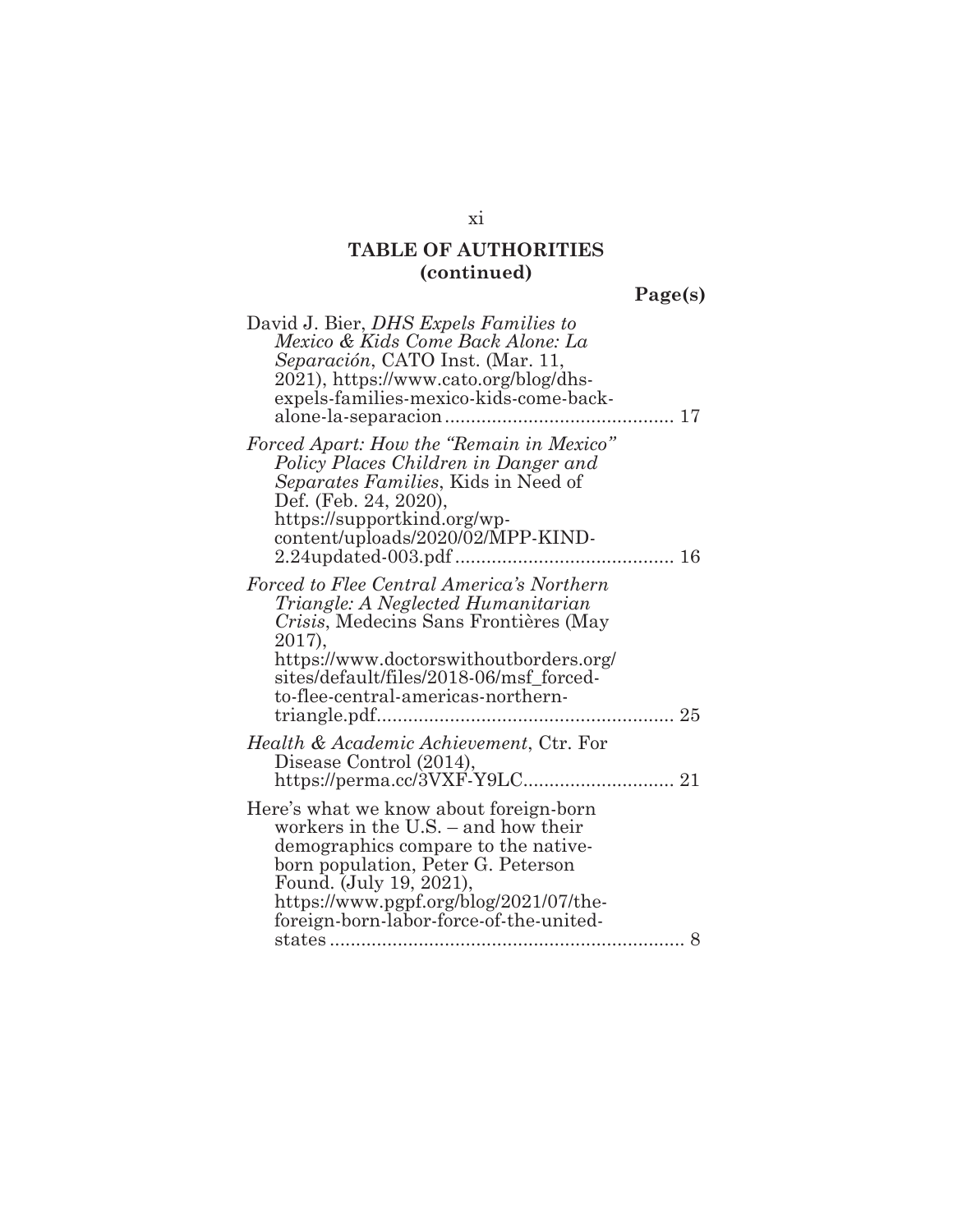**TABLE OF AUTHORITIES (continued)**

**Page(s)**

David J. Bier, *DHS Expels Families to Mexico & Kids Come Back Alone: La Separación*, CATO Inst. (Mar. 11, 2021), https://www.cato.org/blog/dhs-expels-families-mexico-kids-come-back-alone-la-separacion ........................................... 17

*Forced Apart: How the "Remain in Mexico" Policy Places Children in Danger and Separates Families*, Kids in Need of Def. (Feb. 24, 2020), https://supportkind.org/wp-content/uploads/2020/02/MPP-KIND-2.24updated-003.pdf ......................................... 16

*Forced to Flee Central America's Northern Triangle: A Neglected Humanitarian Crisis*, Medecins Sans Frontières (May 2017), https://www.doctorswithoutborders.org/sites/default/files/2018-06/msf_forced-to-flee-central-americas-northern-triangle.pdf......................................................... 25

*Health & Academic Achievement*, Ctr. For Disease Control (2014), https://perma.cc/3VXF-Y9LC............................ 21

Here's what we know about foreign-born workers in the U.S. – and how their demographics compare to the native-born population, Peter G. Peterson Found. (July 19, 2021), https://www.pgpf.org/blog/2021/07/the-foreign-born-labor-force-of-the-united-states .................................................................... 8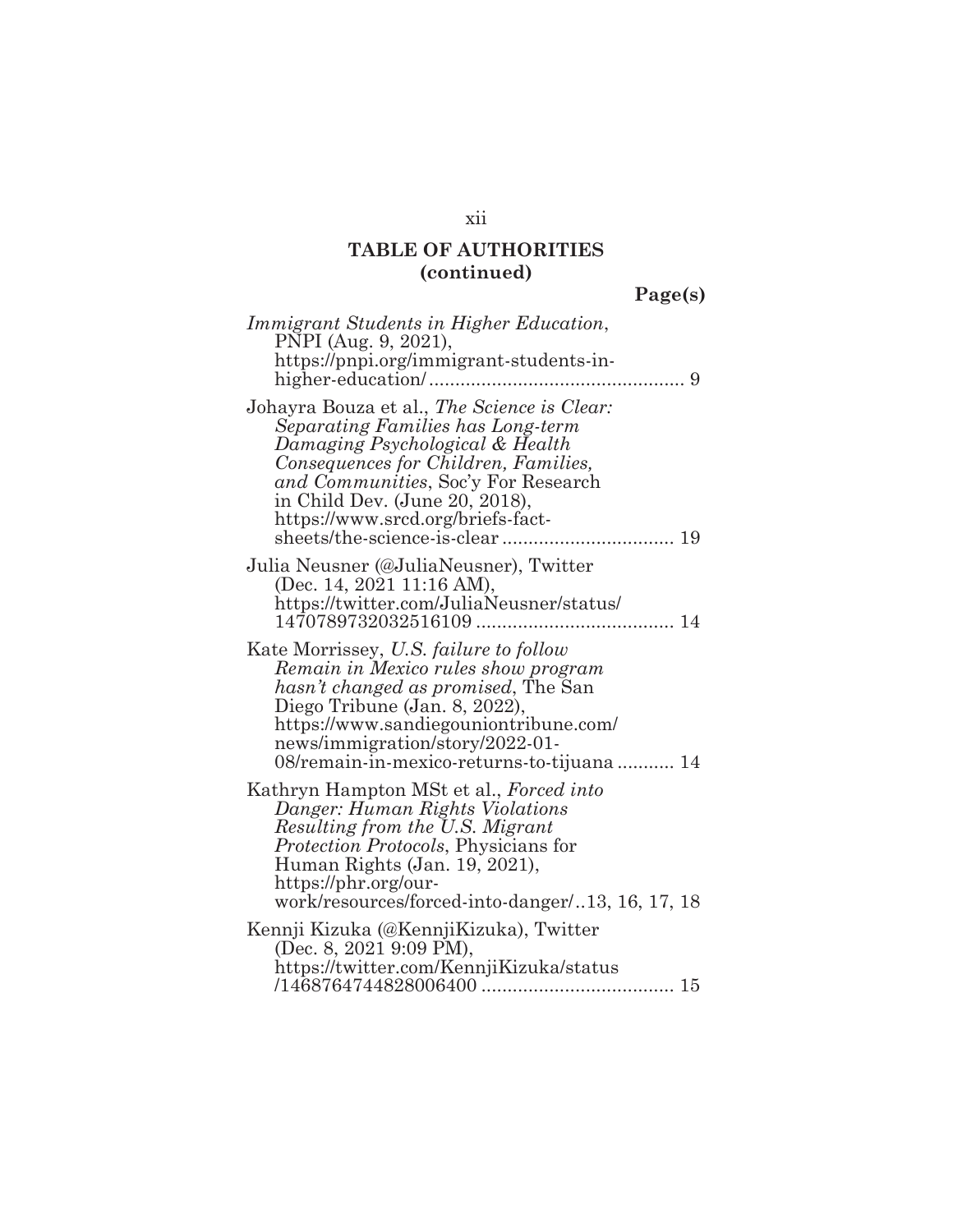**TABLE OF AUTHORITIES (continued)**

**Page(s)**

*Immigrant Students in Higher Education*, PNPI (Aug. 9, 2021), https://pnpi.org/immigrant-students-in-higher-education/ ................................................ 9

Johayra Bouza et al., *The Science is Clear: Separating Families has Long-term Damaging Psychological & Health Consequences for Children, Families, and Communities*, Soc'y For Research in Child Dev. (June 20, 2018), https://www.srcd.org/briefs-fact-sheets/the-science-is-clear ................................ 19

Julia Neusner (@JuliaNeusner), Twitter (Dec. 14, 2021 11:16 AM), https://twitter.com/JuliaNeusner/status/1470789732032516109 ..................................... 14

Kate Morrissey, *U.S. failure to follow Remain in Mexico rules show program hasn't changed as promised*, The San Diego Tribune (Jan. 8, 2022), https://www.sandiegouniontribune.com/news/immigration/story/2022-01-08/remain-in-mexico-returns-to-tijuana ........... 14

Kathryn Hampton MSt et al., *Forced into Danger: Human Rights Violations Resulting from the U.S. Migrant Protection Protocols*, Physicians for Human Rights (Jan. 19, 2021), https://phr.org/our-work/resources/forced-into-danger/..13, 16, 17, 18

Kennji Kizuka (@KennjiKizuka), Twitter (Dec. 8, 2021 9:09 PM), https://twitter.com/KennjiKizuka/status/1468764744828006400 ..................................... 15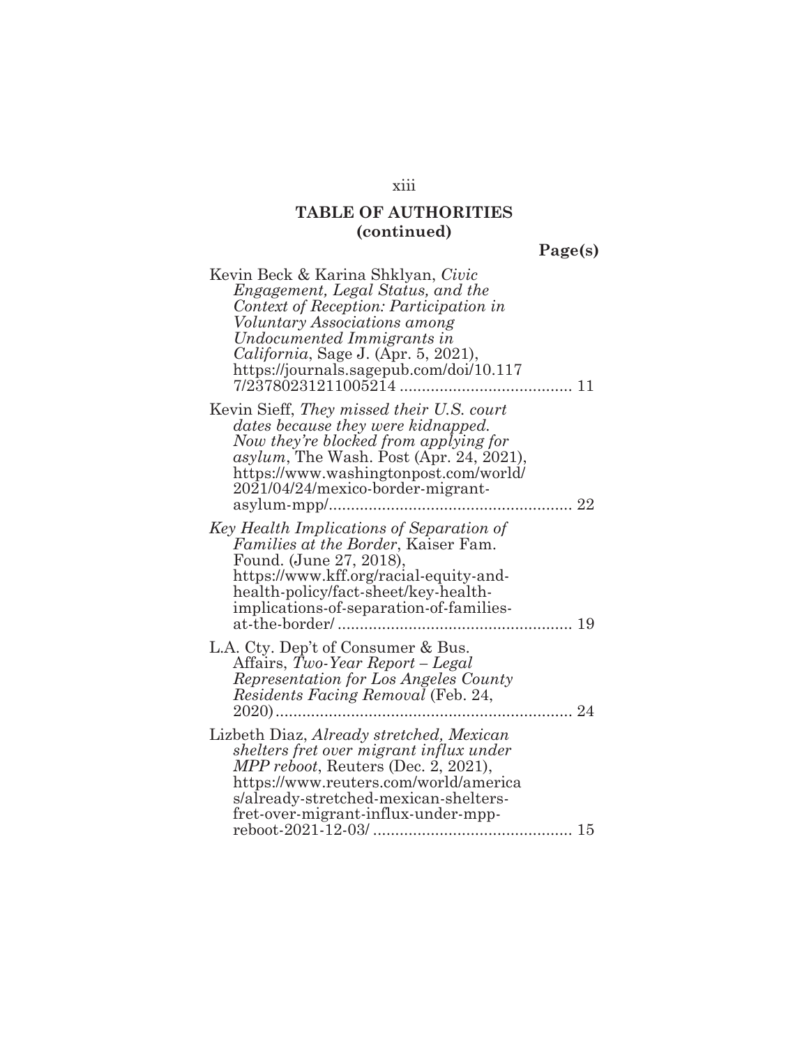**TABLE OF AUTHORITIES (continued)**

**Page(s)**

Kevin Beck & Karina Shklyan, *Civic Engagement, Legal Status, and the Context of Reception: Participation in Voluntary Associations among Undocumented Immigrants in California*, Sage J. (Apr. 5, 2021), https://journals.sagepub.com/doi/10.1177/23780231211005214 ....................................... 11

Kevin Sieff, *They missed their U.S. court dates because they were kidnapped. Now they're blocked from applying for asylum*, The Wash. Post (Apr. 24, 2021), https://www.washingtonpost.com/world/2021/04/24/mexico-border-migrant-asylum-mpp/....................................................... 22

*Key Health Implications of Separation of Families at the Border*, Kaiser Fam. Found. (June 27, 2018), https://www.kff.org/racial-equity-and-health-policy/fact-sheet/key-health-implications-of-separation-of-families-at-the-border/ ..................................................... 19

L.A. Cty. Dep't of Consumer & Bus. Affairs, *Two-Year Report – Legal Representation for Los Angeles County Residents Facing Removal* (Feb. 24, 2020)................................................................... 24

Lizbeth Diaz, *Already stretched, Mexican shelters fret over migrant influx under MPP reboot*, Reuters (Dec. 2, 2021), https://www.reuters.com/world/americas/already-stretched-mexican-shelters-fret-over-migrant-influx-under-mpp-reboot-2021-12-03/ ............................................. 15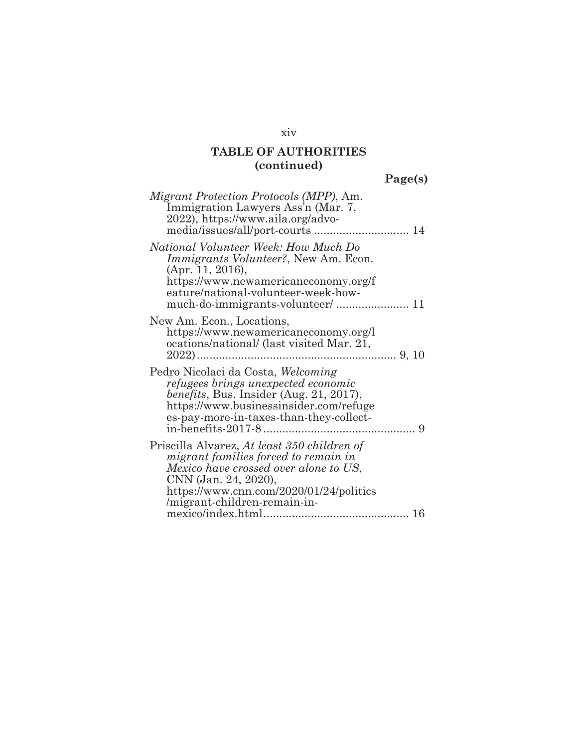**TABLE OF AUTHORITIES (continued)**

**Page(s)**

*Migrant Protection Protocols (MPP)*, Am. Immigration Lawyers Ass'n (Mar. 7, 2022), https://www.aila.org/advo-media/issues/all/port-courts .............................. 14

*National Volunteer Week: How Much Do Immigrants Volunteer?*, New Am. Econ. (Apr. 11, 2016), https://www.newamericaneconomy.org/feature/national-volunteer-week-how-much-do-immigrants-volunteer/ ....................... 11

New Am. Econ., Locations, https://www.newamericaneconomy.org/locations/national/ (last visited Mar. 21, 2022) .............................................................. 9, 10

Pedro Nicolaci da Costa, *Welcoming refugees brings unexpected economic benefits*, Bus. Insider (Aug. 21, 2017), https://www.businessinsider.com/refugees-pay-more-in-taxes-than-they-collect-in-benefits-2017-8 ................................................ 9

Priscilla Alvarez, *At least 350 children of migrant families forced to remain in Mexico have crossed over alone to US*, CNN (Jan. 24, 2020), https://www.cnn.com/2020/01/24/politics/migrant-children-remain-in-mexico/index.html .............................................. 16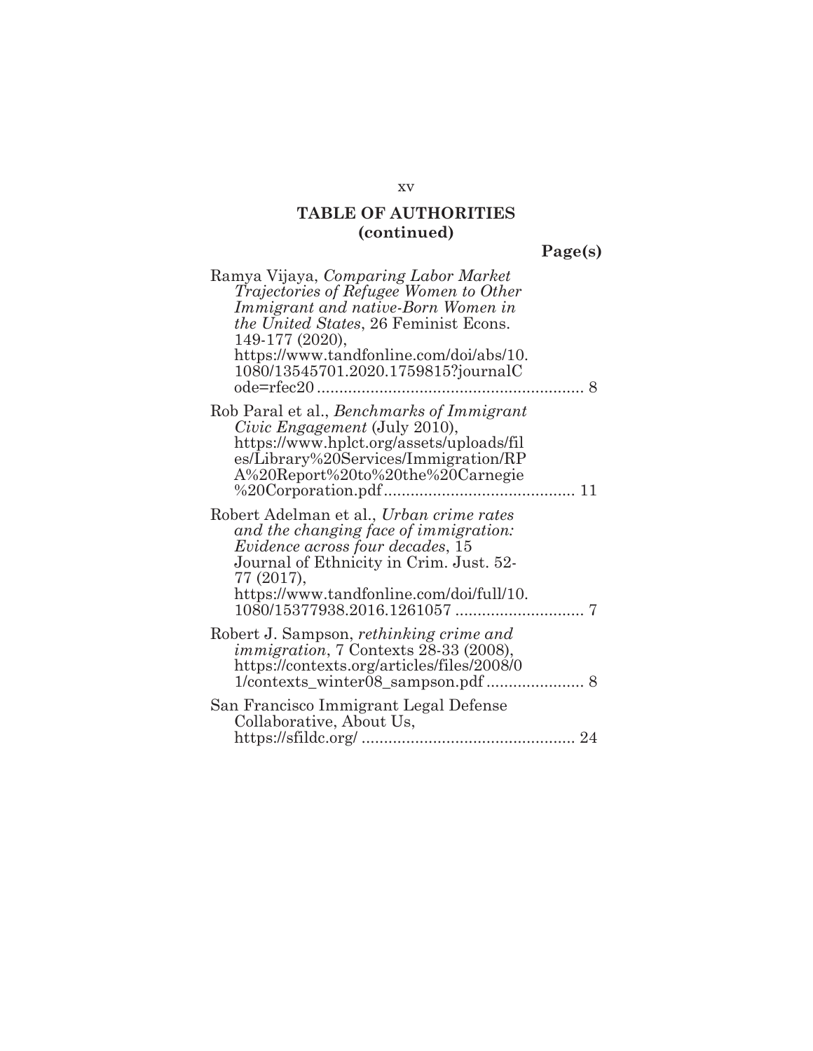## TABLE OF AUTHORITIES (continued)

**Page(s)**

Ramya Vijaya, *Comparing Labor Market Trajectories of Refugee Women to Other Immigrant and native-Born Women in the United States*, 26 Feminist Econs. 149-177 (2020), https://www.tandfonline.com/doi/abs/10.1080/13545701.2020.1759815?journalCode=rfec20 .......... 8

Rob Paral et al., *Benchmarks of Immigrant Civic Engagement* (July 2010), https://www.hplct.org/assets/uploads/files/Library%20Services/Immigration/RPA%20Report%20to%20the%20Carnegie%20Corporation.pdf .......... 11

Robert Adelman et al., *Urban crime rates and the changing face of immigration: Evidence across four decades*, 15 Journal of Ethnicity in Crim. Just. 52-77 (2017), https://www.tandfonline.com/doi/full/10.1080/15377938.2016.1261057 .......... 7

Robert J. Sampson, *rethinking crime and immigration*, 7 Contexts 28-33 (2008), https://contexts.org/articles/files/2008/01/contexts_winter08_sampson.pdf .......... 8

San Francisco Immigrant Legal Defense Collaborative, About Us, https://sfildc.org/ .......... 24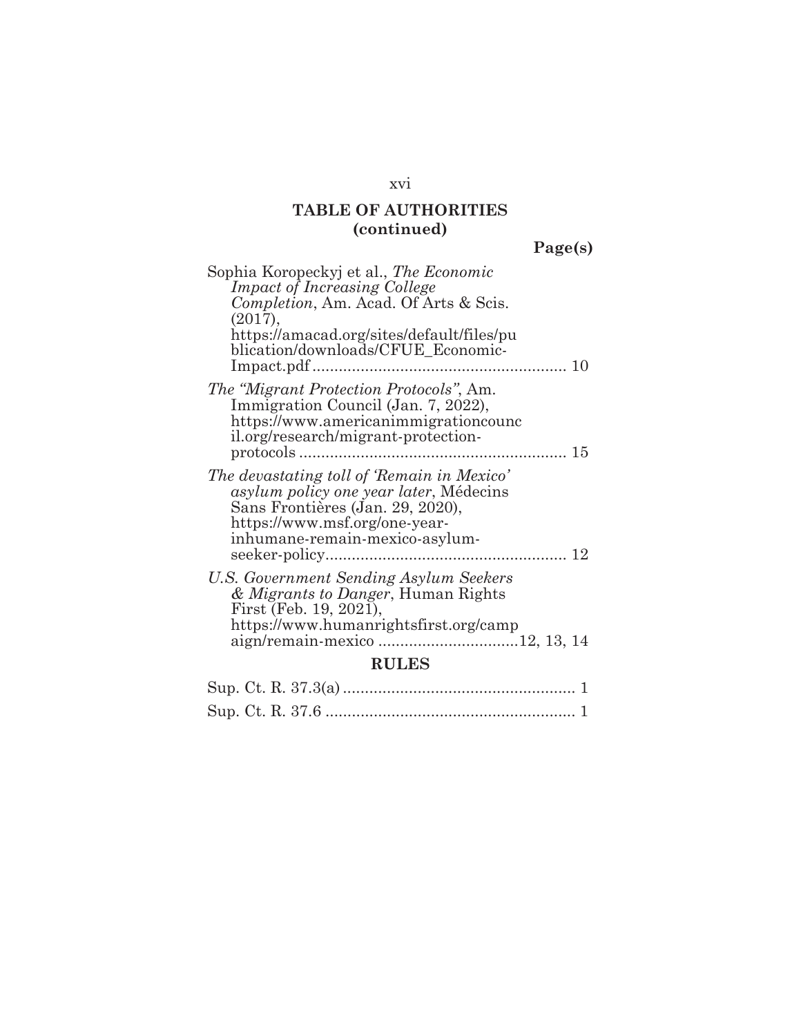## TABLE OF AUTHORITIES (continued)

**Page(s)**

Sophia Koropeckyj et al., *The Economic Impact of Increasing College Completion*, Am. Acad. Of Arts & Scis. (2017), https://amacad.org/sites/default/files/publication/downloads/CFUE_Economic-Impact.pdf .......... 10

*The "Migrant Protection Protocols"*, Am. Immigration Council (Jan. 7, 2022), https://www.americanimmigrationcouncil.org/research/migrant-protection-protocols .......... 15

*The devastating toll of 'Remain in Mexico' asylum policy one year later*, Médecins Sans Frontières (Jan. 29, 2020), https://www.msf.org/one-year-inhumane-remain-mexico-asylum-seeker-policy .......... 12

*U.S. Government Sending Asylum Seekers & Migrants to Danger*, Human Rights First (Feb. 19, 2021), https://www.humanrightsfirst.org/campaign/remain-mexico .......... 12, 13, 14

## RULES

Sup. Ct. R. 37.3(a) .......... 1

Sup. Ct. R. 37.6 .......... 1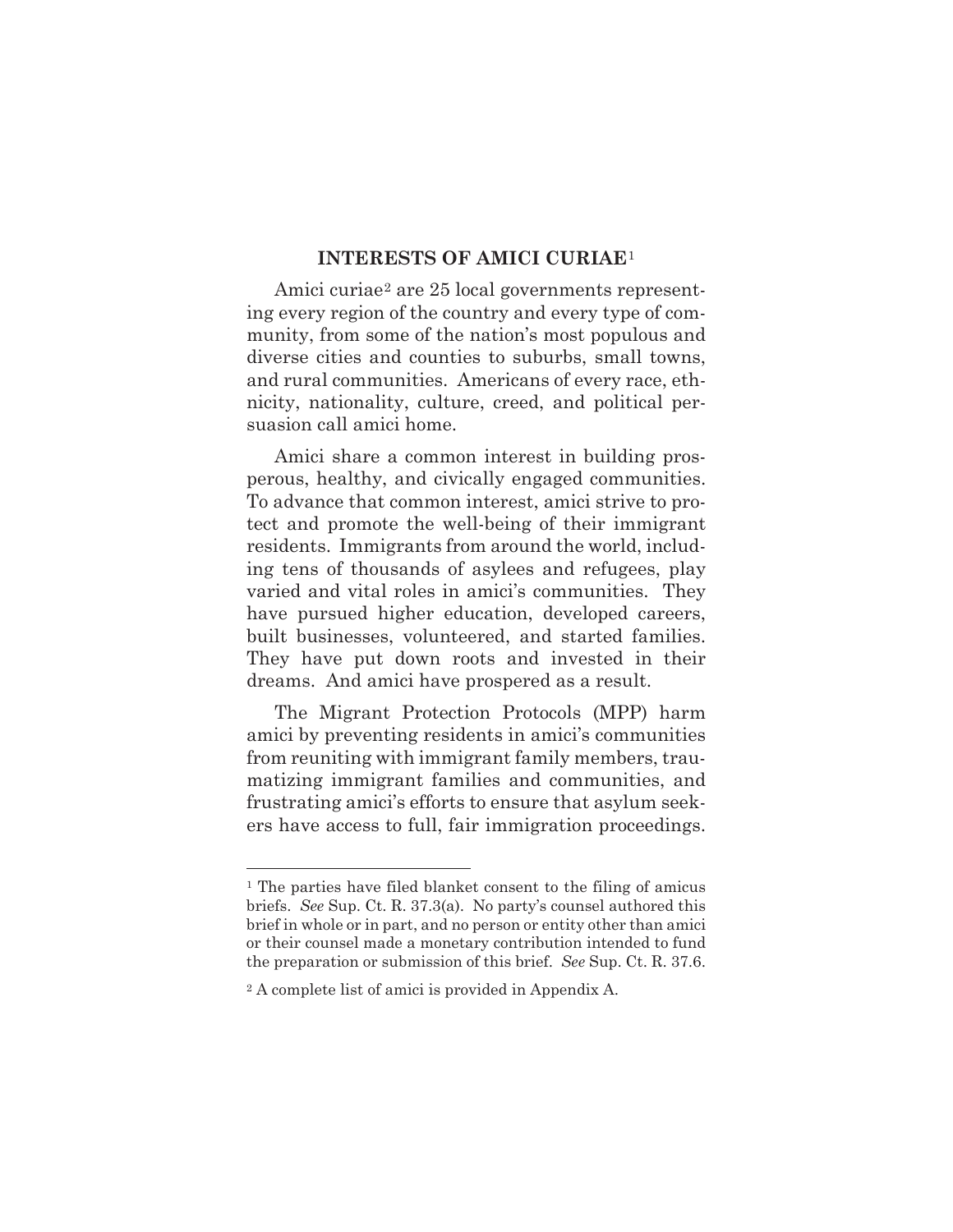## INTERESTS OF AMICI CURIAE[1]

Amici curiae[2] are 25 local governments representing every region of the country and every type of community, from some of the nation's most populous and diverse cities and counties to suburbs, small towns, and rural communities. Americans of every race, ethnicity, nationality, culture, creed, and political persuasion call amici home.

Amici share a common interest in building prosperous, healthy, and civically engaged communities. To advance that common interest, amici strive to protect and promote the well-being of their immigrant residents. Immigrants from around the world, including tens of thousands of asylees and refugees, play varied and vital roles in amici's communities. They have pursued higher education, developed careers, built businesses, volunteered, and started families. They have put down roots and invested in their dreams. And amici have prospered as a result.

The Migrant Protection Protocols (MPP) harm amici by preventing residents in amici's communities from reuniting with immigrant family members, traumatizing immigrant families and communities, and frustrating amici's efforts to ensure that asylum seekers have access to full, fair immigration proceedings.

---

[1] The parties have filed blanket consent to the filing of amicus briefs. *See* Sup. Ct. R. 37.3(a). No party's counsel authored this brief in whole or in part, and no person or entity other than amici or their counsel made a monetary contribution intended to fund the preparation or submission of this brief. *See* Sup. Ct. R. 37.6.

[2] A complete list of amici is provided in Appendix A.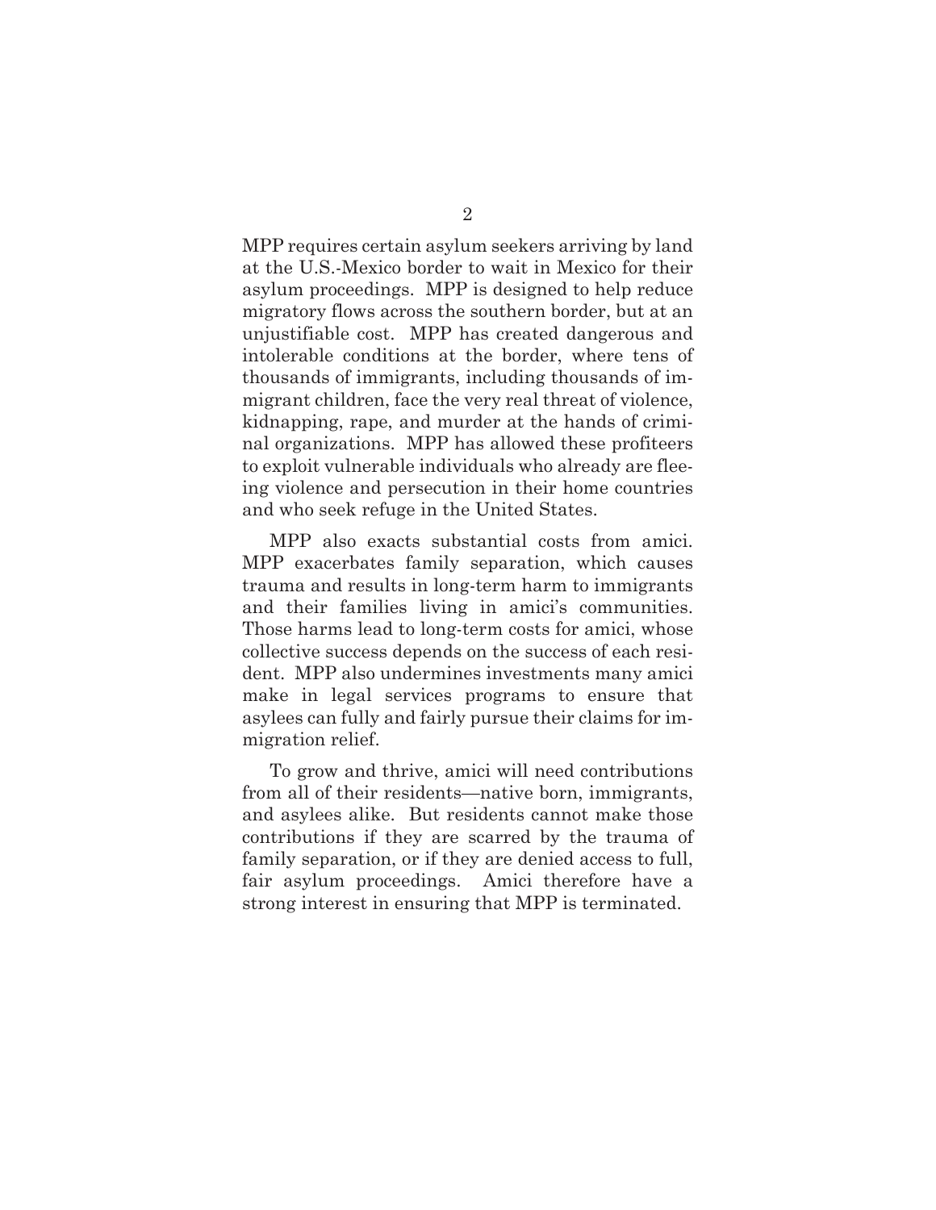MPP requires certain asylum seekers arriving by land at the U.S.-Mexico border to wait in Mexico for their asylum proceedings. MPP is designed to help reduce migratory flows across the southern border, but at an unjustifiable cost. MPP has created dangerous and intolerable conditions at the border, where tens of thousands of immigrants, including thousands of immigrant children, face the very real threat of violence, kidnapping, rape, and murder at the hands of criminal organizations. MPP has allowed these profiteers to exploit vulnerable individuals who already are fleeing violence and persecution in their home countries and who seek refuge in the United States.

MPP also exacts substantial costs from amici. MPP exacerbates family separation, which causes trauma and results in long-term harm to immigrants and their families living in amici's communities. Those harms lead to long-term costs for amici, whose collective success depends on the success of each resident. MPP also undermines investments many amici make in legal services programs to ensure that asylees can fully and fairly pursue their claims for immigration relief.

To grow and thrive, amici will need contributions from all of their residents—native born, immigrants, and asylees alike. But residents cannot make those contributions if they are scarred by the trauma of family separation, or if they are denied access to full, fair asylum proceedings. Amici therefore have a strong interest in ensuring that MPP is terminated.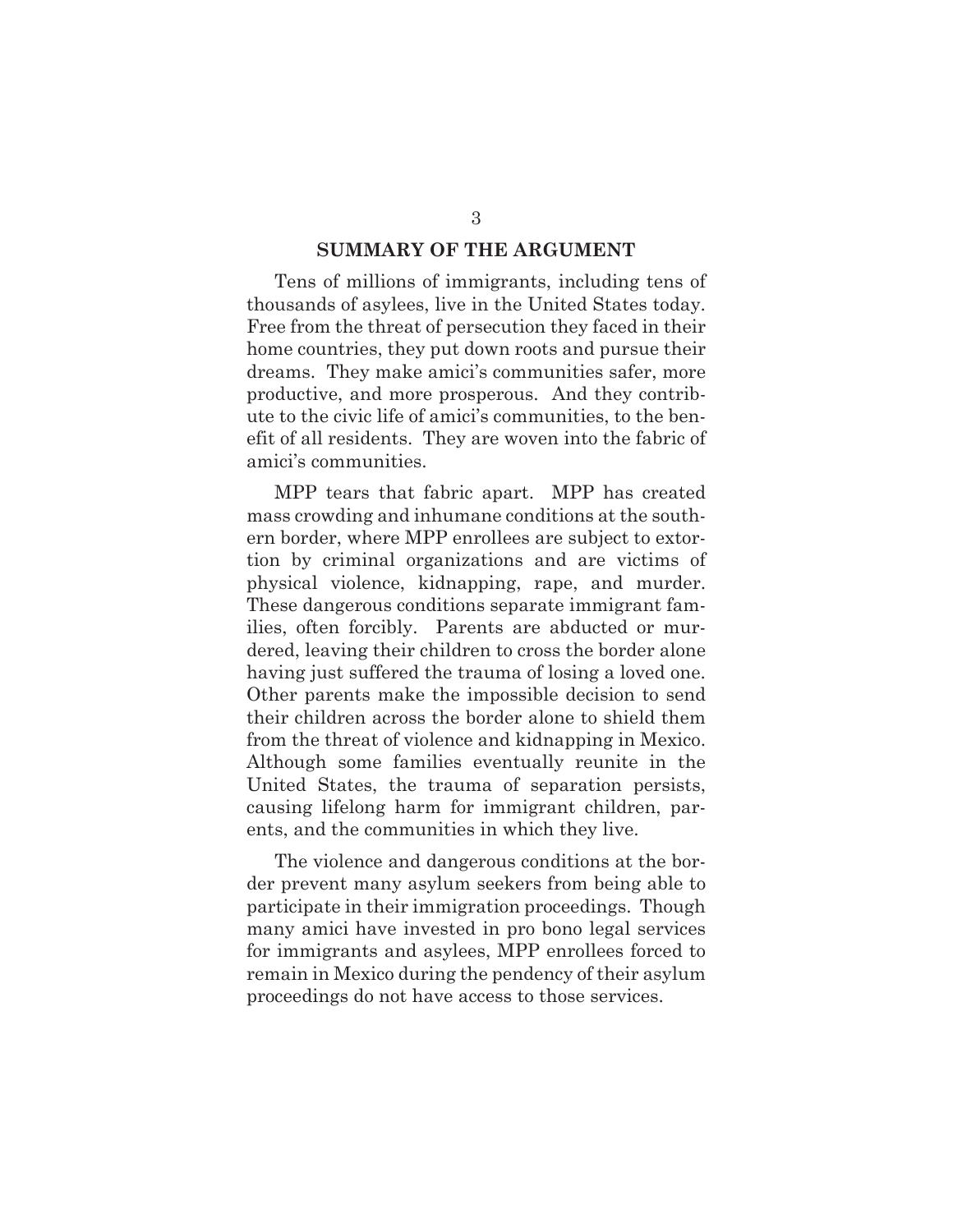## SUMMARY OF THE ARGUMENT

Tens of millions of immigrants, including tens of thousands of asylees, live in the United States today. Free from the threat of persecution they faced in their home countries, they put down roots and pursue their dreams. They make amici's communities safer, more productive, and more prosperous. And they contribute to the civic life of amici's communities, to the benefit of all residents. They are woven into the fabric of amici's communities.

MPP tears that fabric apart. MPP has created mass crowding and inhumane conditions at the southern border, where MPP enrollees are subject to extortion by criminal organizations and are victims of physical violence, kidnapping, rape, and murder. These dangerous conditions separate immigrant families, often forcibly. Parents are abducted or murdered, leaving their children to cross the border alone having just suffered the trauma of losing a loved one. Other parents make the impossible decision to send their children across the border alone to shield them from the threat of violence and kidnapping in Mexico. Although some families eventually reunite in the United States, the trauma of separation persists, causing lifelong harm for immigrant children, parents, and the communities in which they live.

The violence and dangerous conditions at the border prevent many asylum seekers from being able to participate in their immigration proceedings. Though many amici have invested in pro bono legal services for immigrants and asylees, MPP enrollees forced to remain in Mexico during the pendency of their asylum proceedings do not have access to those services.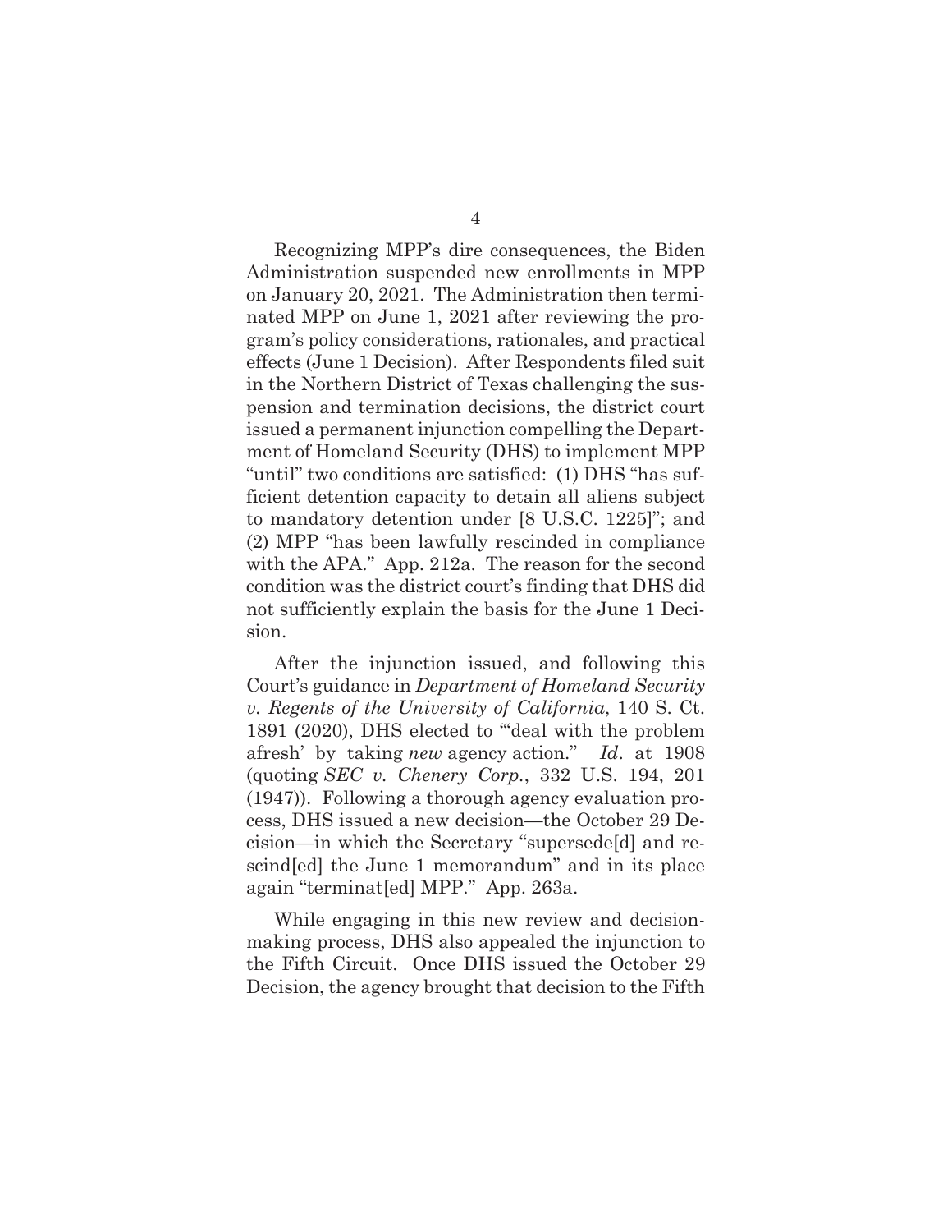Recognizing MPP's dire consequences, the Biden Administration suspended new enrollments in MPP on January 20, 2021. The Administration then terminated MPP on June 1, 2021 after reviewing the program's policy considerations, rationales, and practical effects (June 1 Decision). After Respondents filed suit in the Northern District of Texas challenging the suspension and termination decisions, the district court issued a permanent injunction compelling the Department of Homeland Security (DHS) to implement MPP "until" two conditions are satisfied: (1) DHS "has sufficient detention capacity to detain all aliens subject to mandatory detention under [8 U.S.C. 1225]"; and (2) MPP "has been lawfully rescinded in compliance with the APA." App. 212a. The reason for the second condition was the district court's finding that DHS did not sufficiently explain the basis for the June 1 Decision.

After the injunction issued, and following this Court's guidance in *Department of Homeland Security v. Regents of the University of California*, 140 S. Ct. 1891 (2020), DHS elected to "'deal with the problem afresh' by taking *new* agency action." *Id*. at 1908 (quoting *SEC v. Chenery Corp.*, 332 U.S. 194, 201 (1947)). Following a thorough agency evaluation process, DHS issued a new decision—the October 29 Decision—in which the Secretary "supersede[d] and rescind[ed] the June 1 memorandum" and in its place again "terminat[ed] MPP." App. 263a.

While engaging in this new review and decisionmaking process, DHS also appealed the injunction to the Fifth Circuit. Once DHS issued the October 29 Decision, the agency brought that decision to the Fifth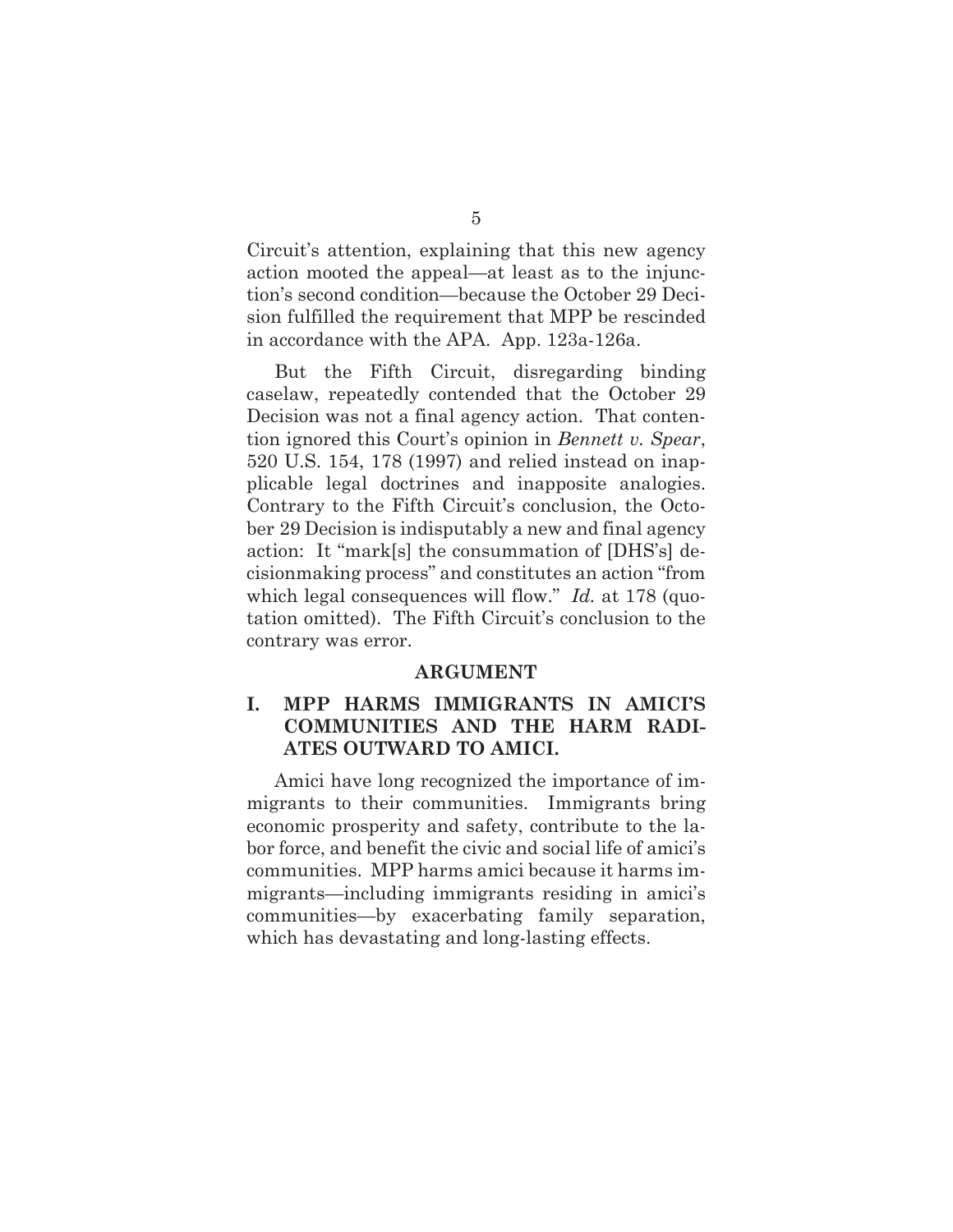Circuit's attention, explaining that this new agency action mooted the appeal—at least as to the injunction's second condition—because the October 29 Decision fulfilled the requirement that MPP be rescinded in accordance with the APA. App. 123a-126a.

But the Fifth Circuit, disregarding binding caselaw, repeatedly contended that the October 29 Decision was not a final agency action. That contention ignored this Court's opinion in *Bennett v. Spear*, 520 U.S. 154, 178 (1997) and relied instead on inapplicable legal doctrines and inapposite analogies. Contrary to the Fifth Circuit's conclusion, the October 29 Decision is indisputably a new and final agency action: It "mark[s] the consummation of [DHS's] decisionmaking process" and constitutes an action "from which legal consequences will flow." *Id.* at 178 (quotation omitted). The Fifth Circuit's conclusion to the contrary was error.

## ARGUMENT

### I. MPP HARMS IMMIGRANTS IN AMICI'S COMMUNITIES AND THE HARM RADIATES OUTWARD TO AMICI.

Amici have long recognized the importance of immigrants to their communities. Immigrants bring economic prosperity and safety, contribute to the labor force, and benefit the civic and social life of amici's communities. MPP harms amici because it harms immigrants—including immigrants residing in amici's communities—by exacerbating family separation, which has devastating and long-lasting effects.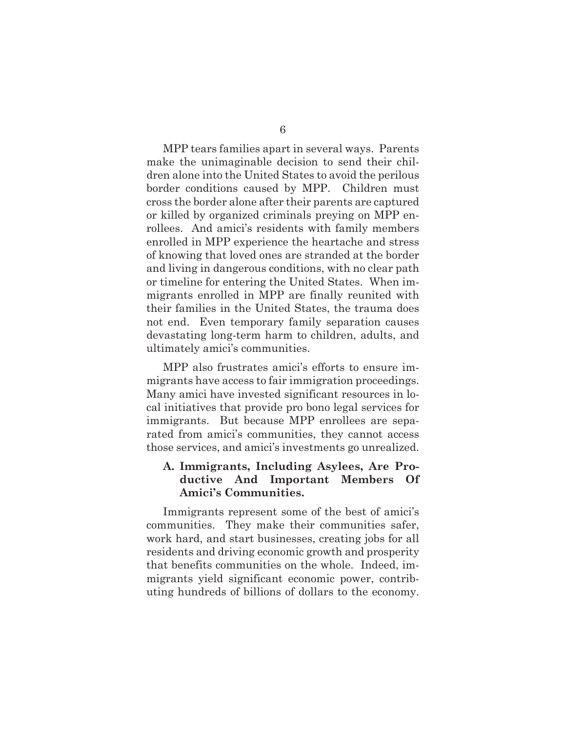MPP tears families apart in several ways. Parents make the unimaginable decision to send their children alone into the United States to avoid the perilous border conditions caused by MPP. Children must cross the border alone after their parents are captured or killed by organized criminals preying on MPP enrollees. And amici's residents with family members enrolled in MPP experience the heartache and stress of knowing that loved ones are stranded at the border and living in dangerous conditions, with no clear path or timeline for entering the United States. When immigrants enrolled in MPP are finally reunited with their families in the United States, the trauma does not end. Even temporary family separation causes devastating long-term harm to children, adults, and ultimately amici's communities.

MPP also frustrates amici's efforts to ensure immigrants have access to fair immigration proceedings. Many amici have invested significant resources in local initiatives that provide pro bono legal services for immigrants. But because MPP enrollees are separated from amici's communities, they cannot access those services, and amici's investments go unrealized.

### A. Immigrants, Including Asylees, Are Productive And Important Members Of Amici's Communities.

Immigrants represent some of the best of amici's communities. They make their communities safer, work hard, and start businesses, creating jobs for all residents and driving economic growth and prosperity that benefits communities on the whole. Indeed, immigrants yield significant economic power, contributing hundreds of billions of dollars to the economy.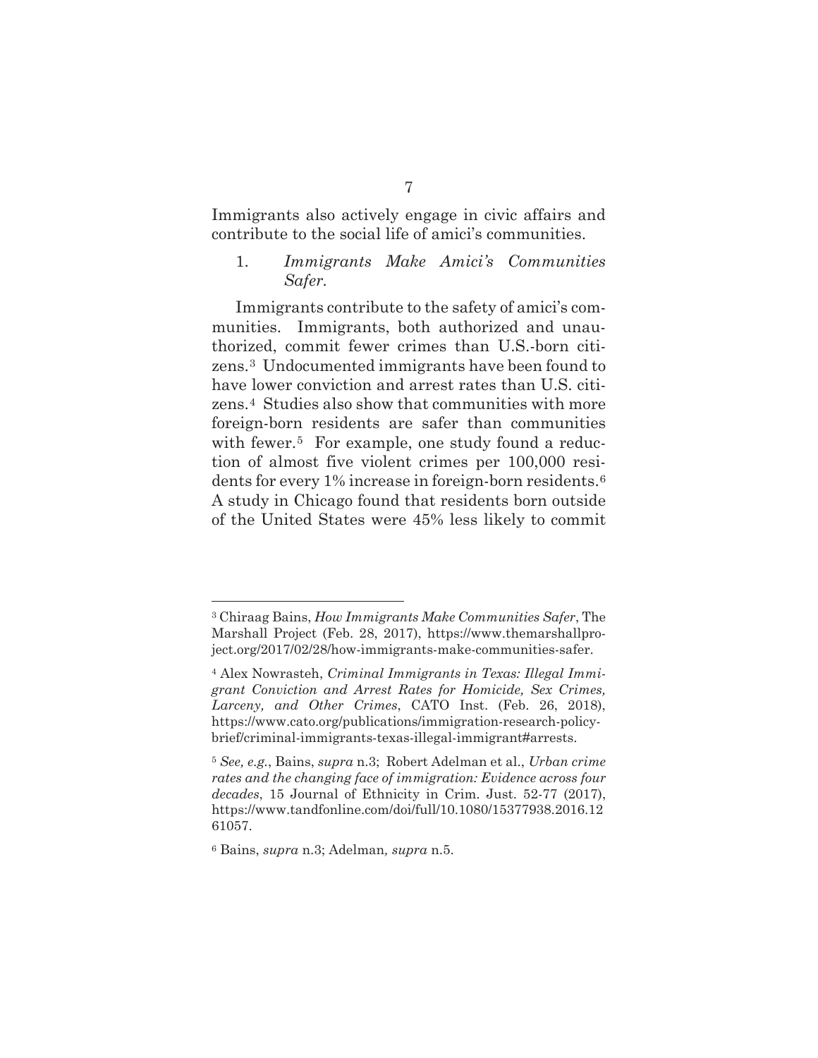Immigrants also actively engage in civic affairs and contribute to the social life of amici's communities.

### 1. *Immigrants Make Amici's Communities Safer.*

Immigrants contribute to the safety of amici's communities. Immigrants, both authorized and unauthorized, commit fewer crimes than U.S.-born citizens.[3] Undocumented immigrants have been found to have lower conviction and arrest rates than U.S. citizens.[4] Studies also show that communities with more foreign-born residents are safer than communities with fewer.[5] For example, one study found a reduction of almost five violent crimes per 100,000 residents for every 1% increase in foreign-born residents.[6] A study in Chicago found that residents born outside of the United States were 45% less likely to commit

---

[3] Chiraag Bains, *How Immigrants Make Communities Safer*, The Marshall Project (Feb. 28, 2017), https://www.themarshallproject.org/2017/02/28/how-immigrants-make-communities-safer.

[4] Alex Nowrasteh, *Criminal Immigrants in Texas: Illegal Immigrant Conviction and Arrest Rates for Homicide, Sex Crimes, Larceny, and Other Crimes*, CATO Inst. (Feb. 26, 2018), https://www.cato.org/publications/immigration-research-policy-brief/criminal-immigrants-texas-illegal-immigrant#arrests.

[5] *See, e.g.*, Bains, *supra* n.3; Robert Adelman et al., *Urban crime rates and the changing face of immigration: Evidence across four decades*, 15 Journal of Ethnicity in Crim. Just. 52-77 (2017), https://www.tandfonline.com/doi/full/10.1080/15377938.2016.1261057.

[6] Bains, *supra* n.3; Adelman*, supra* n.5.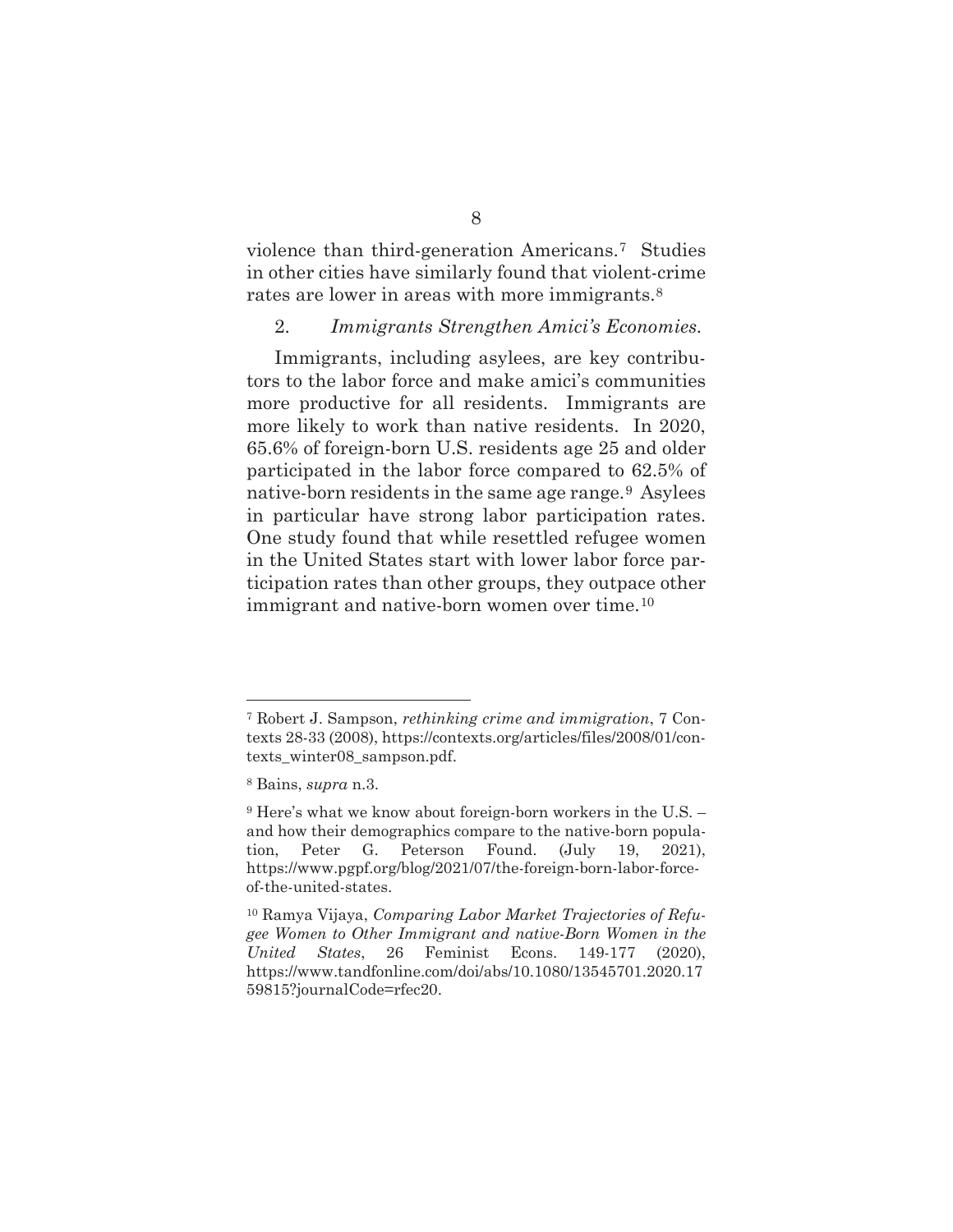violence than third-generation Americans.[7] Studies in other cities have similarly found that violent-crime rates are lower in areas with more immigrants.[8]

2. *Immigrants Strengthen Amici's Economies.*

Immigrants, including asylees, are key contributors to the labor force and make amici's communities more productive for all residents. Immigrants are more likely to work than native residents. In 2020, 65.6% of foreign-born U.S. residents age 25 and older participated in the labor force compared to 62.5% of native-born residents in the same age range.[9] Asylees in particular have strong labor participation rates. One study found that while resettled refugee women in the United States start with lower labor force participation rates than other groups, they outpace other immigrant and native-born women over time.[10]

---

[7] Robert J. Sampson, *rethinking crime and immigration*, 7 Contexts 28-33 (2008), https://contexts.org/articles/files/2008/01/contexts_winter08_sampson.pdf.

[8] Bains, *supra* n.3.

[9] Here's what we know about foreign-born workers in the U.S. – and how their demographics compare to the native-born population, Peter G. Peterson Found. (July 19, 2021), https://www.pgpf.org/blog/2021/07/the-foreign-born-labor-force-of-the-united-states.

[10] Ramya Vijaya, *Comparing Labor Market Trajectories of Refugee Women to Other Immigrant and native-Born Women in the United States*, 26 Feminist Econs. 149-177 (2020), https://www.tandfonline.com/doi/abs/10.1080/13545701.2020.1759815?journalCode=rfec20.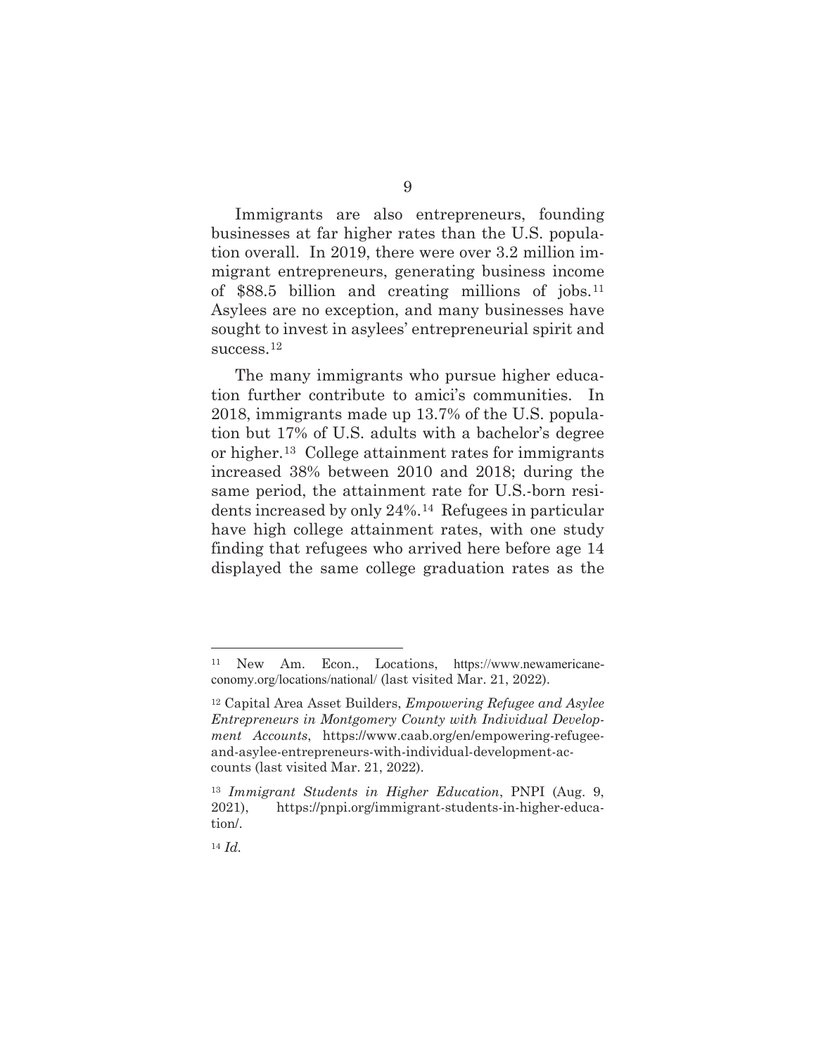Immigrants are also entrepreneurs, founding businesses at far higher rates than the U.S. population overall. In 2019, there were over 3.2 million immigrant entrepreneurs, generating business income of $88.5 billion and creating millions of jobs.[11] Asylees are no exception, and many businesses have sought to invest in asylees' entrepreneurial spirit and success.[12]

The many immigrants who pursue higher education further contribute to amici's communities. In 2018, immigrants made up 13.7% of the U.S. population but 17% of U.S. adults with a bachelor's degree or higher.[13] College attainment rates for immigrants increased 38% between 2010 and 2018; during the same period, the attainment rate for U.S.-born residents increased by only 24%.[14] Refugees in particular have high college attainment rates, with one study finding that refugees who arrived here before age 14 displayed the same college graduation rates as the

---

[11] New Am. Econ., Locations, https://www.newamericaneconomy.org/locations/national/ (last visited Mar. 21, 2022).

[12] Capital Area Asset Builders, *Empowering Refugee and Asylee Entrepreneurs in Montgomery County with Individual Development Accounts*, https://www.caab.org/en/empowering-refugee-and-asylee-entrepreneurs-with-individual-development-accounts (last visited Mar. 21, 2022).

[13] *Immigrant Students in Higher Education*, PNPI (Aug. 9, 2021), https://pnpi.org/immigrant-students-in-higher-education/.

[14] *Id.*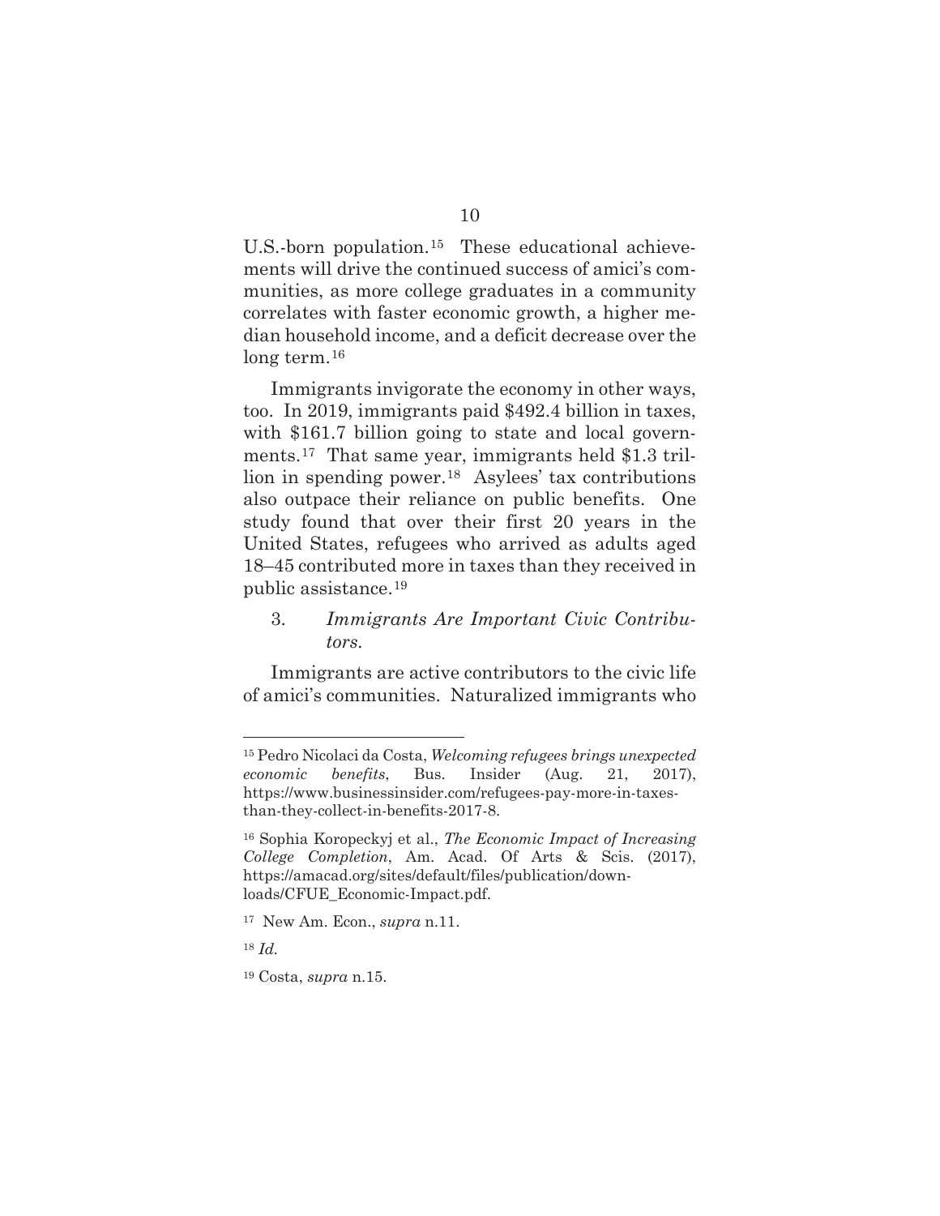U.S.-born population.[15] These educational achievements will drive the continued success of amici's communities, as more college graduates in a community correlates with faster economic growth, a higher median household income, and a deficit decrease over the long term.[16]

Immigrants invigorate the economy in other ways, too. In 2019, immigrants paid $492.4 billion in taxes, with $161.7 billion going to state and local governments.[17] That same year, immigrants held $1.3 trillion in spending power.[18] Asylees' tax contributions also outpace their reliance on public benefits. One study found that over their first 20 years in the United States, refugees who arrived as adults aged 18–45 contributed more in taxes than they received in public assistance.[19]

3. *Immigrants Are Important Civic Contributors.*

Immigrants are active contributors to the civic life of amici's communities. Naturalized immigrants who

---

[15] Pedro Nicolaci da Costa, *Welcoming refugees brings unexpected economic benefits*, Bus. Insider (Aug. 21, 2017), https://www.businessinsider.com/refugees-pay-more-in-taxes-than-they-collect-in-benefits-2017-8.

[16] Sophia Koropeckyj et al., *The Economic Impact of Increasing College Completion*, Am. Acad. Of Arts & Scis. (2017), https://amacad.org/sites/default/files/publication/downloads/CFUE_Economic-Impact.pdf.

[17] New Am. Econ., *supra* n.11.

[18] *Id.*

[19] Costa, *supra* n.15.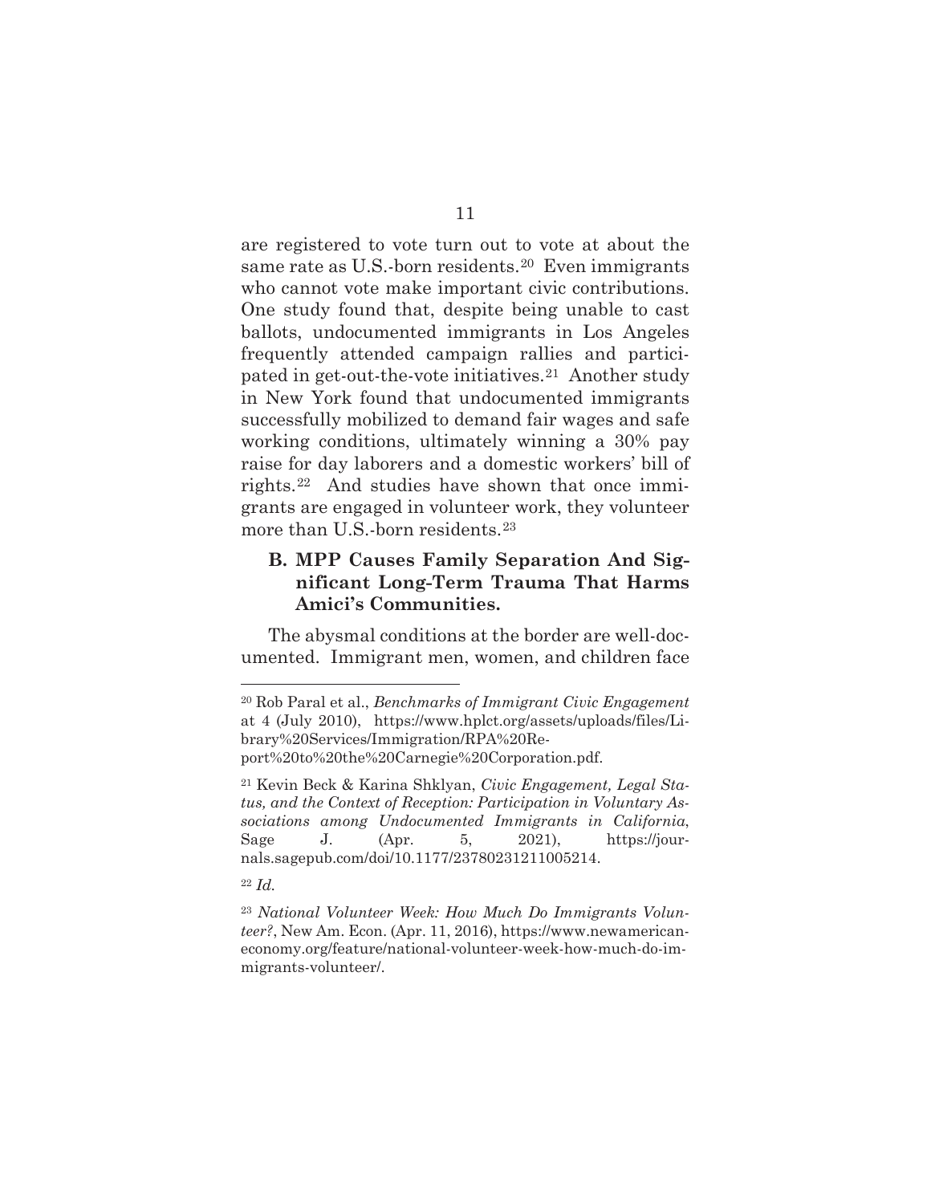are registered to vote turn out to vote at about the same rate as U.S.-born residents.[20] Even immigrants who cannot vote make important civic contributions. One study found that, despite being unable to cast ballots, undocumented immigrants in Los Angeles frequently attended campaign rallies and participated in get-out-the-vote initiatives.[21] Another study in New York found that undocumented immigrants successfully mobilized to demand fair wages and safe working conditions, ultimately winning a 30% pay raise for day laborers and a domestic workers' bill of rights.[22] And studies have shown that once immigrants are engaged in volunteer work, they volunteer more than U.S.-born residents.[23]

### B. MPP Causes Family Separation And Significant Long-Term Trauma That Harms Amici's Communities.

The abysmal conditions at the border are well-documented. Immigrant men, women, and children face

---

[20] Rob Paral et al., *Benchmarks of Immigrant Civic Engagement* at 4 (July 2010), https://www.hplct.org/assets/uploads/files/Library%20Services/Immigration/RPA%20Report%20to%20the%20Carnegie%20Corporation.pdf.

[21] Kevin Beck & Karina Shklyan, *Civic Engagement, Legal Status, and the Context of Reception: Participation in Voluntary Associations among Undocumented Immigrants in California*, Sage J. (Apr. 5, 2021), https://journals.sagepub.com/doi/10.1177/23780231211005214.

[22] *Id.*

[23] *National Volunteer Week: How Much Do Immigrants Volunteer?*, New Am. Econ. (Apr. 11, 2016), https://www.newamericaneconomy.org/feature/national-volunteer-week-how-much-do-immigrants-volunteer/.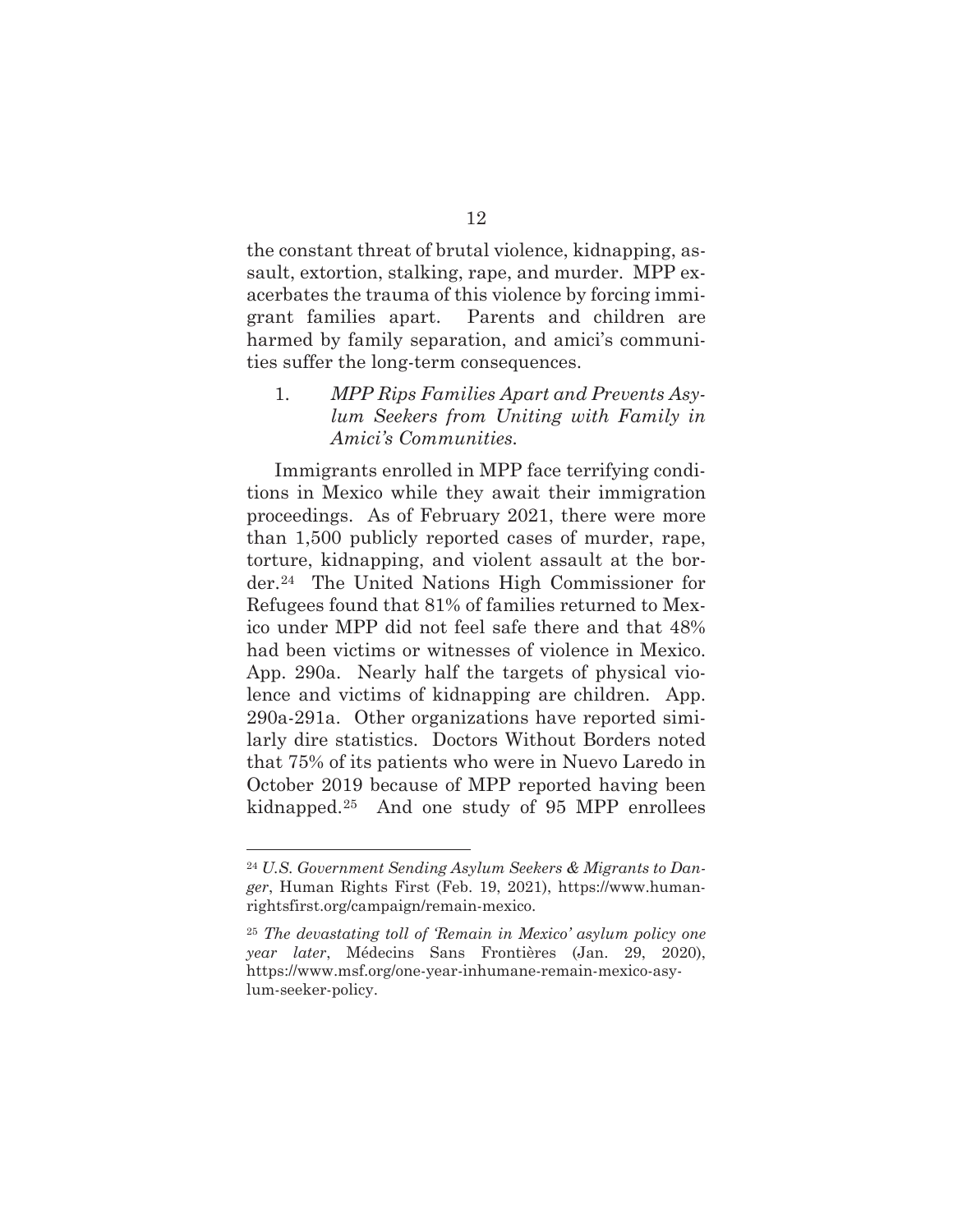the constant threat of brutal violence, kidnapping, assault, extortion, stalking, rape, and murder. MPP exacerbates the trauma of this violence by forcing immigrant families apart. Parents and children are harmed by family separation, and amici's communities suffer the long-term consequences.

1. *MPP Rips Families Apart and Prevents Asylum Seekers from Uniting with Family in Amici's Communities.*

Immigrants enrolled in MPP face terrifying conditions in Mexico while they await their immigration proceedings. As of February 2021, there were more than 1,500 publicly reported cases of murder, rape, torture, kidnapping, and violent assault at the border.[24] The United Nations High Commissioner for Refugees found that 81% of families returned to Mexico under MPP did not feel safe there and that 48% had been victims or witnesses of violence in Mexico. App. 290a. Nearly half the targets of physical violence and victims of kidnapping are children. App. 290a-291a. Other organizations have reported similarly dire statistics. Doctors Without Borders noted that 75% of its patients who were in Nuevo Laredo in October 2019 because of MPP reported having been kidnapped.[25] And one study of 95 MPP enrollees

---

[24] *U.S. Government Sending Asylum Seekers & Migrants to Danger*, Human Rights First (Feb. 19, 2021), https://www.humanrightsfirst.org/campaign/remain-mexico.

[25] *The devastating toll of 'Remain in Mexico' asylum policy one year later*, Médecins Sans Frontières (Jan. 29, 2020), https://www.msf.org/one-year-inhumane-remain-mexico-asylum-seeker-policy.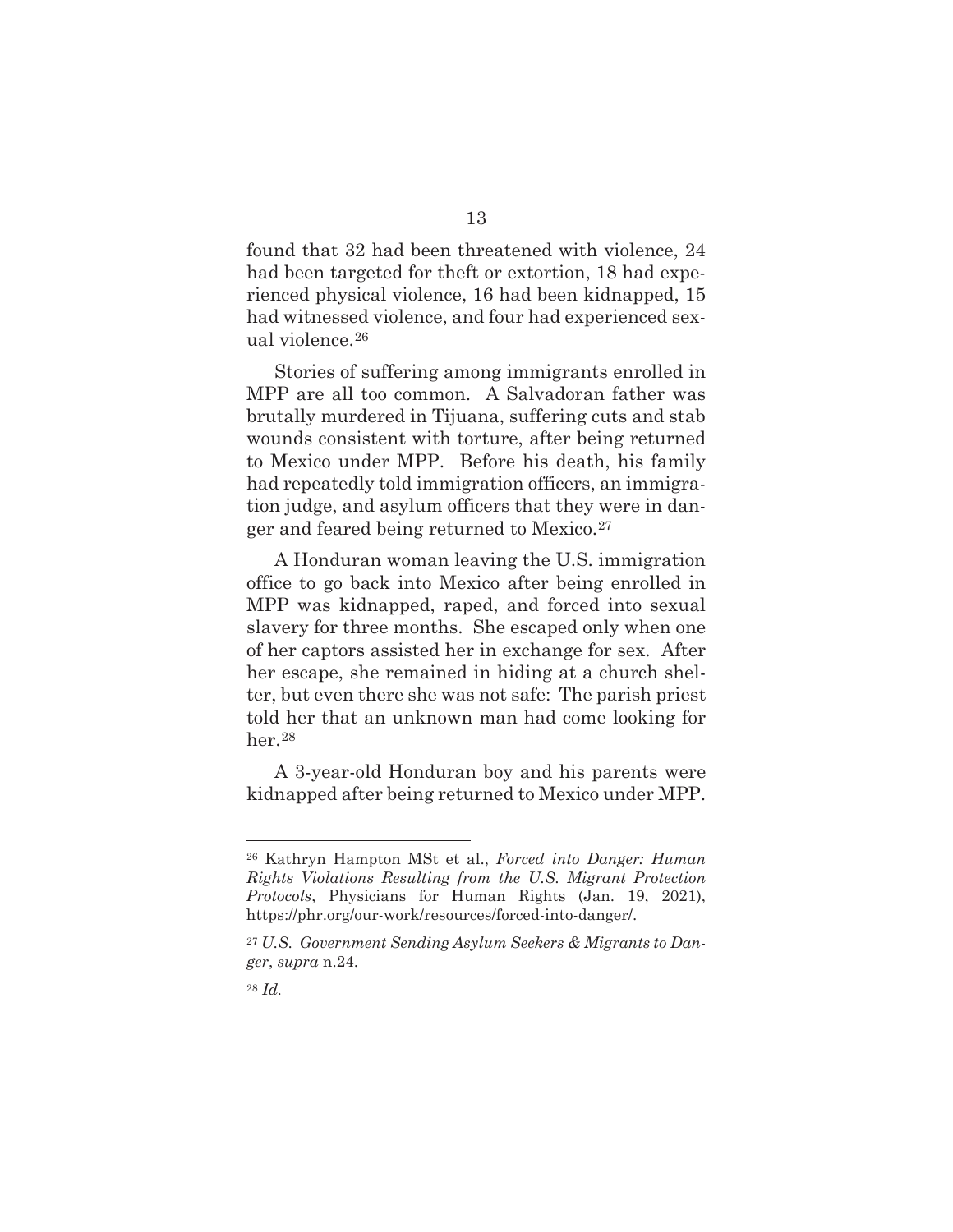found that 32 had been threatened with violence, 24 had been targeted for theft or extortion, 18 had experienced physical violence, 16 had been kidnapped, 15 had witnessed violence, and four had experienced sexual violence.[26]

Stories of suffering among immigrants enrolled in MPP are all too common. A Salvadoran father was brutally murdered in Tijuana, suffering cuts and stab wounds consistent with torture, after being returned to Mexico under MPP. Before his death, his family had repeatedly told immigration officers, an immigration judge, and asylum officers that they were in danger and feared being returned to Mexico.[27]

A Honduran woman leaving the U.S. immigration office to go back into Mexico after being enrolled in MPP was kidnapped, raped, and forced into sexual slavery for three months. She escaped only when one of her captors assisted her in exchange for sex. After her escape, she remained in hiding at a church shelter, but even there she was not safe: The parish priest told her that an unknown man had come looking for her.[28]

A 3-year-old Honduran boy and his parents were kidnapped after being returned to Mexico under MPP.

---

[26] Kathryn Hampton MSt et al., *Forced into Danger: Human Rights Violations Resulting from the U.S. Migrant Protection Protocols*, Physicians for Human Rights (Jan. 19, 2021), https://phr.org/our-work/resources/forced-into-danger/.

[27] *U.S. Government Sending Asylum Seekers & Migrants to Danger*, *supra* n.24.

[28] *Id.*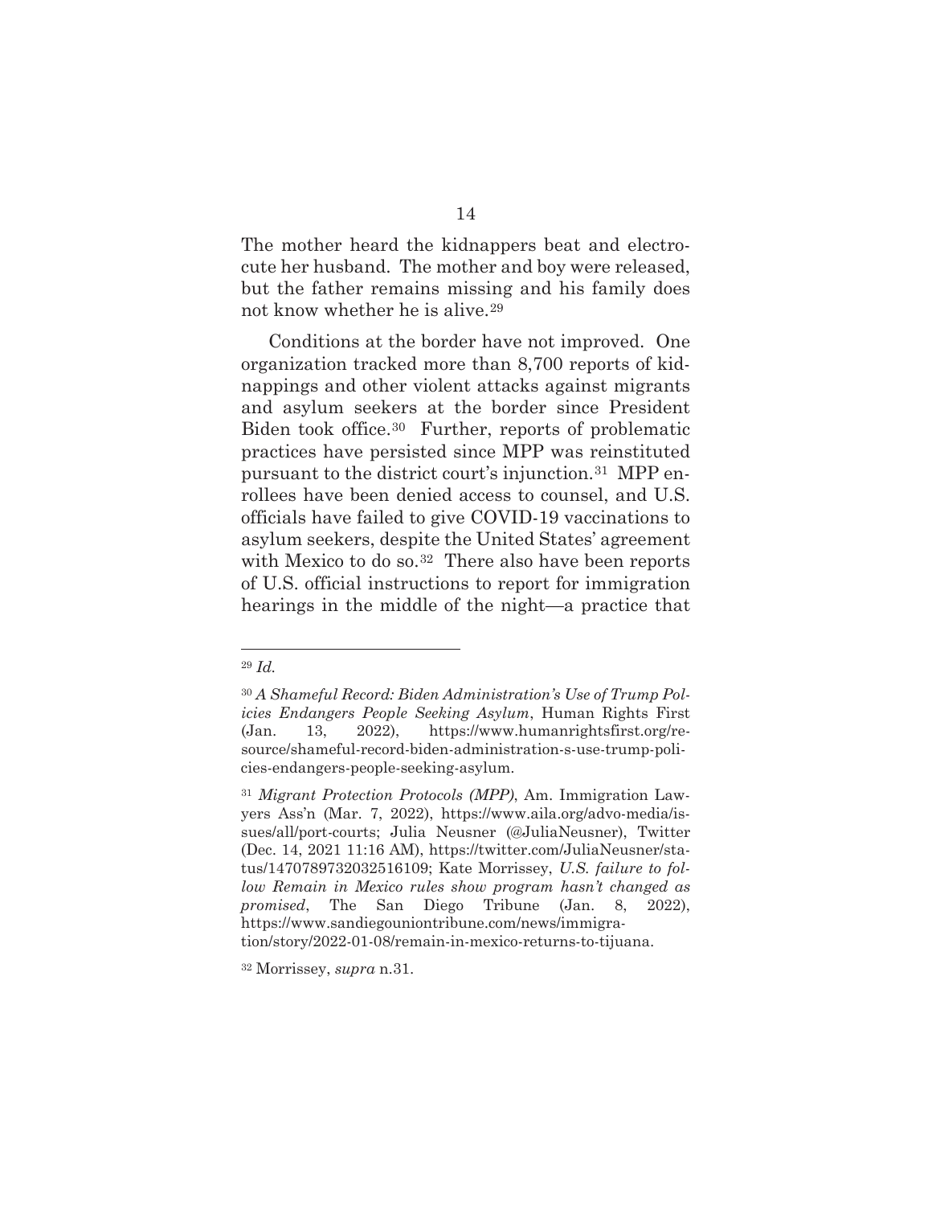The mother heard the kidnappers beat and electrocute her husband. The mother and boy were released, but the father remains missing and his family does not know whether he is alive.[29]

Conditions at the border have not improved. One organization tracked more than 8,700 reports of kidnappings and other violent attacks against migrants and asylum seekers at the border since President Biden took office.[30] Further, reports of problematic practices have persisted since MPP was reinstituted pursuant to the district court's injunction.[31] MPP enrollees have been denied access to counsel, and U.S. officials have failed to give COVID-19 vaccinations to asylum seekers, despite the United States' agreement with Mexico to do so.[32] There also have been reports of U.S. official instructions to report for immigration hearings in the middle of the night—a practice that

---

[29] *Id.*

[30] *A Shameful Record: Biden Administration's Use of Trump Policies Endangers People Seeking Asylum*, Human Rights First (Jan. 13, 2022), https://www.humanrightsfirst.org/resource/shameful-record-biden-administration-s-use-trump-policies-endangers-people-seeking-asylum.

[31] *Migrant Protection Protocols (MPP)*, Am. Immigration Lawyers Ass'n (Mar. 7, 2022), https://www.aila.org/advo-media/issues/all/port-courts; Julia Neusner (@JuliaNeusner), Twitter (Dec. 14, 2021 11:16 AM), https://twitter.com/JuliaNeusner/status/1470789732032516109; Kate Morrissey, *U.S. failure to follow Remain in Mexico rules show program hasn't changed as promised*, The San Diego Tribune (Jan. 8, 2022), https://www.sandiegouniontribune.com/news/immigration/story/2022-01-08/remain-in-mexico-returns-to-tijuana.

[32] Morrissey, *supra* n.31.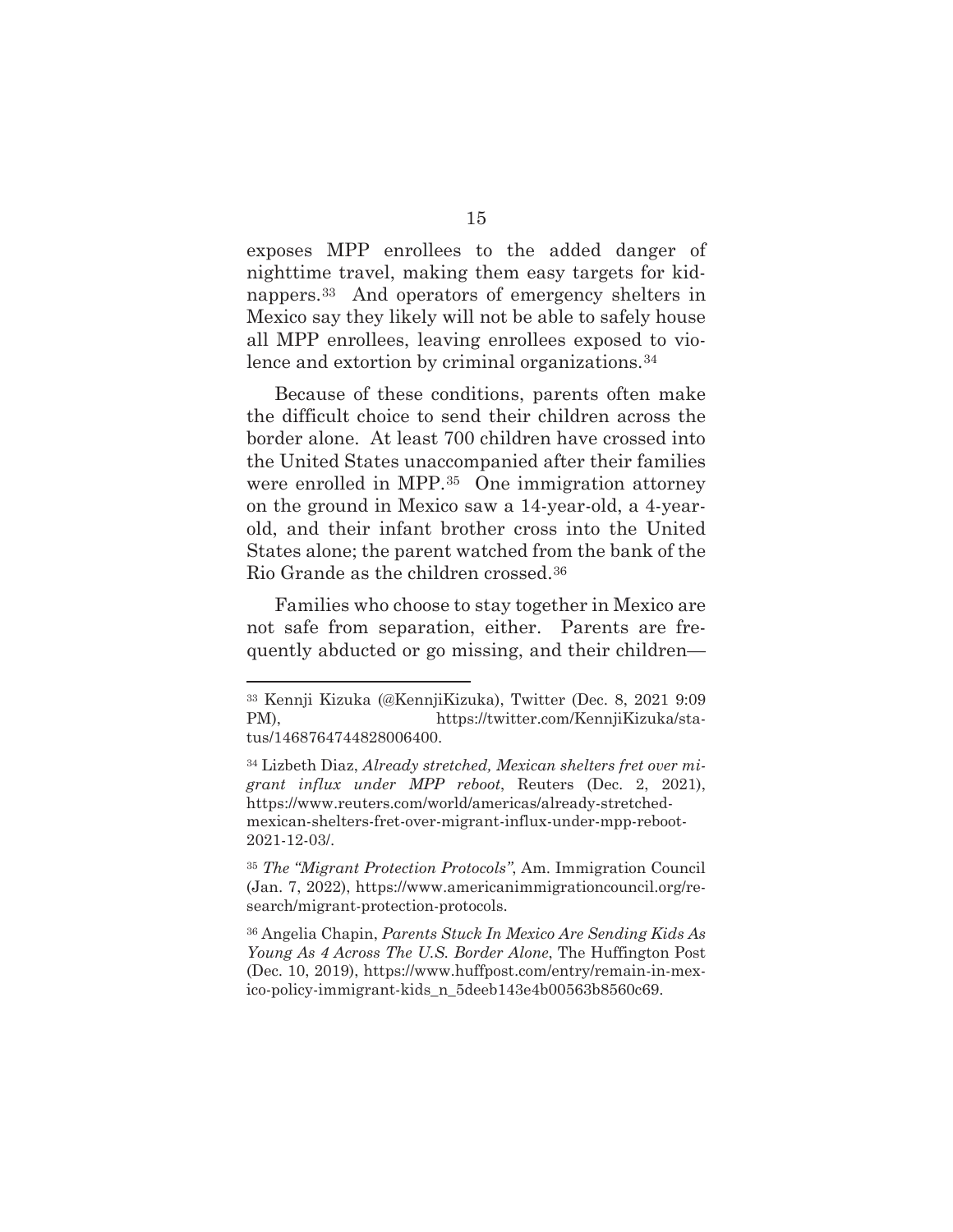exposes MPP enrollees to the added danger of nighttime travel, making them easy targets for kidnappers.[33] And operators of emergency shelters in Mexico say they likely will not be able to safely house all MPP enrollees, leaving enrollees exposed to violence and extortion by criminal organizations.[34]

Because of these conditions, parents often make the difficult choice to send their children across the border alone. At least 700 children have crossed into the United States unaccompanied after their families were enrolled in MPP.[35] One immigration attorney on the ground in Mexico saw a 14-year-old, a 4-year-old, and their infant brother cross into the United States alone; the parent watched from the bank of the Rio Grande as the children crossed.[36]

Families who choose to stay together in Mexico are not safe from separation, either. Parents are frequently abducted or go missing, and their children—

---

[33] Kennji Kizuka (@KennjiKizuka), Twitter (Dec. 8, 2021 9:09 PM), https://twitter.com/KennjiKizuka/status/1468764744828006400.

[34] Lizbeth Diaz, *Already stretched, Mexican shelters fret over migrant influx under MPP reboot*, Reuters (Dec. 2, 2021), https://www.reuters.com/world/americas/already-stretched-mexican-shelters-fret-over-migrant-influx-under-mpp-reboot-2021-12-03/.

[35] *The "Migrant Protection Protocols"*, Am. Immigration Council (Jan. 7, 2022), https://www.americanimmigrationcouncil.org/research/migrant-protection-protocols.

[36] Angelia Chapin, *Parents Stuck In Mexico Are Sending Kids As Young As 4 Across The U.S. Border Alone*, The Huffington Post (Dec. 10, 2019), https://www.huffpost.com/entry/remain-in-mexico-policy-immigrant-kids_n_5deeb143e4b00563b8560c69.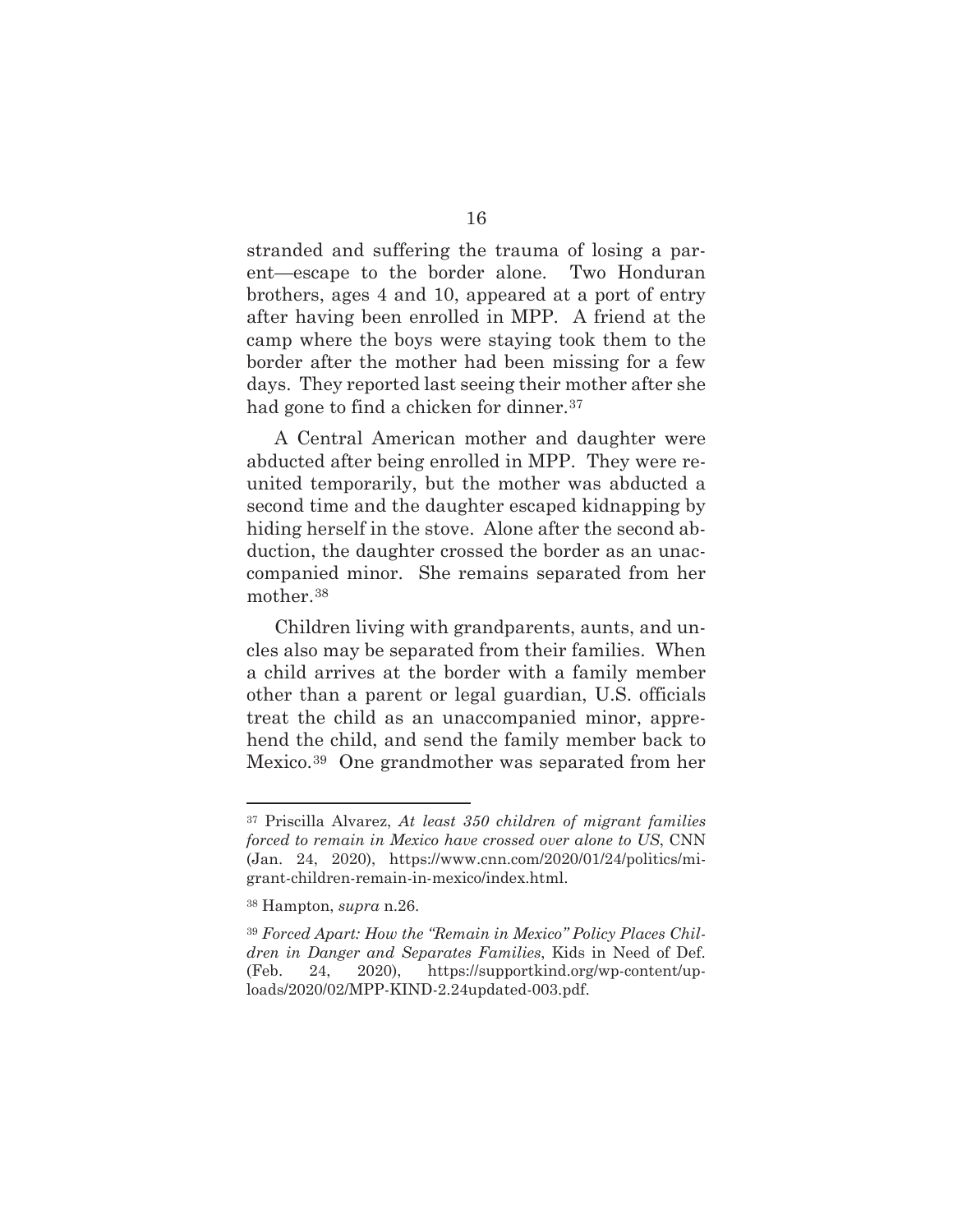stranded and suffering the trauma of losing a parent—escape to the border alone. Two Honduran brothers, ages 4 and 10, appeared at a port of entry after having been enrolled in MPP. A friend at the camp where the boys were staying took them to the border after the mother had been missing for a few days. They reported last seeing their mother after she had gone to find a chicken for dinner.[37]

A Central American mother and daughter were abducted after being enrolled in MPP. They were reunited temporarily, but the mother was abducted a second time and the daughter escaped kidnapping by hiding herself in the stove. Alone after the second abduction, the daughter crossed the border as an unaccompanied minor. She remains separated from her mother.[38]

Children living with grandparents, aunts, and uncles also may be separated from their families. When a child arrives at the border with a family member other than a parent or legal guardian, U.S. officials treat the child as an unaccompanied minor, apprehend the child, and send the family member back to Mexico.[39] One grandmother was separated from her

---

[37] Priscilla Alvarez, *At least 350 children of migrant families forced to remain in Mexico have crossed over alone to US*, CNN (Jan. 24, 2020), https://www.cnn.com/2020/01/24/politics/migrant-children-remain-in-mexico/index.html.

[38] Hampton, *supra* n.26.

[39] *Forced Apart: How the "Remain in Mexico" Policy Places Children in Danger and Separates Families*, Kids in Need of Def. (Feb. 24, 2020), https://supportkind.org/wp-content/uploads/2020/02/MPP-KIND-2.24updated-003.pdf.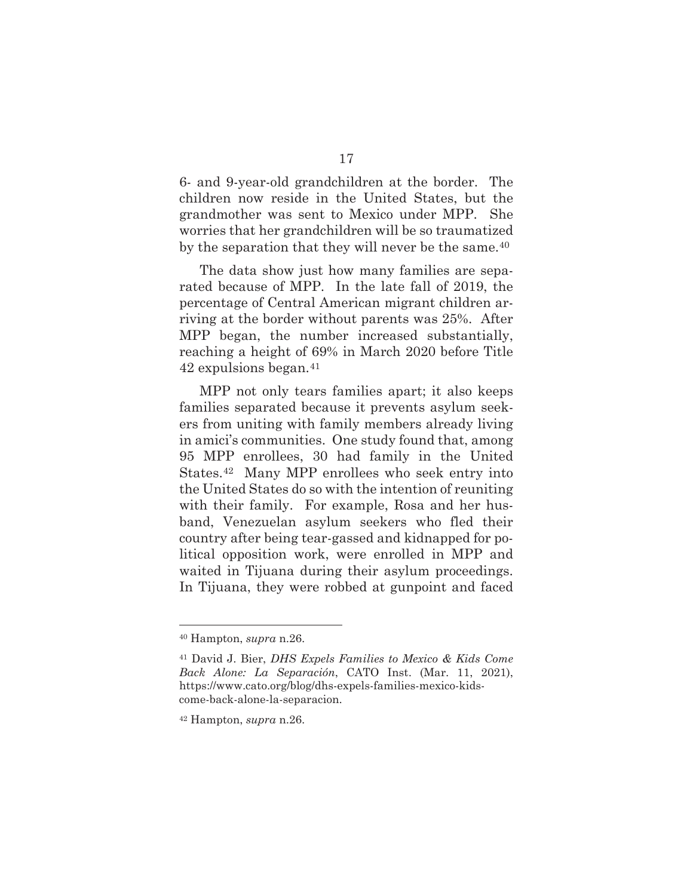6- and 9-year-old grandchildren at the border. The children now reside in the United States, but the grandmother was sent to Mexico under MPP. She worries that her grandchildren will be so traumatized by the separation that they will never be the same.[40]

The data show just how many families are separated because of MPP. In the late fall of 2019, the percentage of Central American migrant children arriving at the border without parents was 25%. After MPP began, the number increased substantially, reaching a height of 69% in March 2020 before Title 42 expulsions began.[41]

MPP not only tears families apart; it also keeps families separated because it prevents asylum seekers from uniting with family members already living in amici's communities. One study found that, among 95 MPP enrollees, 30 had family in the United States.[42] Many MPP enrollees who seek entry into the United States do so with the intention of reuniting with their family. For example, Rosa and her husband, Venezuelan asylum seekers who fled their country after being tear-gassed and kidnapped for political opposition work, were enrolled in MPP and waited in Tijuana during their asylum proceedings. In Tijuana, they were robbed at gunpoint and faced

---

[40] Hampton, *supra* n.26.

[41] David J. Bier, *DHS Expels Families to Mexico & Kids Come Back Alone: La Separación*, CATO Inst. (Mar. 11, 2021), https://www.cato.org/blog/dhs-expels-families-mexico-kids-come-back-alone-la-separacion.

[42] Hampton, *supra* n.26.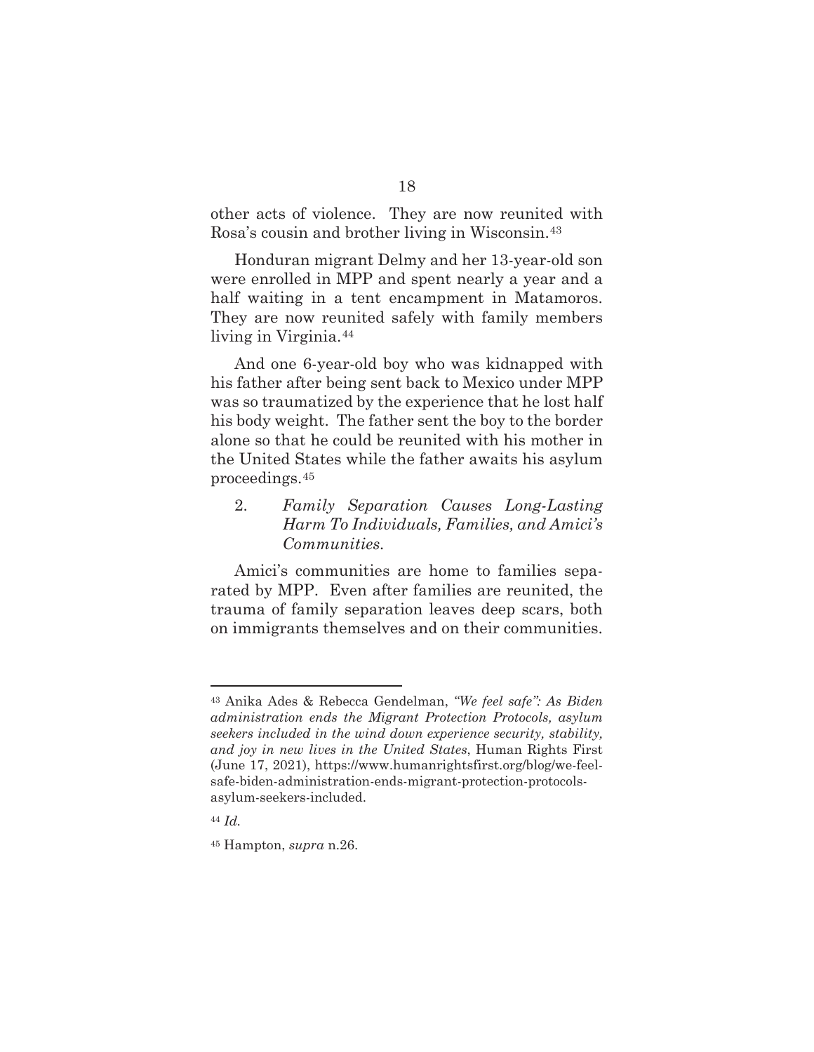other acts of violence. They are now reunited with Rosa's cousin and brother living in Wisconsin.[43]

Honduran migrant Delmy and her 13-year-old son were enrolled in MPP and spent nearly a year and a half waiting in a tent encampment in Matamoros. They are now reunited safely with family members living in Virginia.[44]

And one 6-year-old boy who was kidnapped with his father after being sent back to Mexico under MPP was so traumatized by the experience that he lost half his body weight. The father sent the boy to the border alone so that he could be reunited with his mother in the United States while the father awaits his asylum proceedings.[45]

2. *Family Separation Causes Long-Lasting Harm To Individuals, Families, and Amici's Communities.*

Amici's communities are home to families separated by MPP. Even after families are reunited, the trauma of family separation leaves deep scars, both on immigrants themselves and on their communities.

---

[43] Anika Ades & Rebecca Gendelman, *"We feel safe": As Biden administration ends the Migrant Protection Protocols, asylum seekers included in the wind down experience security, stability, and joy in new lives in the United States*, Human Rights First (June 17, 2021), https://www.humanrightsfirst.org/blog/we-feel-safe-biden-administration-ends-migrant-protection-protocols-asylum-seekers-included.

[44] *Id.*

[45] Hampton, *supra* n.26.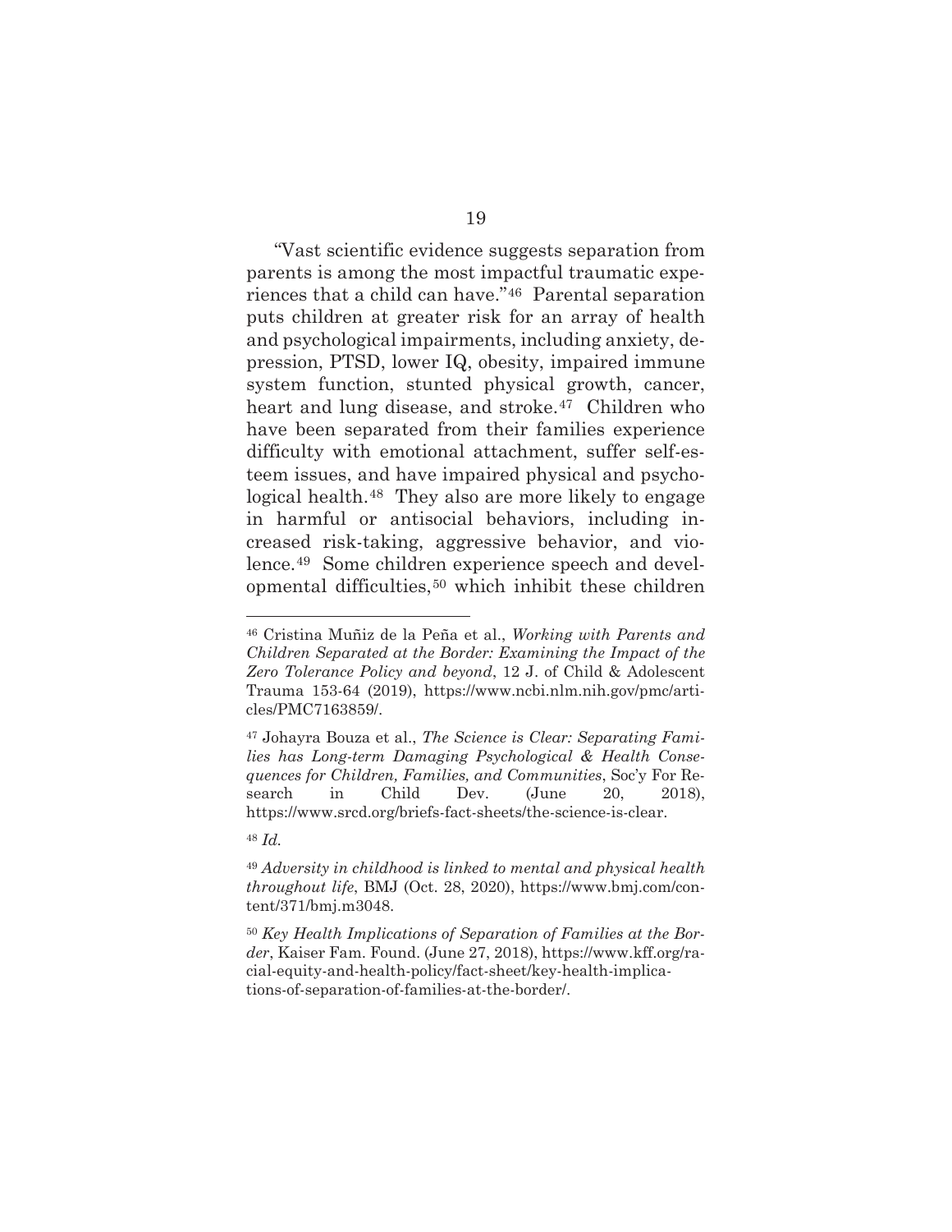"Vast scientific evidence suggests separation from parents is among the most impactful traumatic experiences that a child can have."[46] Parental separation puts children at greater risk for an array of health and psychological impairments, including anxiety, depression, PTSD, lower IQ, obesity, impaired immune system function, stunted physical growth, cancer, heart and lung disease, and stroke.[47] Children who have been separated from their families experience difficulty with emotional attachment, suffer self-esteem issues, and have impaired physical and psychological health.[48] They also are more likely to engage in harmful or antisocial behaviors, including increased risk-taking, aggressive behavior, and violence.[49] Some children experience speech and developmental difficulties,[50] which inhibit these children

---

[46] Cristina Muñiz de la Peña et al., *Working with Parents and Children Separated at the Border: Examining the Impact of the Zero Tolerance Policy and beyond*, 12 J. of Child & Adolescent Trauma 153-64 (2019), https://www.ncbi.nlm.nih.gov/pmc/articles/PMC7163859/.

[47] Johayra Bouza et al., *The Science is Clear: Separating Families has Long-term Damaging Psychological & Health Consequences for Children, Families, and Communities*, Soc'y For Research in Child Dev. (June 20, 2018), https://www.srcd.org/briefs-fact-sheets/the-science-is-clear.

[48] *Id.*

[49] *Adversity in childhood is linked to mental and physical health throughout life*, BMJ (Oct. 28, 2020), https://www.bmj.com/content/371/bmj.m3048.

[50] *Key Health Implications of Separation of Families at the Border*, Kaiser Fam. Found. (June 27, 2018), https://www.kff.org/racial-equity-and-health-policy/fact-sheet/key-health-implications-of-separation-of-families-at-the-border/.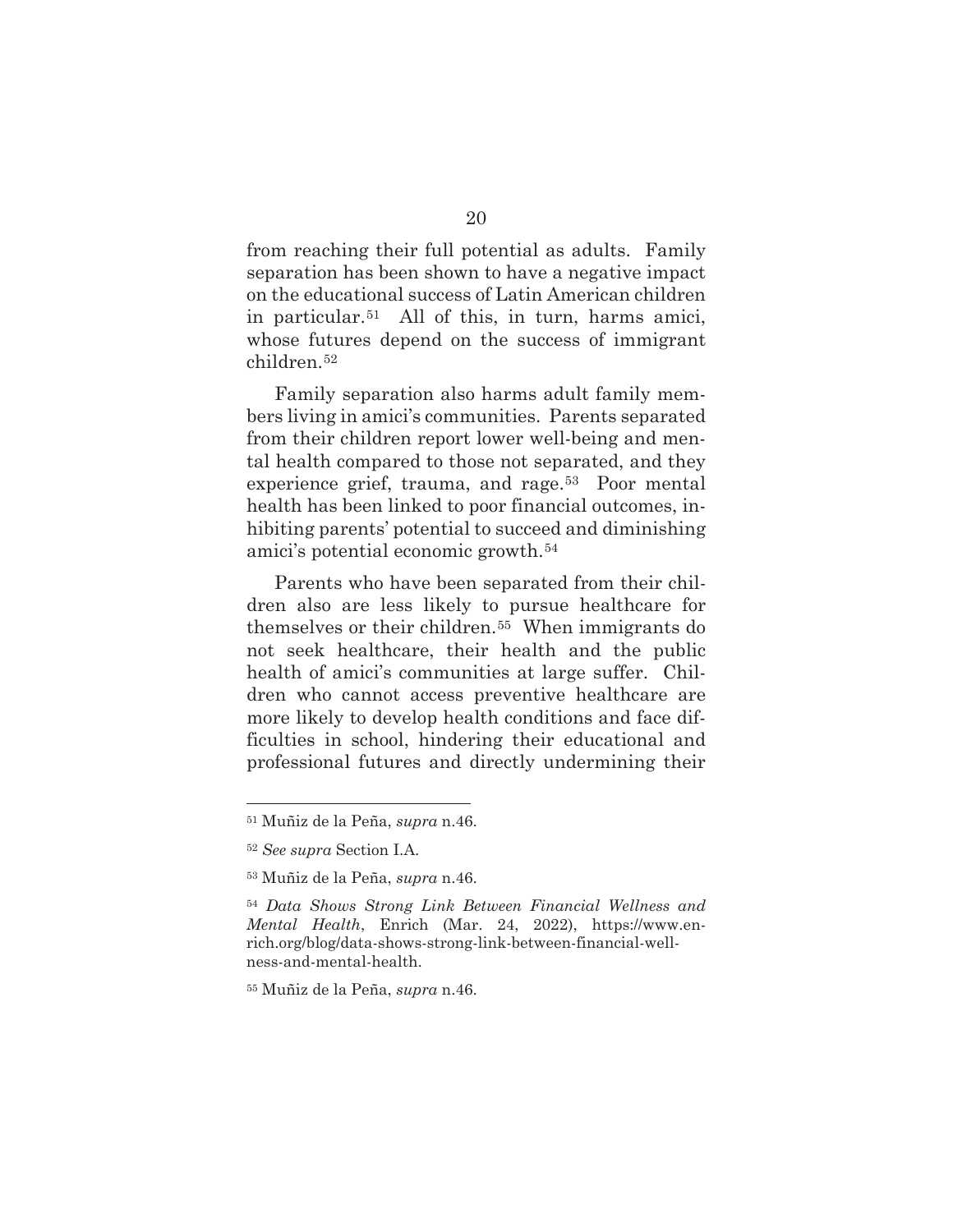from reaching their full potential as adults. Family separation has been shown to have a negative impact on the educational success of Latin American children in particular.[51] All of this, in turn, harms amici, whose futures depend on the success of immigrant children.[52]

Family separation also harms adult family members living in amici's communities. Parents separated from their children report lower well-being and mental health compared to those not separated, and they experience grief, trauma, and rage.[53] Poor mental health has been linked to poor financial outcomes, inhibiting parents' potential to succeed and diminishing amici's potential economic growth.[54]

Parents who have been separated from their children also are less likely to pursue healthcare for themselves or their children.[55] When immigrants do not seek healthcare, their health and the public health of amici's communities at large suffer. Children who cannot access preventive healthcare are more likely to develop health conditions and face difficulties in school, hindering their educational and professional futures and directly undermining their

---

[51] Muñiz de la Peña, *supra* n.46.

[52] *See supra* Section I.A.

[53] Muñiz de la Peña, *supra* n.46.

[54] *Data Shows Strong Link Between Financial Wellness and Mental Health*, Enrich (Mar. 24, 2022), https://www.enrich.org/blog/data-shows-strong-link-between-financial-wellness-and-mental-health.

[55] Muñiz de la Peña, *supra* n.46.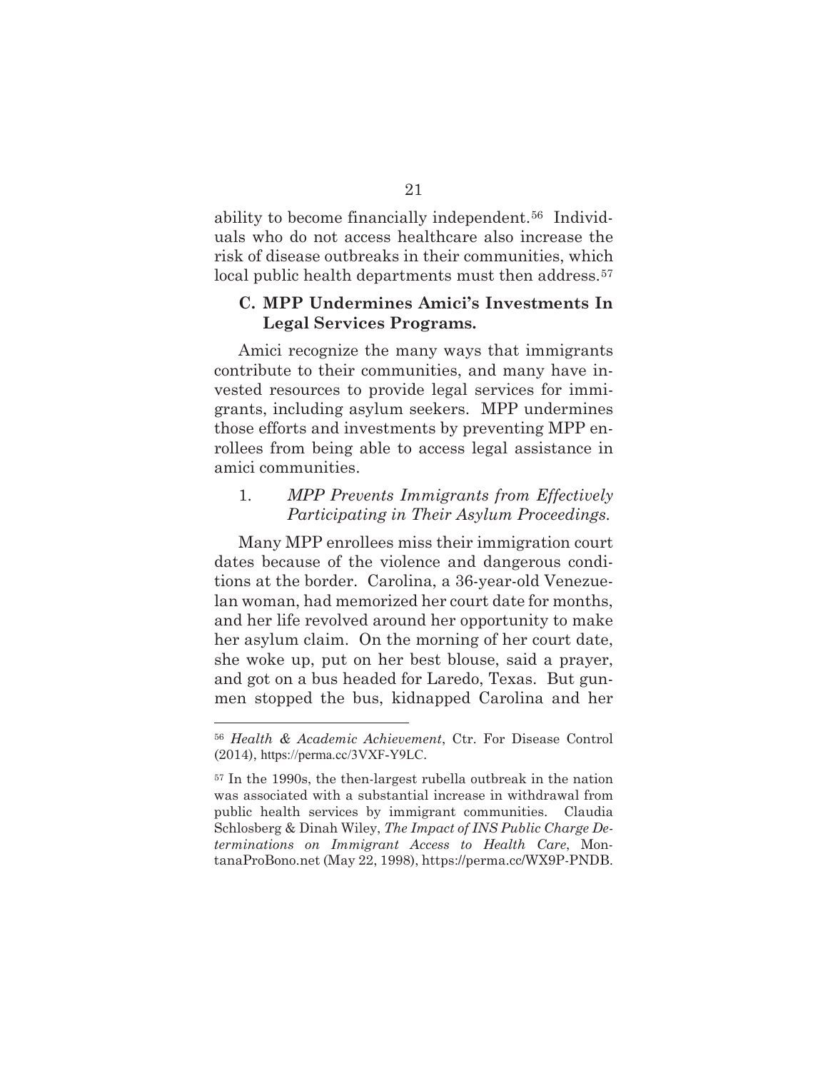ability to become financially independent.[56] Individuals who do not access healthcare also increase the risk of disease outbreaks in their communities, which local public health departments must then address.[57]

### C. MPP Undermines Amici's Investments In Legal Services Programs.

Amici recognize the many ways that immigrants contribute to their communities, and many have invested resources to provide legal services for immigrants, including asylum seekers. MPP undermines those efforts and investments by preventing MPP enrollees from being able to access legal assistance in amici communities.

#### 1. *MPP Prevents Immigrants from Effectively Participating in Their Asylum Proceedings.*

Many MPP enrollees miss their immigration court dates because of the violence and dangerous conditions at the border. Carolina, a 36-year-old Venezuelan woman, had memorized her court date for months, and her life revolved around her opportunity to make her asylum claim. On the morning of her court date, she woke up, put on her best blouse, said a prayer, and got on a bus headed for Laredo, Texas. But gunmen stopped the bus, kidnapped Carolina and her

---

[56] *Health & Academic Achievement*, Ctr. For Disease Control (2014), https://perma.cc/3VXF-Y9LC.

[57] In the 1990s, the then-largest rubella outbreak in the nation was associated with a substantial increase in withdrawal from public health services by immigrant communities. Claudia Schlosberg & Dinah Wiley, *The Impact of INS Public Charge Determinations on Immigrant Access to Health Care*, MontanaProBono.net (May 22, 1998), https://perma.cc/WX9P-PNDB.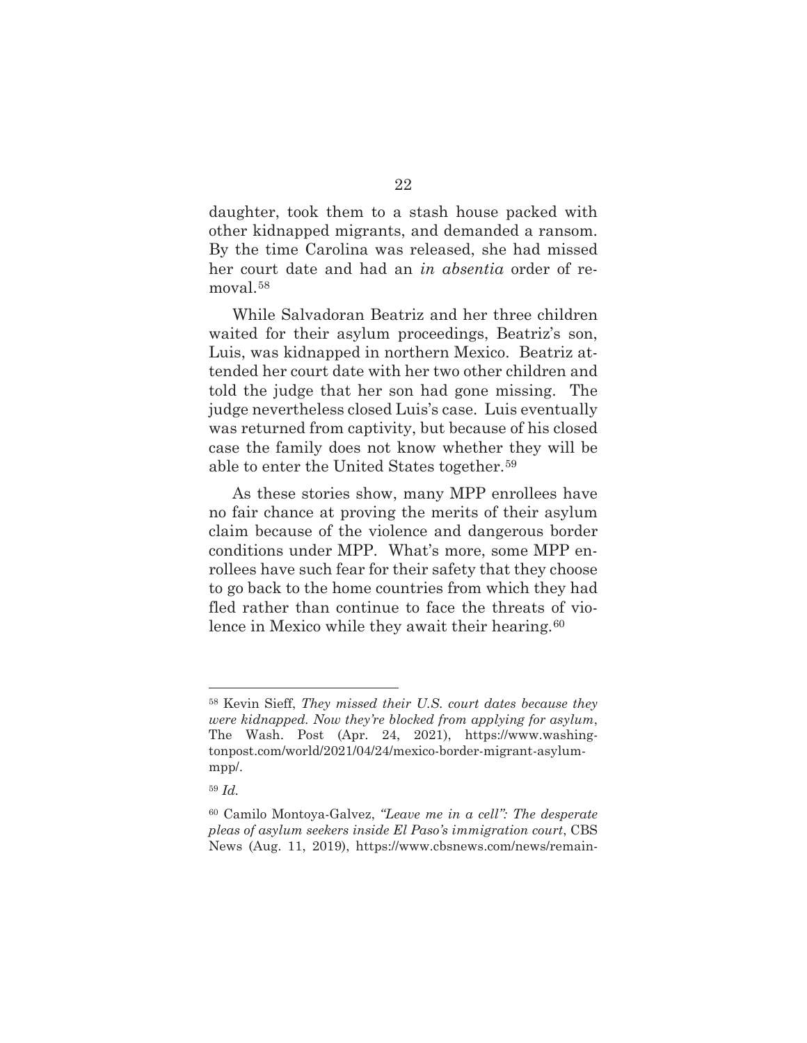daughter, took them to a stash house packed with other kidnapped migrants, and demanded a ransom. By the time Carolina was released, she had missed her court date and had an *in absentia* order of removal.[58]

While Salvadoran Beatriz and her three children waited for their asylum proceedings, Beatriz's son, Luis, was kidnapped in northern Mexico. Beatriz attended her court date with her two other children and told the judge that her son had gone missing. The judge nevertheless closed Luis's case. Luis eventually was returned from captivity, but because of his closed case the family does not know whether they will be able to enter the United States together.[59]

As these stories show, many MPP enrollees have no fair chance at proving the merits of their asylum claim because of the violence and dangerous border conditions under MPP. What's more, some MPP enrollees have such fear for their safety that they choose to go back to the home countries from which they had fled rather than continue to face the threats of violence in Mexico while they await their hearing.[60]

---

[58] Kevin Sieff, *They missed their U.S. court dates because they were kidnapped. Now they're blocked from applying for asylum*, The Wash. Post (Apr. 24, 2021), https://www.washingtonpost.com/world/2021/04/24/mexico-border-migrant-asylum-mpp/.

[59] *Id.*

[60] Camilo Montoya-Galvez, *"Leave me in a cell": The desperate pleas of asylum seekers inside El Paso's immigration court*, CBS News (Aug. 11, 2019), https://www.cbsnews.com/news/remain-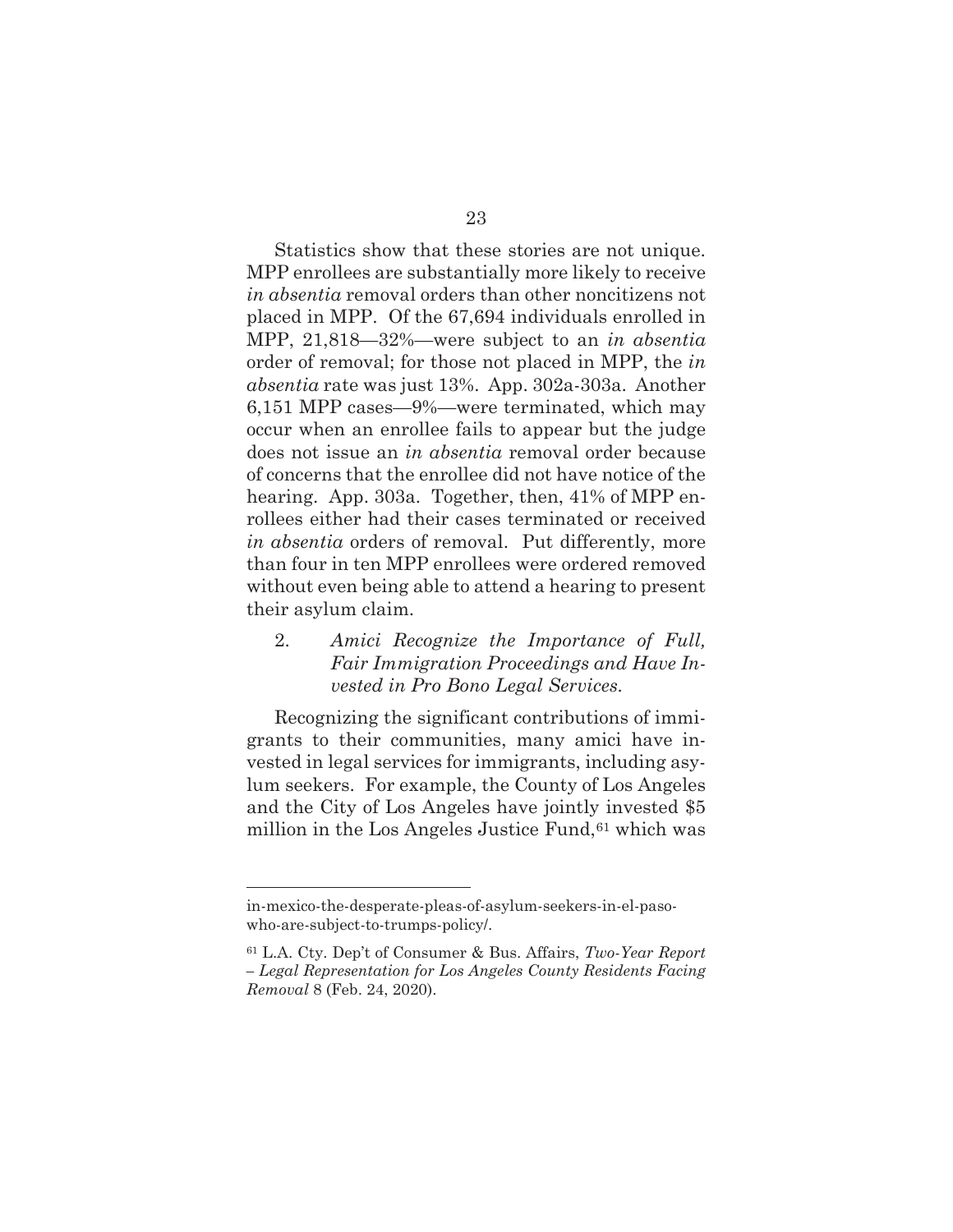Statistics show that these stories are not unique. MPP enrollees are substantially more likely to receive *in absentia* removal orders than other noncitizens not placed in MPP. Of the 67,694 individuals enrolled in MPP, 21,818—32%—were subject to an *in absentia* order of removal; for those not placed in MPP, the *in absentia* rate was just 13%. App. 302a-303a. Another 6,151 MPP cases—9%—were terminated, which may occur when an enrollee fails to appear but the judge does not issue an *in absentia* removal order because of concerns that the enrollee did not have notice of the hearing. App. 303a. Together, then, 41% of MPP enrollees either had their cases terminated or received *in absentia* orders of removal. Put differently, more than four in ten MPP enrollees were ordered removed without even being able to attend a hearing to present their asylum claim.

2. *Amici Recognize the Importance of Full, Fair Immigration Proceedings and Have Invested in Pro Bono Legal Services.*

Recognizing the significant contributions of immigrants to their communities, many amici have invested in legal services for immigrants, including asylum seekers. For example, the County of Los Angeles and the City of Los Angeles have jointly invested $5 million in the Los Angeles Justice Fund,[61] which was

---

in-mexico-the-desperate-pleas-of-asylum-seekers-in-el-paso-who-are-subject-to-trumps-policy/.

[61] L.A. Cty. Dep't of Consumer & Bus. Affairs, *Two-Year Report – Legal Representation for Los Angeles County Residents Facing Removal* 8 (Feb. 24, 2020).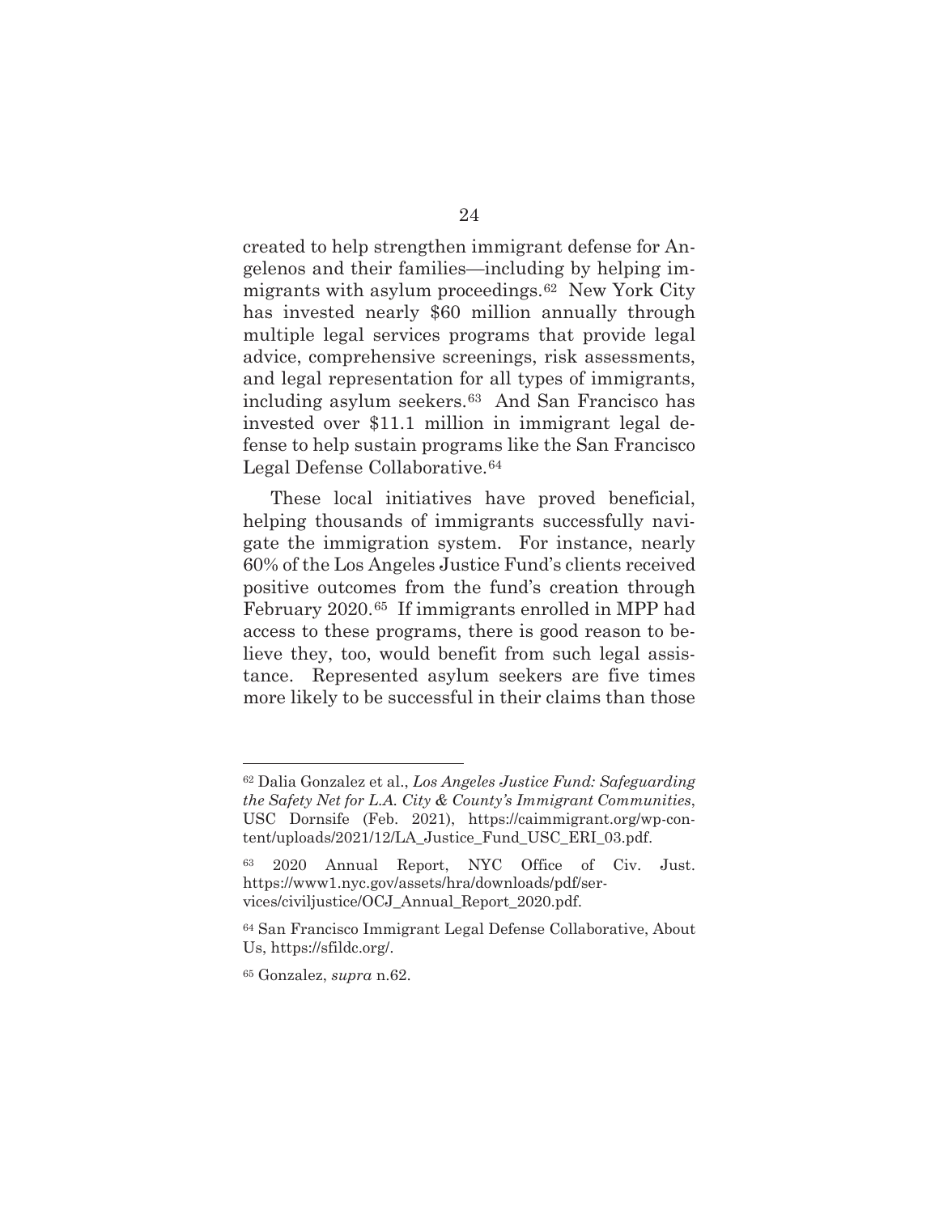created to help strengthen immigrant defense for Angelenos and their families—including by helping immigrants with asylum proceedings.[62] New York City has invested nearly $60 million annually through multiple legal services programs that provide legal advice, comprehensive screenings, risk assessments, and legal representation for all types of immigrants, including asylum seekers.[63] And San Francisco has invested over $11.1 million in immigrant legal defense to help sustain programs like the San Francisco Legal Defense Collaborative.[64]

These local initiatives have proved beneficial, helping thousands of immigrants successfully navigate the immigration system. For instance, nearly 60% of the Los Angeles Justice Fund's clients received positive outcomes from the fund's creation through February 2020.[65] If immigrants enrolled in MPP had access to these programs, there is good reason to believe they, too, would benefit from such legal assistance. Represented asylum seekers are five times more likely to be successful in their claims than those

---

[62] Dalia Gonzalez et al., *Los Angeles Justice Fund: Safeguarding the Safety Net for L.A. City & County's Immigrant Communities*, USC Dornsife (Feb. 2021), https://caimmigrant.org/wp-content/uploads/2021/12/LA_Justice_Fund_USC_ERI_03.pdf.

[63] 2020 Annual Report, NYC Office of Civ. Just. https://www1.nyc.gov/assets/hra/downloads/pdf/services/civiljustice/OCJ_Annual_Report_2020.pdf.

[64] San Francisco Immigrant Legal Defense Collaborative, About Us, https://sfildc.org/.

[65] Gonzalez, *supra* n.62.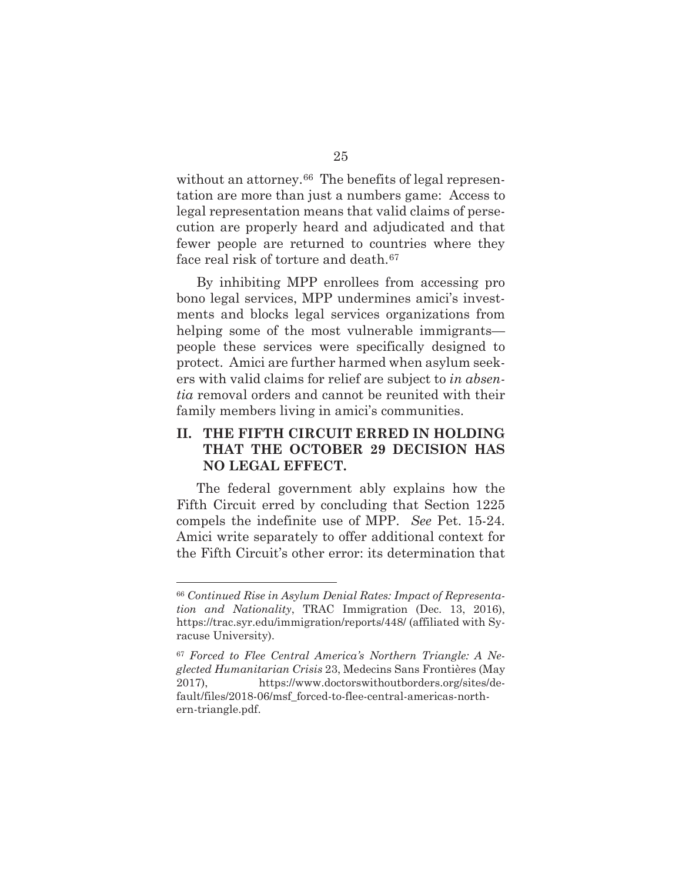without an attorney.[66] The benefits of legal representation are more than just a numbers game: Access to legal representation means that valid claims of persecution are properly heard and adjudicated and that fewer people are returned to countries where they face real risk of torture and death.[67]

By inhibiting MPP enrollees from accessing pro bono legal services, MPP undermines amici's investments and blocks legal services organizations from helping some of the most vulnerable immigrants—people these services were specifically designed to protect. Amici are further harmed when asylum seekers with valid claims for relief are subject to *in absentia* removal orders and cannot be reunited with their family members living in amici's communities.

## II. THE FIFTH CIRCUIT ERRED IN HOLDING THAT THE OCTOBER 29 DECISION HAS NO LEGAL EFFECT.

The federal government ably explains how the Fifth Circuit erred by concluding that Section 1225 compels the indefinite use of MPP. *See* Pet. 15-24. Amici write separately to offer additional context for the Fifth Circuit's other error: its determination that

---

[66] *Continued Rise in Asylum Denial Rates: Impact of Representation and Nationality*, TRAC Immigration (Dec. 13, 2016), https://trac.syr.edu/immigration/reports/448/ (affiliated with Syracuse University).

[67] *Forced to Flee Central America's Northern Triangle: A Neglected Humanitarian Crisis* 23, Medecins Sans Frontières (May 2017), https://www.doctorswithoutborders.org/sites/default/files/2018-06/msf_forced-to-flee-central-americas-northern-triangle.pdf.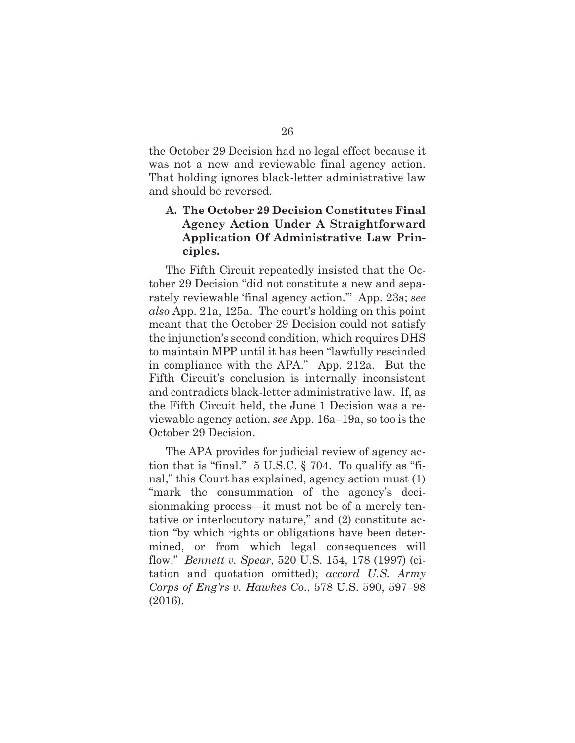the October 29 Decision had no legal effect because it was not a new and reviewable final agency action. That holding ignores black-letter administrative law and should be reversed.

### A. The October 29 Decision Constitutes Final Agency Action Under A Straightforward Application Of Administrative Law Principles.

The Fifth Circuit repeatedly insisted that the October 29 Decision "did not constitute a new and separately reviewable 'final agency action.'" App. 23a; *see also* App. 21a, 125a. The court's holding on this point meant that the October 29 Decision could not satisfy the injunction's second condition, which requires DHS to maintain MPP until it has been "lawfully rescinded in compliance with the APA." App. 212a. But the Fifth Circuit's conclusion is internally inconsistent and contradicts black-letter administrative law. If, as the Fifth Circuit held, the June 1 Decision was a reviewable agency action, *see* App. 16a–19a, so too is the October 29 Decision.

The APA provides for judicial review of agency action that is "final." 5 U.S.C. § 704. To qualify as "final," this Court has explained, agency action must (1) "mark the consummation of the agency's decisionmaking process—it must not be of a merely tentative or interlocutory nature," and (2) constitute action "by which rights or obligations have been determined, or from which legal consequences will flow." *Bennett v. Spear*, 520 U.S. 154, 178 (1997) (citation and quotation omitted); *accord U.S. Army Corps of Eng'rs v. Hawkes Co.*, 578 U.S. 590, 597–98 (2016).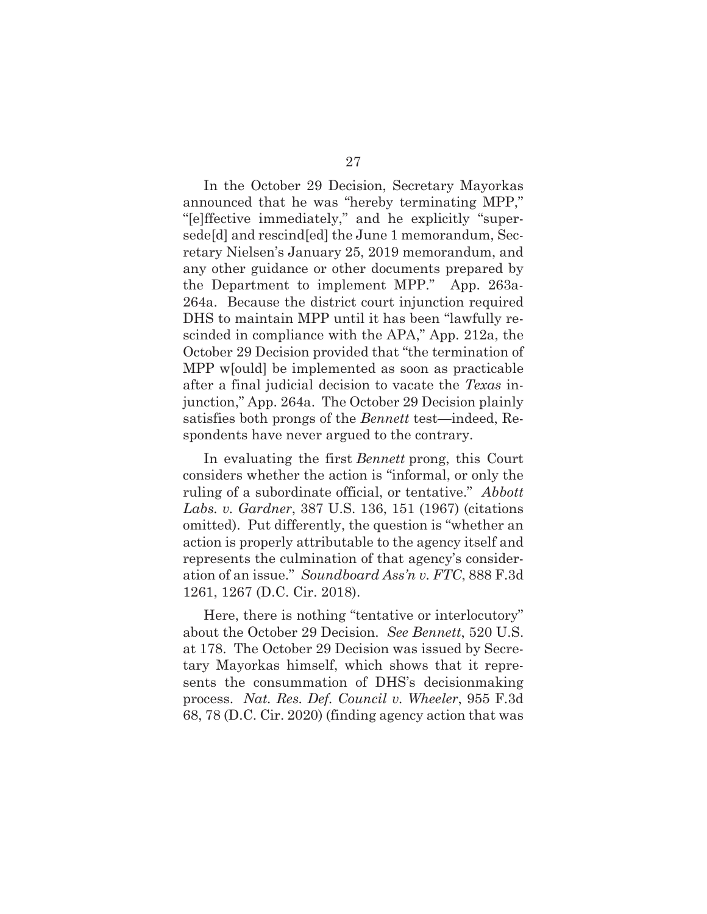In the October 29 Decision, Secretary Mayorkas announced that he was "hereby terminating MPP," "[e]ffective immediately," and he explicitly "supersede[d] and rescind[ed] the June 1 memorandum, Secretary Nielsen's January 25, 2019 memorandum, and any other guidance or other documents prepared by the Department to implement MPP." App. 263a-264a. Because the district court injunction required DHS to maintain MPP until it has been "lawfully rescinded in compliance with the APA," App. 212a, the October 29 Decision provided that "the termination of MPP w[ould] be implemented as soon as practicable after a final judicial decision to vacate the *Texas* injunction," App. 264a. The October 29 Decision plainly satisfies both prongs of the *Bennett* test—indeed, Respondents have never argued to the contrary.

In evaluating the first *Bennett* prong, this Court considers whether the action is "informal, or only the ruling of a subordinate official, or tentative." *Abbott Labs. v. Gardner*, 387 U.S. 136, 151 (1967) (citations omitted). Put differently, the question is "whether an action is properly attributable to the agency itself and represents the culmination of that agency's consideration of an issue." *Soundboard Ass'n v. FTC*, 888 F.3d 1261, 1267 (D.C. Cir. 2018).

Here, there is nothing "tentative or interlocutory" about the October 29 Decision. *See Bennett*, 520 U.S. at 178. The October 29 Decision was issued by Secretary Mayorkas himself, which shows that it represents the consummation of DHS's decisionmaking process. *Nat. Res. Def. Council v. Wheeler*, 955 F.3d 68, 78 (D.C. Cir. 2020) (finding agency action that was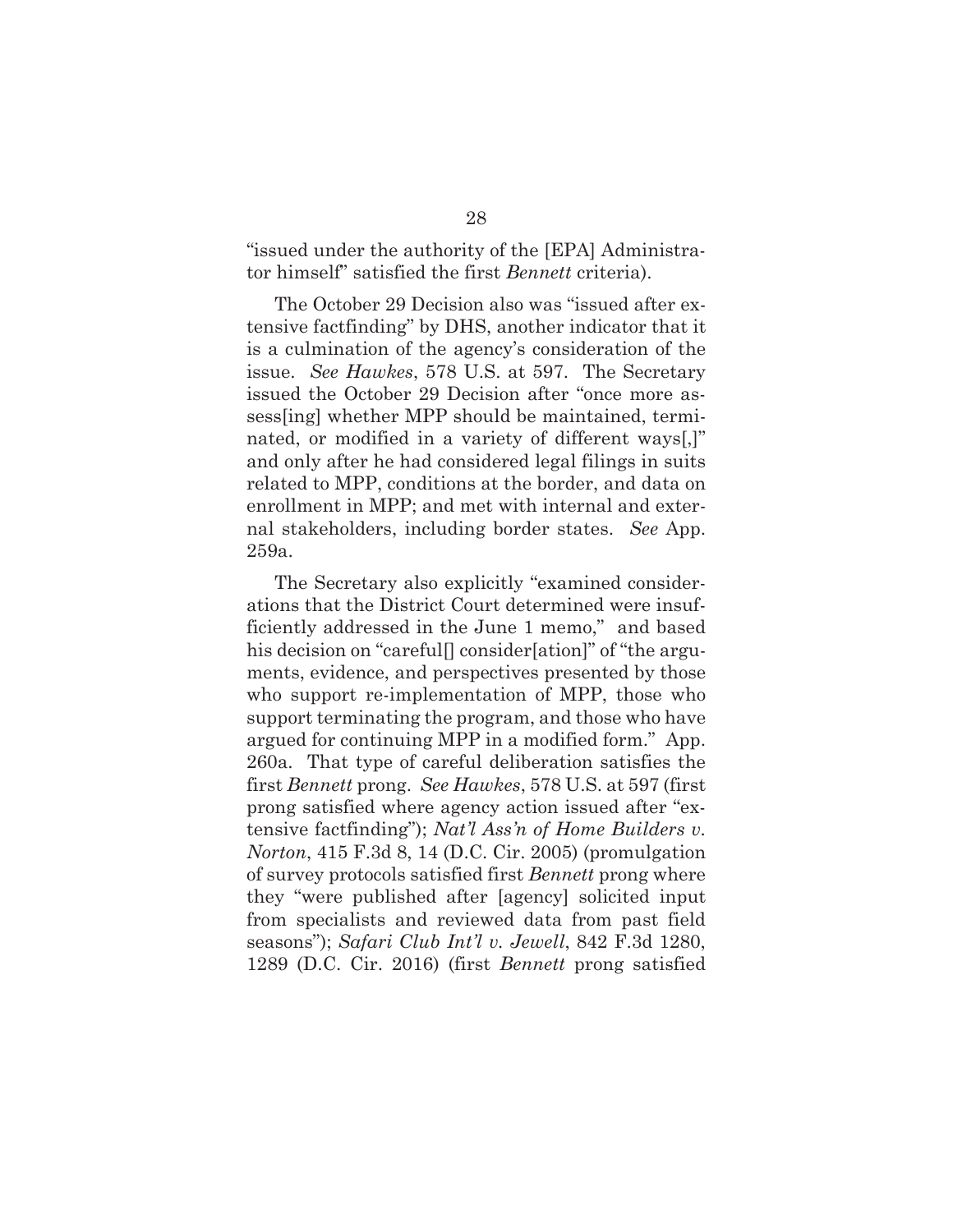"issued under the authority of the [EPA] Administrator himself" satisfied the first *Bennett* criteria).

The October 29 Decision also was "issued after extensive factfinding" by DHS, another indicator that it is a culmination of the agency's consideration of the issue. *See Hawkes*, 578 U.S. at 597. The Secretary issued the October 29 Decision after "once more assess[ing] whether MPP should be maintained, terminated, or modified in a variety of different ways[,]" and only after he had considered legal filings in suits related to MPP, conditions at the border, and data on enrollment in MPP; and met with internal and external stakeholders, including border states. *See* App. 259a.

The Secretary also explicitly "examined considerations that the District Court determined were insufficiently addressed in the June 1 memo," and based his decision on "careful[] consider[ation]" of "the arguments, evidence, and perspectives presented by those who support re-implementation of MPP, those who support terminating the program, and those who have argued for continuing MPP in a modified form." App. 260a. That type of careful deliberation satisfies the first *Bennett* prong. *See Hawkes*, 578 U.S. at 597 (first prong satisfied where agency action issued after "extensive factfinding"); *Nat'l Ass'n of Home Builders v. Norton*, 415 F.3d 8, 14 (D.C. Cir. 2005) (promulgation of survey protocols satisfied first *Bennett* prong where they "were published after [agency] solicited input from specialists and reviewed data from past field seasons"); *Safari Club Int'l v. Jewell*, 842 F.3d 1280, 1289 (D.C. Cir. 2016) (first *Bennett* prong satisfied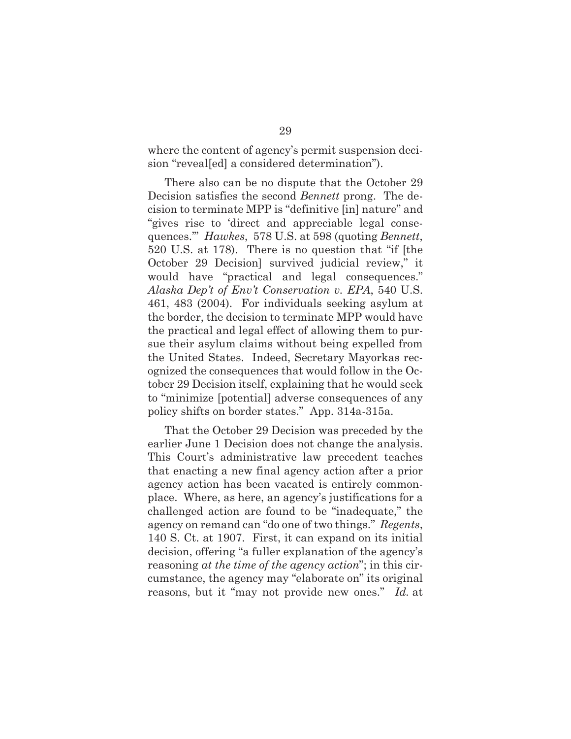where the content of agency's permit suspension decision "reveal[ed] a considered determination").

There also can be no dispute that the October 29 Decision satisfies the second *Bennett* prong. The decision to terminate MPP is "definitive [in] nature" and "gives rise to 'direct and appreciable legal consequences.'" *Hawkes*, 578 U.S. at 598 (quoting *Bennett*, 520 U.S. at 178). There is no question that "if [the October 29 Decision] survived judicial review," it would have "practical and legal consequences." *Alaska Dep't of Env't Conservation v. EPA*, 540 U.S. 461, 483 (2004). For individuals seeking asylum at the border, the decision to terminate MPP would have the practical and legal effect of allowing them to pursue their asylum claims without being expelled from the United States. Indeed, Secretary Mayorkas recognized the consequences that would follow in the October 29 Decision itself, explaining that he would seek to "minimize [potential] adverse consequences of any policy shifts on border states." App. 314a-315a.

That the October 29 Decision was preceded by the earlier June 1 Decision does not change the analysis. This Court's administrative law precedent teaches that enacting a new final agency action after a prior agency action has been vacated is entirely commonplace. Where, as here, an agency's justifications for a challenged action are found to be "inadequate," the agency on remand can "do one of two things." *Regents*, 140 S. Ct. at 1907. First, it can expand on its initial decision, offering "a fuller explanation of the agency's reasoning *at the time of the agency action*"; in this circumstance, the agency may "elaborate on" its original reasons, but it "may not provide new ones." *Id.* at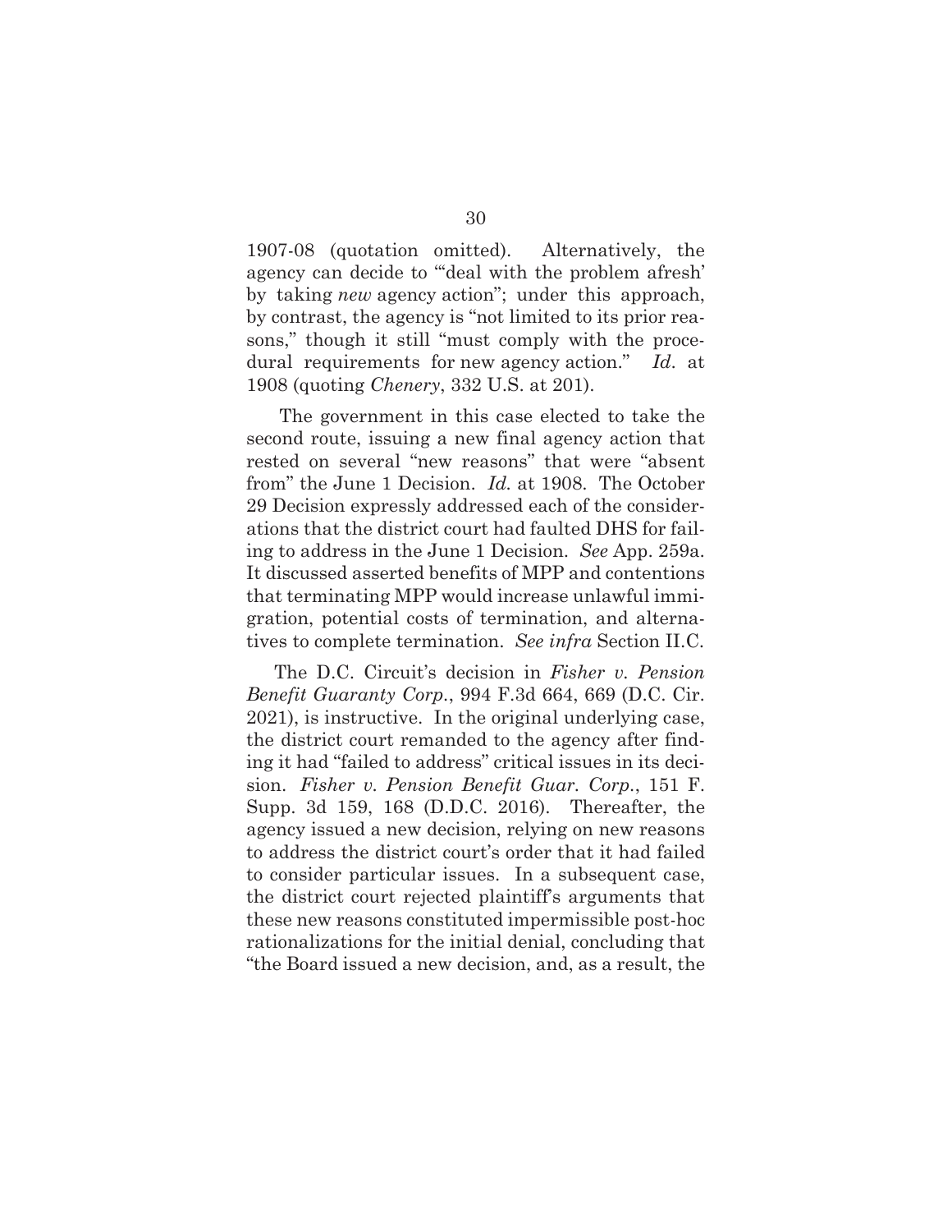1907-08 (quotation omitted). Alternatively, the agency can decide to "'deal with the problem afresh' by taking *new* agency action"; under this approach, by contrast, the agency is "not limited to its prior reasons," though it still "must comply with the procedural requirements for new agency action." *Id*. at 1908 (quoting *Chenery*, 332 U.S. at 201).

The government in this case elected to take the second route, issuing a new final agency action that rested on several "new reasons" that were "absent from" the June 1 Decision. *Id.* at 1908. The October 29 Decision expressly addressed each of the considerations that the district court had faulted DHS for failing to address in the June 1 Decision. *See* App. 259a. It discussed asserted benefits of MPP and contentions that terminating MPP would increase unlawful immigration, potential costs of termination, and alternatives to complete termination. *See infra* Section II.C.

The D.C. Circuit's decision in *Fisher v. Pension Benefit Guaranty Corp*., 994 F.3d 664, 669 (D.C. Cir. 2021), is instructive. In the original underlying case, the district court remanded to the agency after finding it had "failed to address" critical issues in its decision. *Fisher v. Pension Benefit Guar. Corp*., 151 F. Supp. 3d 159, 168 (D.D.C. 2016). Thereafter, the agency issued a new decision, relying on new reasons to address the district court's order that it had failed to consider particular issues. In a subsequent case, the district court rejected plaintiff's arguments that these new reasons constituted impermissible post-hoc rationalizations for the initial denial, concluding that "the Board issued a new decision, and, as a result, the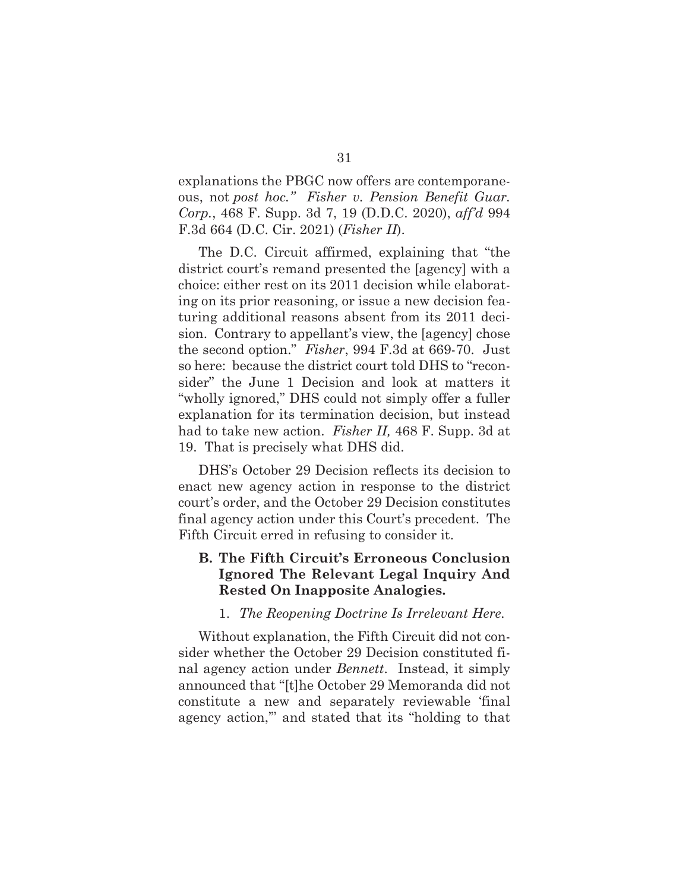explanations the PBGC now offers are contemporaneous, not *post hoc.*" *Fisher v. Pension Benefit Guar. Corp.*, 468 F. Supp. 3d 7, 19 (D.D.C. 2020), *aff'd* 994 F.3d 664 (D.C. Cir. 2021) (*Fisher II*).

The D.C. Circuit affirmed, explaining that "the district court's remand presented the [agency] with a choice: either rest on its 2011 decision while elaborating on its prior reasoning, or issue a new decision featuring additional reasons absent from its 2011 decision. Contrary to appellant's view, the [agency] chose the second option." *Fisher*, 994 F.3d at 669-70. Just so here: because the district court told DHS to "reconsider" the June 1 Decision and look at matters it "wholly ignored," DHS could not simply offer a fuller explanation for its termination decision, but instead had to take new action. *Fisher II,* 468 F. Supp. 3d at 19. That is precisely what DHS did.

DHS's October 29 Decision reflects its decision to enact new agency action in response to the district court's order, and the October 29 Decision constitutes final agency action under this Court's precedent. The Fifth Circuit erred in refusing to consider it.

### B. The Fifth Circuit's Erroneous Conclusion Ignored The Relevant Legal Inquiry And Rested On Inapposite Analogies.

#### 1. *The Reopening Doctrine Is Irrelevant Here.*

Without explanation, the Fifth Circuit did not consider whether the October 29 Decision constituted final agency action under *Bennett*. Instead, it simply announced that "[t]he October 29 Memoranda did not constitute a new and separately reviewable 'final agency action,'" and stated that its "holding to that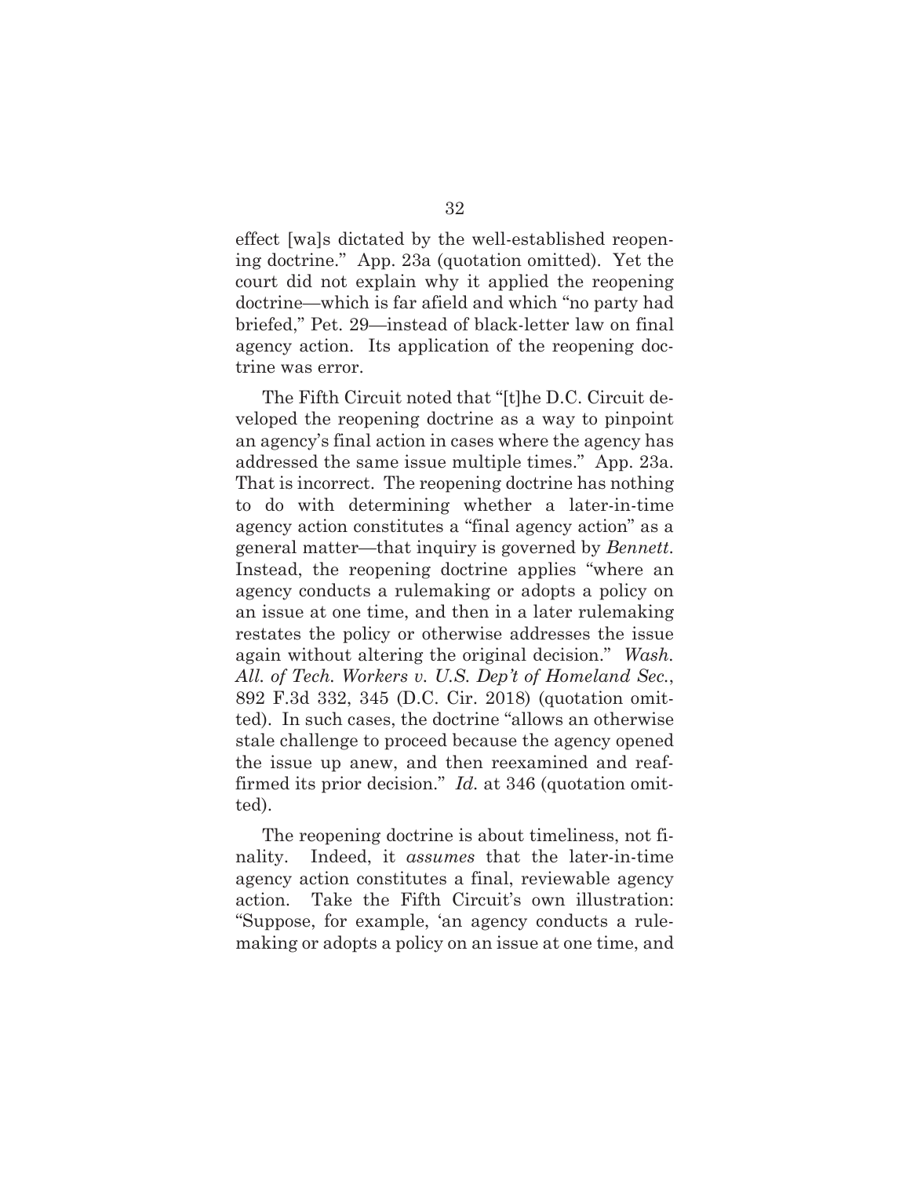effect [wa]s dictated by the well-established reopening doctrine." App. 23a (quotation omitted). Yet the court did not explain why it applied the reopening doctrine—which is far afield and which "no party had briefed," Pet. 29—instead of black-letter law on final agency action. Its application of the reopening doctrine was error.

The Fifth Circuit noted that "[t]he D.C. Circuit developed the reopening doctrine as a way to pinpoint an agency's final action in cases where the agency has addressed the same issue multiple times." App. 23a. That is incorrect. The reopening doctrine has nothing to do with determining whether a later-in-time agency action constitutes a "final agency action" as a general matter—that inquiry is governed by *Bennett*. Instead, the reopening doctrine applies "where an agency conducts a rulemaking or adopts a policy on an issue at one time, and then in a later rulemaking restates the policy or otherwise addresses the issue again without altering the original decision." *Wash. All. of Tech. Workers v. U.S. Dep't of Homeland Sec.*, 892 F.3d 332, 345 (D.C. Cir. 2018) (quotation omitted). In such cases, the doctrine "allows an otherwise stale challenge to proceed because the agency opened the issue up anew, and then reexamined and reaffirmed its prior decision." *Id.* at 346 (quotation omitted).

The reopening doctrine is about timeliness, not finality. Indeed, it *assumes* that the later-in-time agency action constitutes a final, reviewable agency action. Take the Fifth Circuit's own illustration: "Suppose, for example, 'an agency conducts a rulemaking or adopts a policy on an issue at one time, and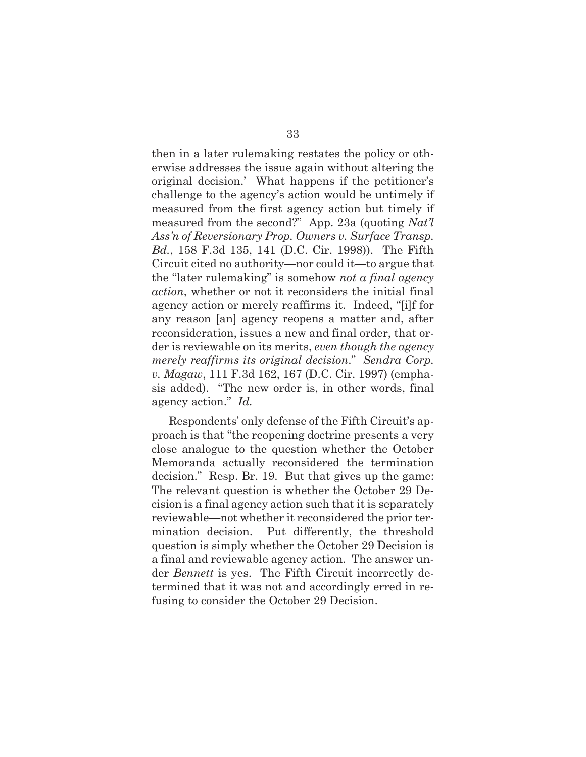then in a later rulemaking restates the policy or otherwise addresses the issue again without altering the original decision.' What happens if the petitioner's challenge to the agency's action would be untimely if measured from the first agency action but timely if measured from the second?" App. 23a (quoting *Nat'l Ass'n of Reversionary Prop. Owners v. Surface Transp. Bd.*, 158 F.3d 135, 141 (D.C. Cir. 1998)). The Fifth Circuit cited no authority—nor could it—to argue that the "later rulemaking" is somehow *not a final agency action*, whether or not it reconsiders the initial final agency action or merely reaffirms it. Indeed, "[i]f for any reason [an] agency reopens a matter and, after reconsideration, issues a new and final order, that order is reviewable on its merits, *even though the agency merely reaffirms its original decision*." *Sendra Corp. v. Magaw*, 111 F.3d 162, 167 (D.C. Cir. 1997) (emphasis added). "The new order is, in other words, final agency action." *Id.*

Respondents' only defense of the Fifth Circuit's approach is that "the reopening doctrine presents a very close analogue to the question whether the October Memoranda actually reconsidered the termination decision." Resp. Br. 19. But that gives up the game: The relevant question is whether the October 29 Decision is a final agency action such that it is separately reviewable—not whether it reconsidered the prior termination decision. Put differently, the threshold question is simply whether the October 29 Decision is a final and reviewable agency action. The answer under *Bennett* is yes. The Fifth Circuit incorrectly determined that it was not and accordingly erred in refusing to consider the October 29 Decision.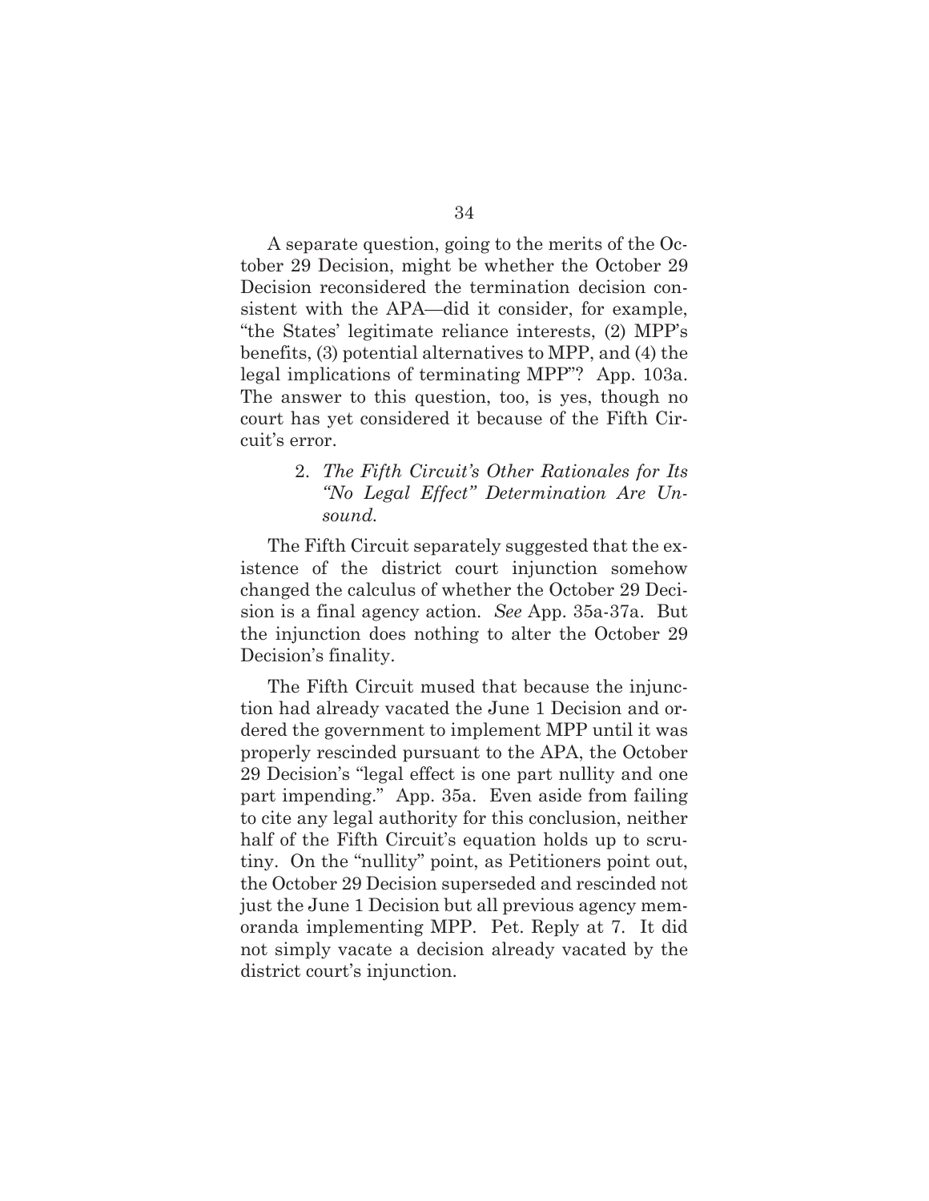A separate question, going to the merits of the October 29 Decision, might be whether the October 29 Decision reconsidered the termination decision consistent with the APA—did it consider, for example, "the States' legitimate reliance interests, (2) MPP's benefits, (3) potential alternatives to MPP, and (4) the legal implications of terminating MPP"? App. 103a. The answer to this question, too, is yes, though no court has yet considered it because of the Fifth Circuit's error.

### 2. *The Fifth Circuit's Other Rationales for Its "No Legal Effect" Determination Are Unsound.*

The Fifth Circuit separately suggested that the existence of the district court injunction somehow changed the calculus of whether the October 29 Decision is a final agency action. *See* App. 35a-37a. But the injunction does nothing to alter the October 29 Decision's finality.

The Fifth Circuit mused that because the injunction had already vacated the June 1 Decision and ordered the government to implement MPP until it was properly rescinded pursuant to the APA, the October 29 Decision's "legal effect is one part nullity and one part impending." App. 35a. Even aside from failing to cite any legal authority for this conclusion, neither half of the Fifth Circuit's equation holds up to scrutiny. On the "nullity" point, as Petitioners point out, the October 29 Decision superseded and rescinded not just the June 1 Decision but all previous agency memoranda implementing MPP. Pet. Reply at 7. It did not simply vacate a decision already vacated by the district court's injunction.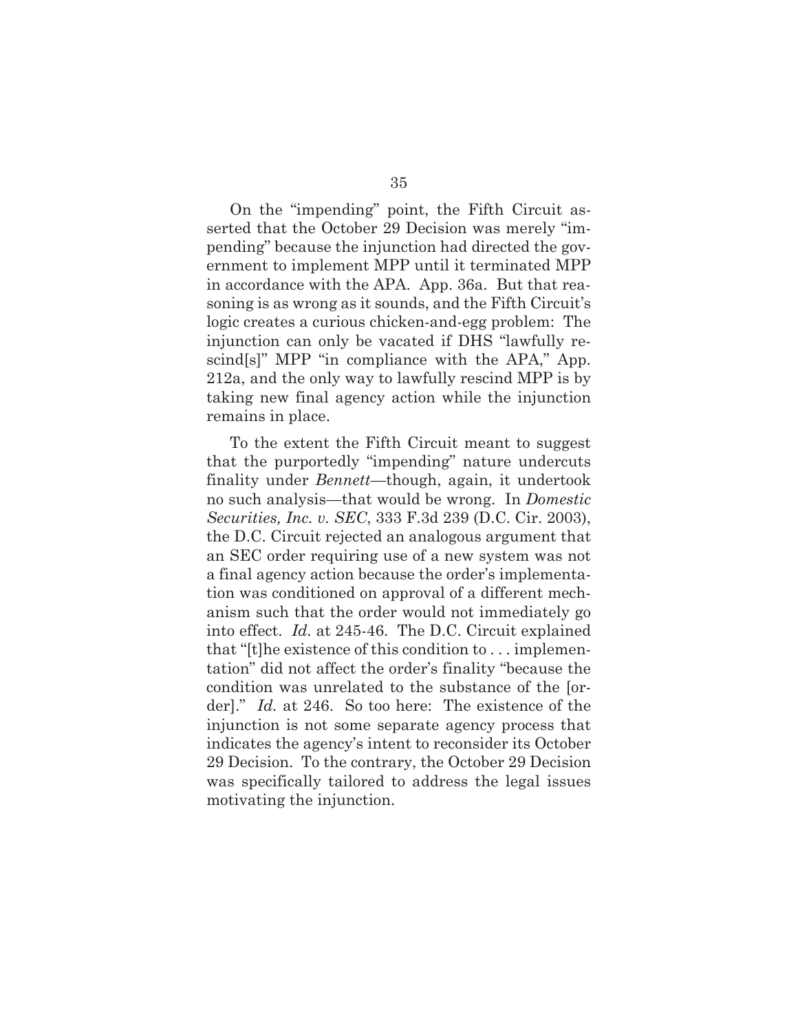On the "impending" point, the Fifth Circuit asserted that the October 29 Decision was merely "impending" because the injunction had directed the government to implement MPP until it terminated MPP in accordance with the APA. App. 36a. But that reasoning is as wrong as it sounds, and the Fifth Circuit's logic creates a curious chicken-and-egg problem: The injunction can only be vacated if DHS "lawfully rescind[s]" MPP "in compliance with the APA," App. 212a, and the only way to lawfully rescind MPP is by taking new final agency action while the injunction remains in place.

To the extent the Fifth Circuit meant to suggest that the purportedly "impending" nature undercuts finality under *Bennett*—though, again, it undertook no such analysis—that would be wrong. In *Domestic Securities, Inc. v. SEC*, 333 F.3d 239 (D.C. Cir. 2003), the D.C. Circuit rejected an analogous argument that an SEC order requiring use of a new system was not a final agency action because the order's implementation was conditioned on approval of a different mechanism such that the order would not immediately go into effect. *Id.* at 245-46. The D.C. Circuit explained that "[t]he existence of this condition to . . . implementation" did not affect the order's finality "because the condition was unrelated to the substance of the [order]." *Id.* at 246. So too here: The existence of the injunction is not some separate agency process that indicates the agency's intent to reconsider its October 29 Decision. To the contrary, the October 29 Decision was specifically tailored to address the legal issues motivating the injunction.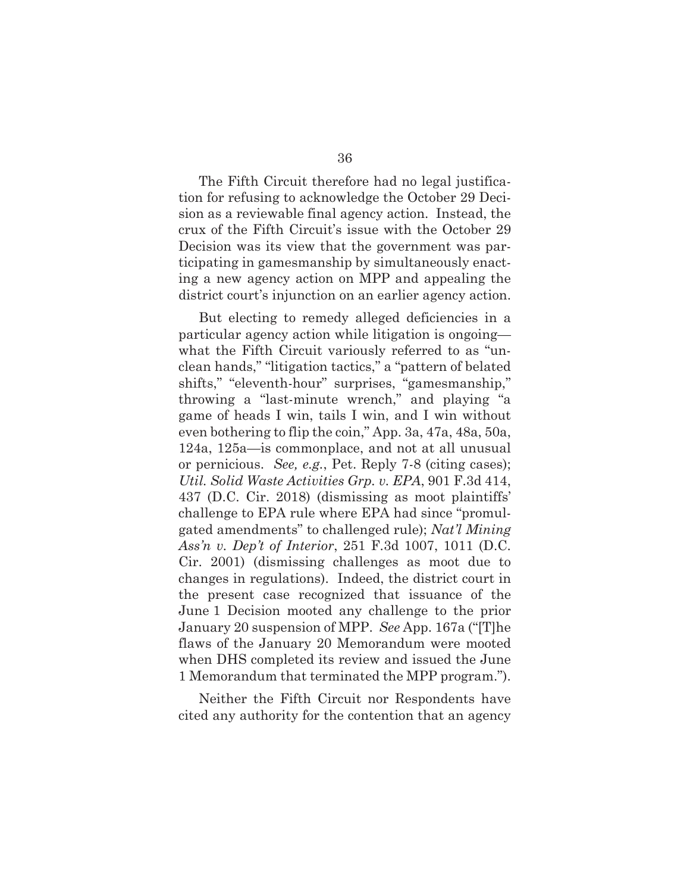The Fifth Circuit therefore had no legal justification for refusing to acknowledge the October 29 Decision as a reviewable final agency action. Instead, the crux of the Fifth Circuit's issue with the October 29 Decision was its view that the government was participating in gamesmanship by simultaneously enacting a new agency action on MPP and appealing the district court's injunction on an earlier agency action.

But electing to remedy alleged deficiencies in a particular agency action while litigation is ongoing—what the Fifth Circuit variously referred to as "unclean hands," "litigation tactics," a "pattern of belated shifts," "eleventh-hour" surprises, "gamesmanship," throwing a "last-minute wrench," and playing "a game of heads I win, tails I win, and I win without even bothering to flip the coin," App. 3a, 47a, 48a, 50a, 124a, 125a—is commonplace, and not at all unusual or pernicious. *See, e.g.*, Pet. Reply 7-8 (citing cases); *Util. Solid Waste Activities Grp. v. EPA*, 901 F.3d 414, 437 (D.C. Cir. 2018) (dismissing as moot plaintiffs' challenge to EPA rule where EPA had since "promulgated amendments" to challenged rule); *Nat'l Mining Ass'n v. Dep't of Interior*, 251 F.3d 1007, 1011 (D.C. Cir. 2001) (dismissing challenges as moot due to changes in regulations). Indeed, the district court in the present case recognized that issuance of the June 1 Decision mooted any challenge to the prior January 20 suspension of MPP. *See* App. 167a ("[T]he flaws of the January 20 Memorandum were mooted when DHS completed its review and issued the June 1 Memorandum that terminated the MPP program.").

Neither the Fifth Circuit nor Respondents have cited any authority for the contention that an agency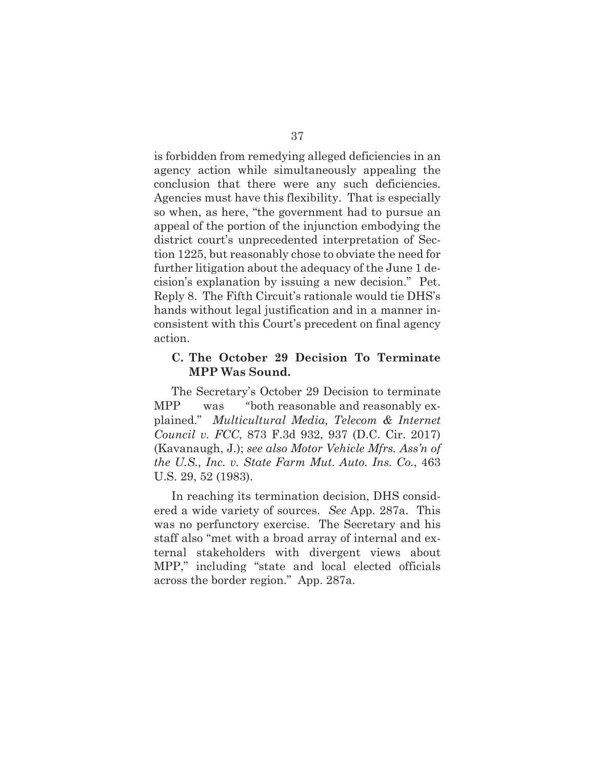is forbidden from remedying alleged deficiencies in an agency action while simultaneously appealing the conclusion that there were any such deficiencies. Agencies must have this flexibility. That is especially so when, as here, "the government had to pursue an appeal of the portion of the injunction embodying the district court's unprecedented interpretation of Section 1225, but reasonably chose to obviate the need for further litigation about the adequacy of the June 1 decision's explanation by issuing a new decision." Pet. Reply 8. The Fifth Circuit's rationale would tie DHS's hands without legal justification and in a manner inconsistent with this Court's precedent on final agency action.

### C. The October 29 Decision To Terminate MPP Was Sound.

The Secretary's October 29 Decision to terminate MPP was "both reasonable and reasonably explained." *Multicultural Media, Telecom & Internet Council v. FCC*, 873 F.3d 932, 937 (D.C. Cir. 2017) (Kavanaugh, J.); *see also Motor Vehicle Mfrs. Ass'n of the U.S., Inc. v. State Farm Mut. Auto. Ins. Co.*, 463 U.S. 29, 52 (1983).

In reaching its termination decision, DHS considered a wide variety of sources. *See* App. 287a. This was no perfunctory exercise. The Secretary and his staff also "met with a broad array of internal and external stakeholders with divergent views about MPP," including "state and local elected officials across the border region." App. 287a.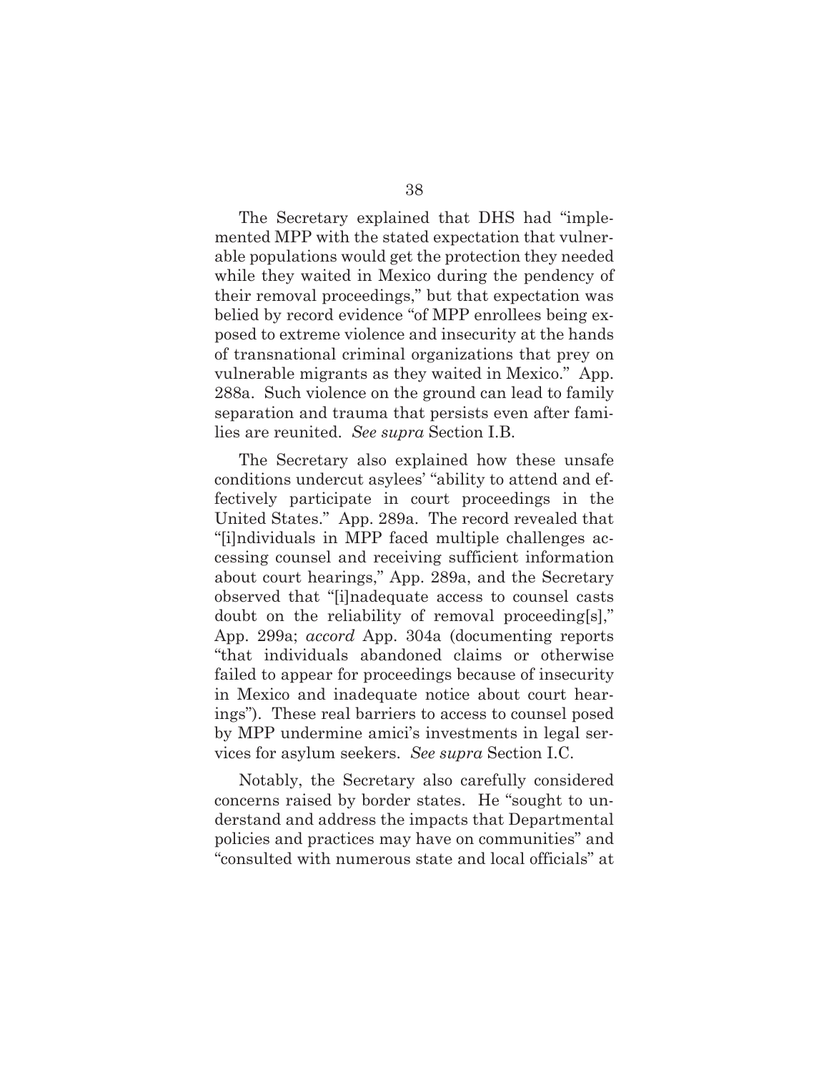The Secretary explained that DHS had "implemented MPP with the stated expectation that vulnerable populations would get the protection they needed while they waited in Mexico during the pendency of their removal proceedings," but that expectation was belied by record evidence "of MPP enrollees being exposed to extreme violence and insecurity at the hands of transnational criminal organizations that prey on vulnerable migrants as they waited in Mexico." App. 288a. Such violence on the ground can lead to family separation and trauma that persists even after families are reunited. *See supra* Section I.B.

The Secretary also explained how these unsafe conditions undercut asylees' "ability to attend and effectively participate in court proceedings in the United States." App. 289a. The record revealed that "[i]ndividuals in MPP faced multiple challenges accessing counsel and receiving sufficient information about court hearings," App. 289a, and the Secretary observed that "[i]nadequate access to counsel casts doubt on the reliability of removal proceeding[s]," App. 299a; *accord* App. 304a (documenting reports "that individuals abandoned claims or otherwise failed to appear for proceedings because of insecurity in Mexico and inadequate notice about court hearings"). These real barriers to access to counsel posed by MPP undermine amici's investments in legal services for asylum seekers. *See supra* Section I.C.

Notably, the Secretary also carefully considered concerns raised by border states. He "sought to understand and address the impacts that Departmental policies and practices may have on communities" and "consulted with numerous state and local officials" at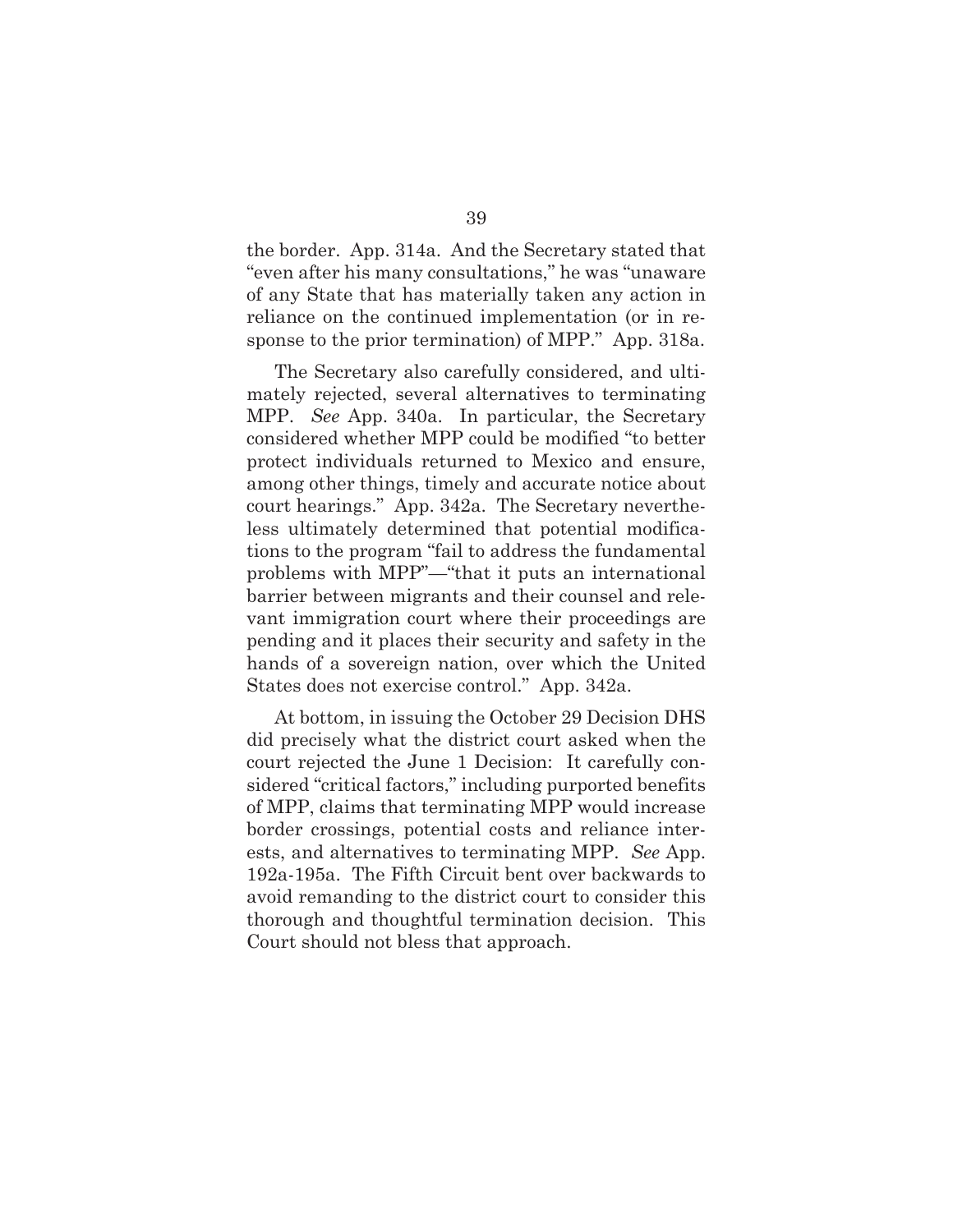the border. App. 314a. And the Secretary stated that "even after his many consultations," he was "unaware of any State that has materially taken any action in reliance on the continued implementation (or in response to the prior termination) of MPP." App. 318a.

The Secretary also carefully considered, and ultimately rejected, several alternatives to terminating MPP. *See* App. 340a. In particular, the Secretary considered whether MPP could be modified "to better protect individuals returned to Mexico and ensure, among other things, timely and accurate notice about court hearings." App. 342a. The Secretary nevertheless ultimately determined that potential modifications to the program "fail to address the fundamental problems with MPP"—"that it puts an international barrier between migrants and their counsel and relevant immigration court where their proceedings are pending and it places their security and safety in the hands of a sovereign nation, over which the United States does not exercise control." App. 342a.

At bottom, in issuing the October 29 Decision DHS did precisely what the district court asked when the court rejected the June 1 Decision: It carefully considered "critical factors," including purported benefits of MPP, claims that terminating MPP would increase border crossings, potential costs and reliance interests, and alternatives to terminating MPP. *See* App. 192a-195a. The Fifth Circuit bent over backwards to avoid remanding to the district court to consider this thorough and thoughtful termination decision. This Court should not bless that approach.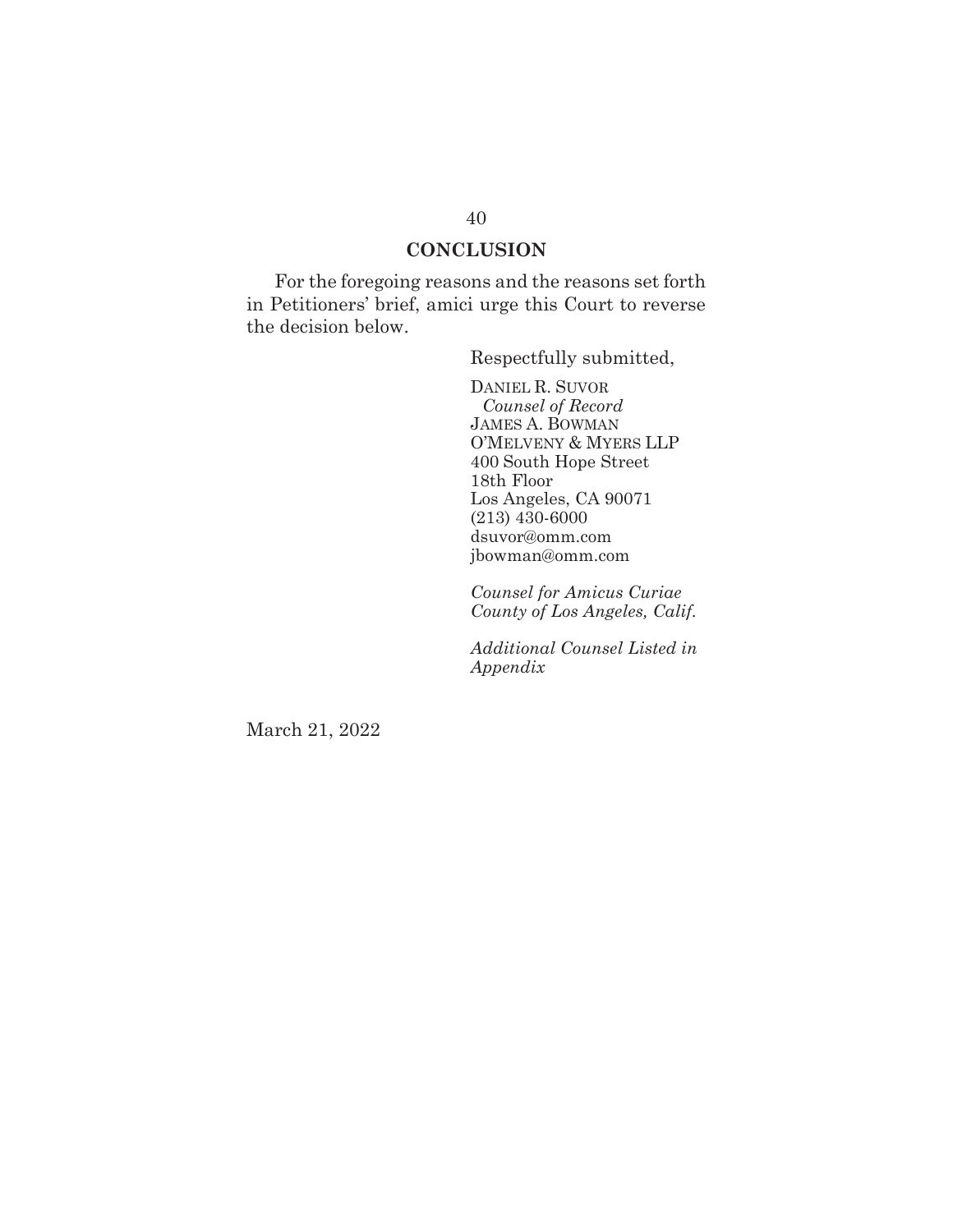## CONCLUSION

For the foregoing reasons and the reasons set forth in Petitioners' brief, amici urge this Court to reverse the decision below.

Respectfully submitted,

DANIEL R. SUVOR
*Counsel of Record*
JAMES A. BOWMAN
O'MELVENY & MYERS LLP
400 South Hope Street
18th Floor
Los Angeles, CA 90071
(213) 430-6000
dsuvor@omm.com
jbowman@omm.com

*Counsel for Amicus Curiae County of Los Angeles, Calif.*

*Additional Counsel Listed in Appendix*

March 21, 2022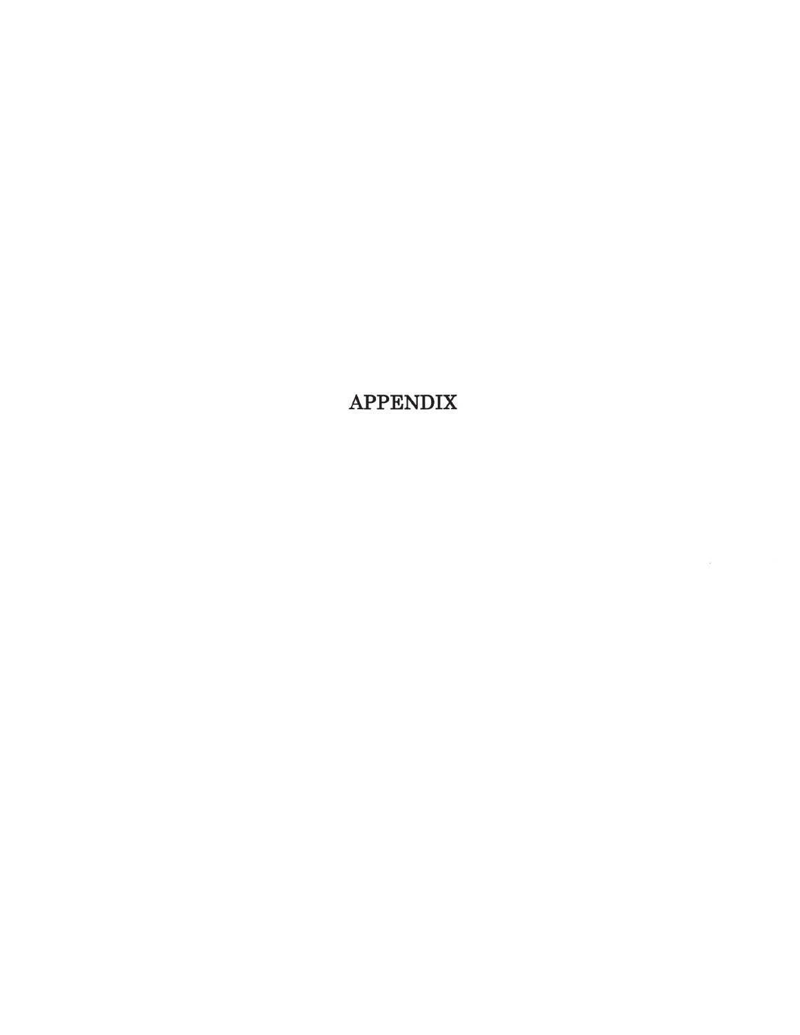# APPENDIX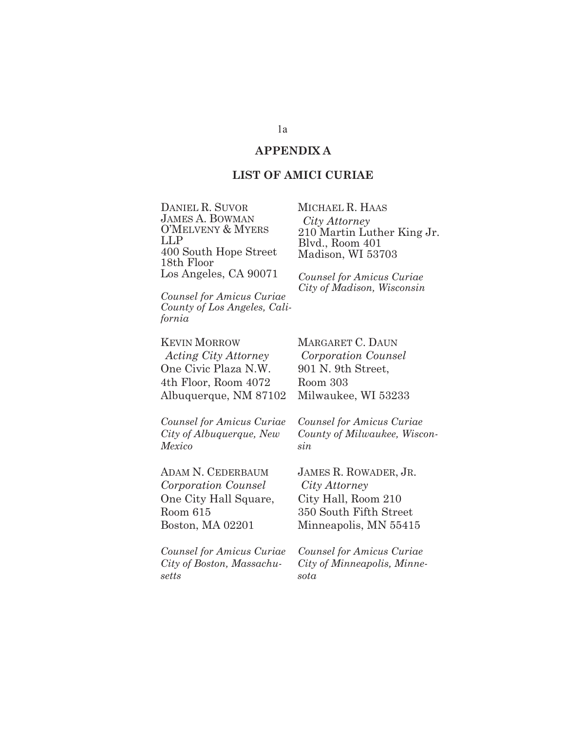## APPENDIX A

## LIST OF AMICI CURIAE

DANIEL R. SUVOR
JAMES A. BOWMAN
O'MELVENY & MYERS LLP
400 South Hope Street
18th Floor
Los Angeles, CA 90071

*Counsel for Amicus Curiae County of Los Angeles, California*

MICHAEL R. HAAS
*City Attorney*
210 Martin Luther King Jr. Blvd., Room 401
Madison, WI 53703

*Counsel for Amicus Curiae City of Madison, Wisconsin*

KEVIN MORROW
*Acting City Attorney*
One Civic Plaza N.W.
4th Floor, Room 4072
Albuquerque, NM 87102

*Counsel for Amicus Curiae City of Albuquerque, New Mexico*

MARGARET C. DAUN
*Corporation Counsel*
901 N. 9th Street,
Room 303
Milwaukee, WI 53233

*Counsel for Amicus Curiae County of Milwaukee, Wisconsin*

ADAM N. CEDERBAUM
*Corporation Counsel*
One City Hall Square,
Room 615
Boston, MA 02201

*Counsel for Amicus Curiae City of Boston, Massachusetts*

JAMES R. ROWADER, JR.
*City Attorney*
City Hall, Room 210
350 South Fifth Street
Minneapolis, MN 55415

*Counsel for Amicus Curiae City of Minneapolis, Minnesota*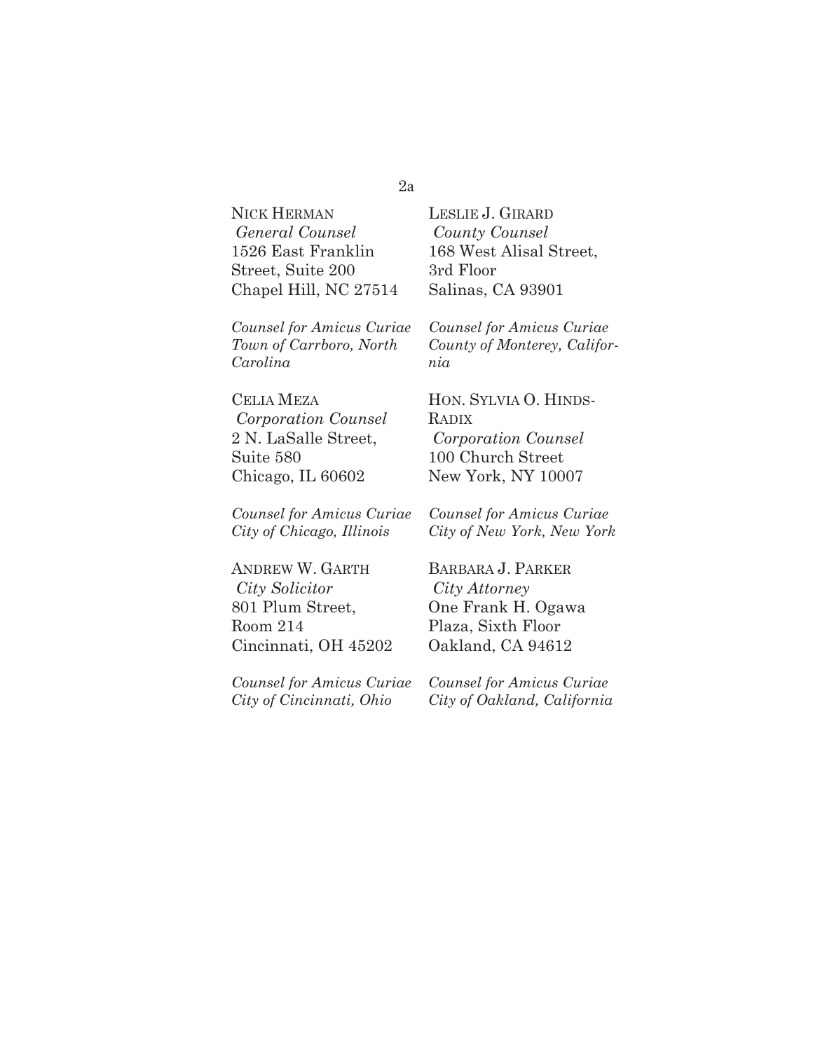NICK HERMAN
*General Counsel*
1526 East Franklin Street, Suite 200
Chapel Hill, NC 27514

*Counsel for Amicus Curiae Town of Carrboro, North Carolina*

LESLIE J. GIRARD
*County Counsel*
168 West Alisal Street, 3rd Floor
Salinas, CA 93901

*Counsel for Amicus Curiae County of Monterey, California*

CELIA MEZA
*Corporation Counsel*
2 N. LaSalle Street, Suite 580
Chicago, IL 60602

*Counsel for Amicus Curiae City of Chicago, Illinois*

HON. SYLVIA O. HINDS-RADIX
*Corporation Counsel*
100 Church Street
New York, NY 10007

*Counsel for Amicus Curiae City of New York, New York*

ANDREW W. GARTH
*City Solicitor*
801 Plum Street, Room 214
Cincinnati, OH 45202

*Counsel for Amicus Curiae City of Cincinnati, Ohio*

BARBARA J. PARKER
*City Attorney*
One Frank H. Ogawa Plaza, Sixth Floor
Oakland, CA 94612

*Counsel for Amicus Curiae City of Oakland, California*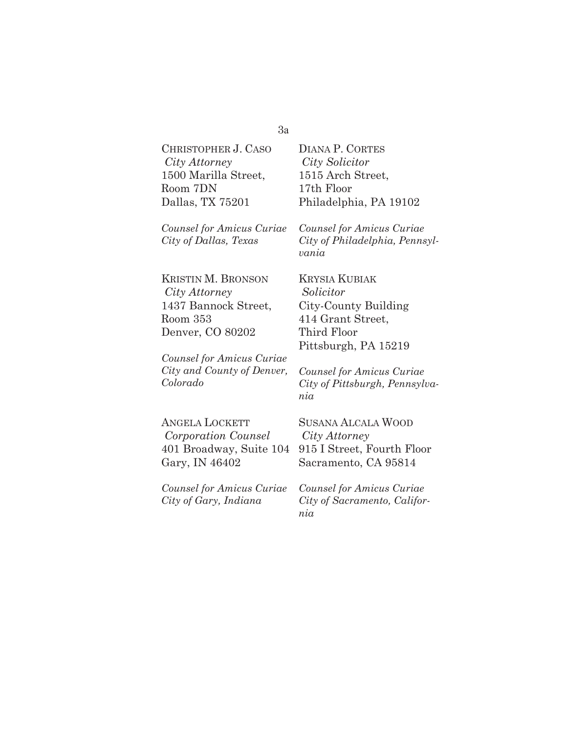CHRISTOPHER J. CASO
*City Attorney*
1500 Marilla Street,
Room 7DN
Dallas, TX 75201

*Counsel for Amicus Curiae*
*City of Dallas, Texas*

DIANA P. CORTES
*City Solicitor*
1515 Arch Street,
17th Floor
Philadelphia, PA 19102

*Counsel for Amicus Curiae*
*City of Philadelphia, Pennsylvania*

KRISTIN M. BRONSON
*City Attorney*
1437 Bannock Street,
Room 353
Denver, CO 80202

*Counsel for Amicus Curiae*
*City and County of Denver, Colorado*

KRYSIA KUBIAK
*Solicitor*
City-County Building
414 Grant Street,
Third Floor
Pittsburgh, PA 15219

*Counsel for Amicus Curiae*
*City of Pittsburgh, Pennsylvania*

ANGELA LOCKETT
*Corporation Counsel*
401 Broadway, Suite 104
Gary, IN 46402

*Counsel for Amicus Curiae*
*City of Gary, Indiana*

SUSANA ALCALA WOOD
*City Attorney*
915 I Street, Fourth Floor
Sacramento, CA 95814

*Counsel for Amicus Curiae*
*City of Sacramento, California*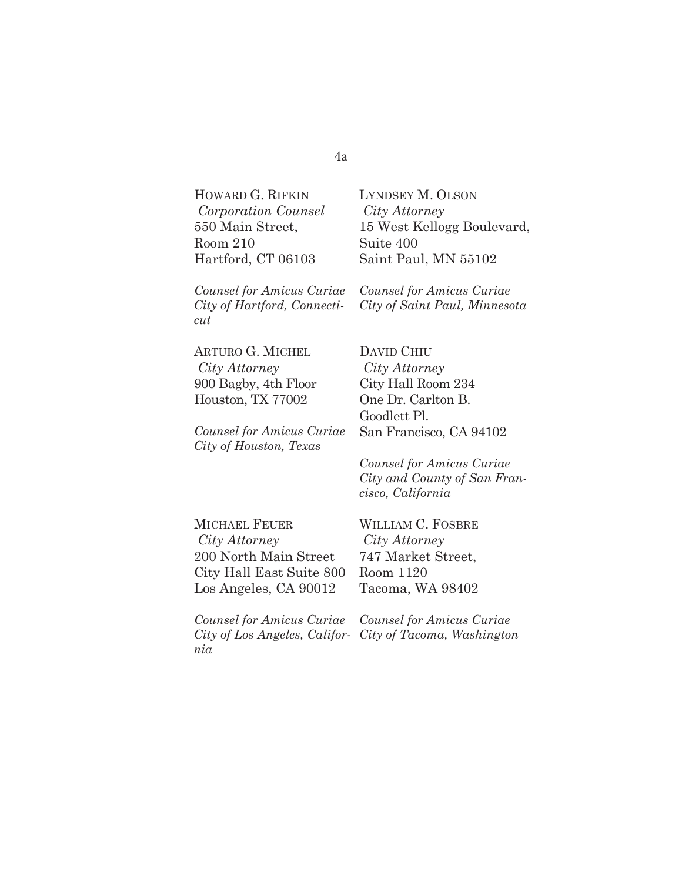HOWARD G. RIFKIN
*Corporation Counsel*
550 Main Street,
Room 210
Hartford, CT 06103

*Counsel for Amicus Curiae City of Hartford, Connecticut*

LYNDSEY M. OLSON
*City Attorney*
15 West Kellogg Boulevard,
Suite 400
Saint Paul, MN 55102

*Counsel for Amicus Curiae City of Saint Paul, Minnesota*

ARTURO G. MICHEL
*City Attorney*
900 Bagby, 4th Floor
Houston, TX 77002

*Counsel for Amicus Curiae City of Houston, Texas*

DAVID CHIU
*City Attorney*
City Hall Room 234
One Dr. Carlton B. Goodlett Pl.
San Francisco, CA 94102

*Counsel for Amicus Curiae City and County of San Francisco, California*

MICHAEL FEUER
*City Attorney*
200 North Main Street
City Hall East Suite 800
Los Angeles, CA 90012

*Counsel for Amicus Curiae City of Los Angeles, California*

WILLIAM C. FOSBRE
*City Attorney*
747 Market Street,
Room 1120
Tacoma, WA 98402

*Counsel for Amicus Curiae City of Tacoma, Washington*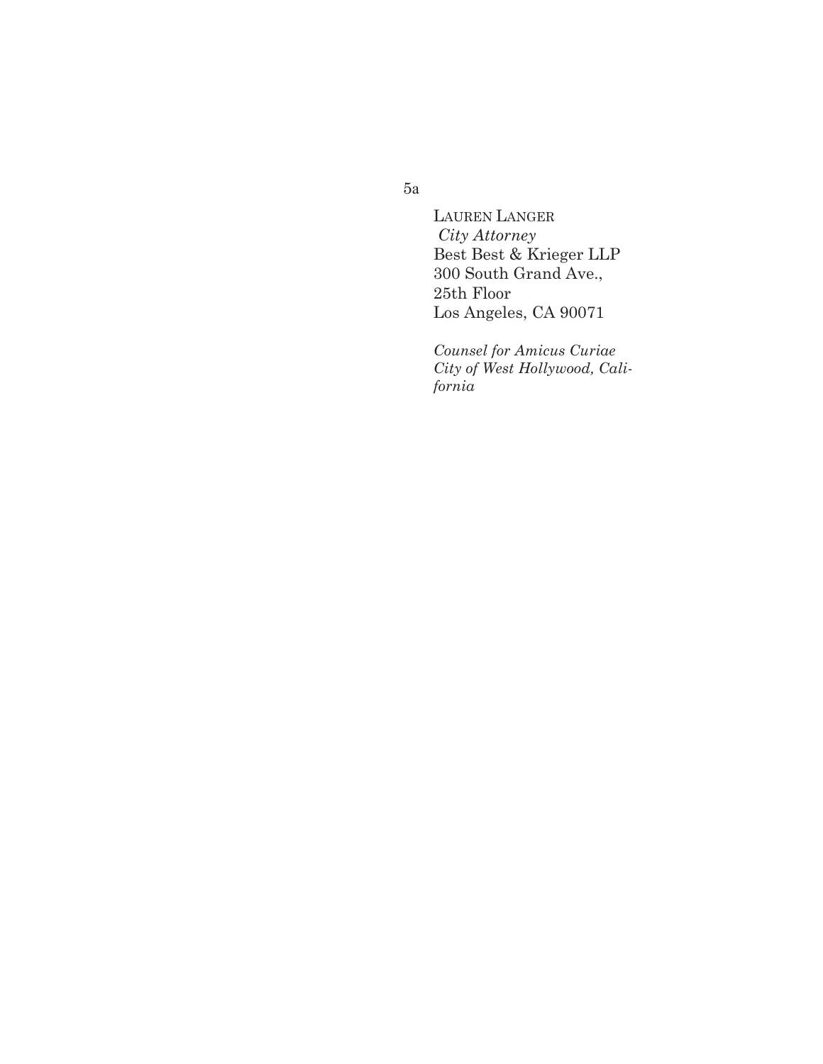LAUREN LANGER
*City Attorney*
Best Best & Krieger LLP
300 South Grand Ave.,
25th Floor
Los Angeles, CA 90071

*Counsel for Amicus Curiae City of West Hollywood, California*